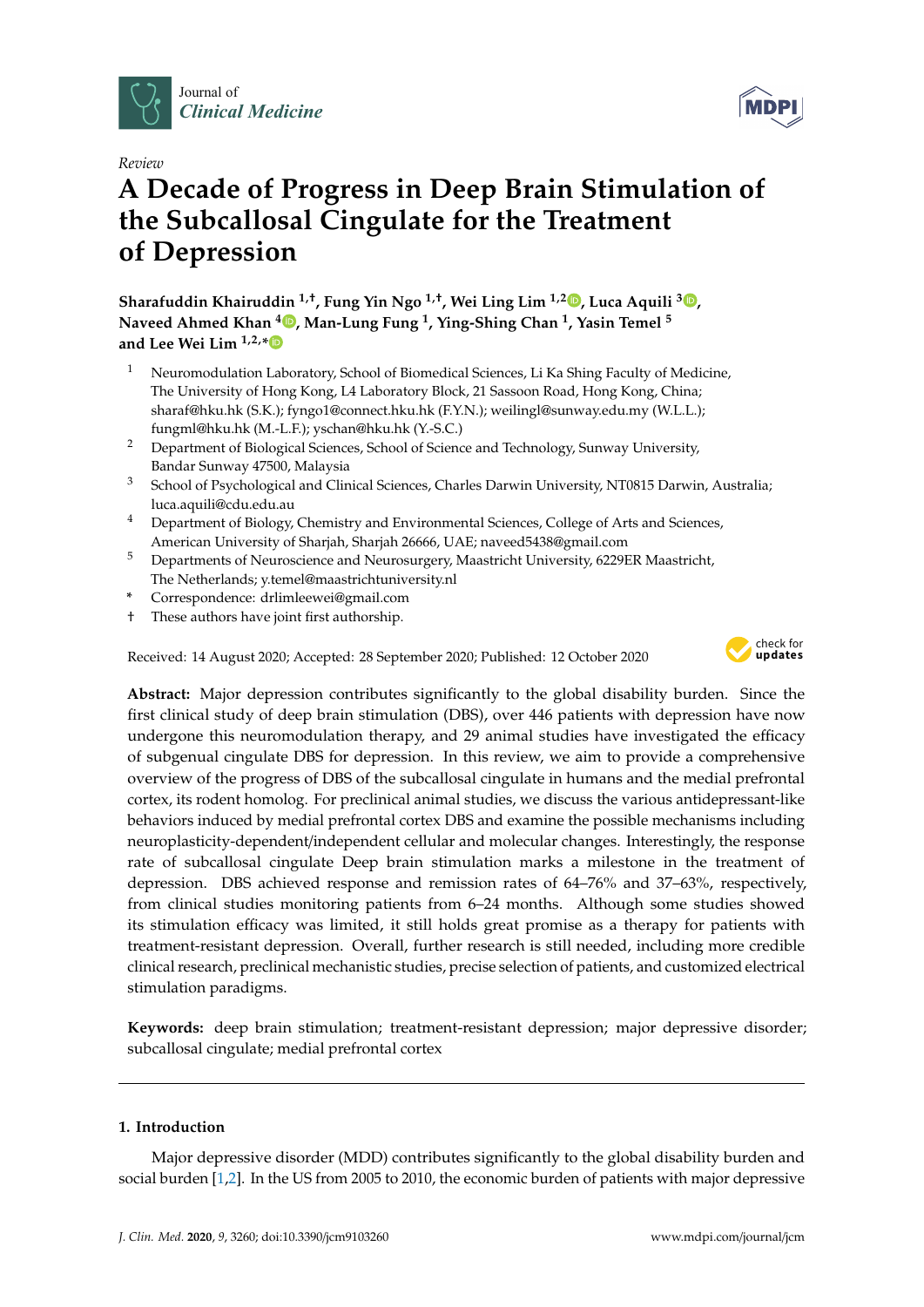Journal of *Clinical Medicine*

*Review*

# A Decade of Progress in Deep Brain Stimulation of the Subcallosal Cingulate for the Treatment of Depression

**Sharafuddin Khairuddin [1,†], Fung Yin Ngo [1,†], Wei Ling Lim [1,2], Luca Aquili [3], Naveed Ahmed Khan [4], Man-Lung Fung [1], Ying-Shing Chan [1], Yasin Temel [5] and Lee Wei Lim [1,2,*]**

[1] Neuromodulation Laboratory, School of Biomedical Sciences, Li Ka Shing Faculty of Medicine, The University of Hong Kong, L4 Laboratory Block, 21 Sassoon Road, Hong Kong, China; sharaf@hku.hk (S.K.); fyngo1@connect.hku.hk (F.Y.N.); weilingl@sunway.edu.my (W.L.L.); fungml@hku.hk (M.-L.F.); yschan@hku.hk (Y.-S.C.)

[2] Department of Biological Sciences, School of Science and Technology, Sunway University, Bandar Sunway 47500, Malaysia

[3] School of Psychological and Clinical Sciences, Charles Darwin University, NT0815 Darwin, Australia; luca.aquili@cdu.edu.au

[4] Department of Biology, Chemistry and Environmental Sciences, College of Arts and Sciences, American University of Sharjah, Sharjah 26666, UAE; naveed5438@gmail.com

[5] Departments of Neuroscience and Neurosurgery, Maastricht University, 6229ER Maastricht, The Netherlands; y.temel@maastrichtuniversity.nl

[*] Correspondence: drlimleewei@gmail.com

[†] These authors have joint first authorship.

Received: 14 August 2020; Accepted: 28 September 2020; Published: 12 October 2020

**Abstract:** Major depression contributes significantly to the global disability burden. Since the first clinical study of deep brain stimulation (DBS), over 446 patients with depression have now undergone this neuromodulation therapy, and 29 animal studies have investigated the efficacy of subgenual cingulate DBS for depression. In this review, we aim to provide a comprehensive overview of the progress of DBS of the subcallosal cingulate in humans and the medial prefrontal cortex, its rodent homolog. For preclinical animal studies, we discuss the various antidepressant-like behaviors induced by medial prefrontal cortex DBS and examine the possible mechanisms including neuroplasticity-dependent/independent cellular and molecular changes. Interestingly, the response rate of subcallosal cingulate Deep brain stimulation marks a milestone in the treatment of depression. DBS achieved response and remission rates of 64–76% and 37–63%, respectively, from clinical studies monitoring patients from 6–24 months. Although some studies showed its stimulation efficacy was limited, it still holds great promise as a therapy for patients with treatment-resistant depression. Overall, further research is still needed, including more credible clinical research, preclinical mechanistic studies, precise selection of patients, and customized electrical stimulation paradigms.

**Keywords:** deep brain stimulation; treatment-resistant depression; major depressive disorder; subcallosal cingulate; medial prefrontal cortex

## 1. Introduction

Major depressive disorder (MDD) contributes significantly to the global disability burden and social burden [1,2]. In the US from 2005 to 2010, the economic burden of patients with major depressive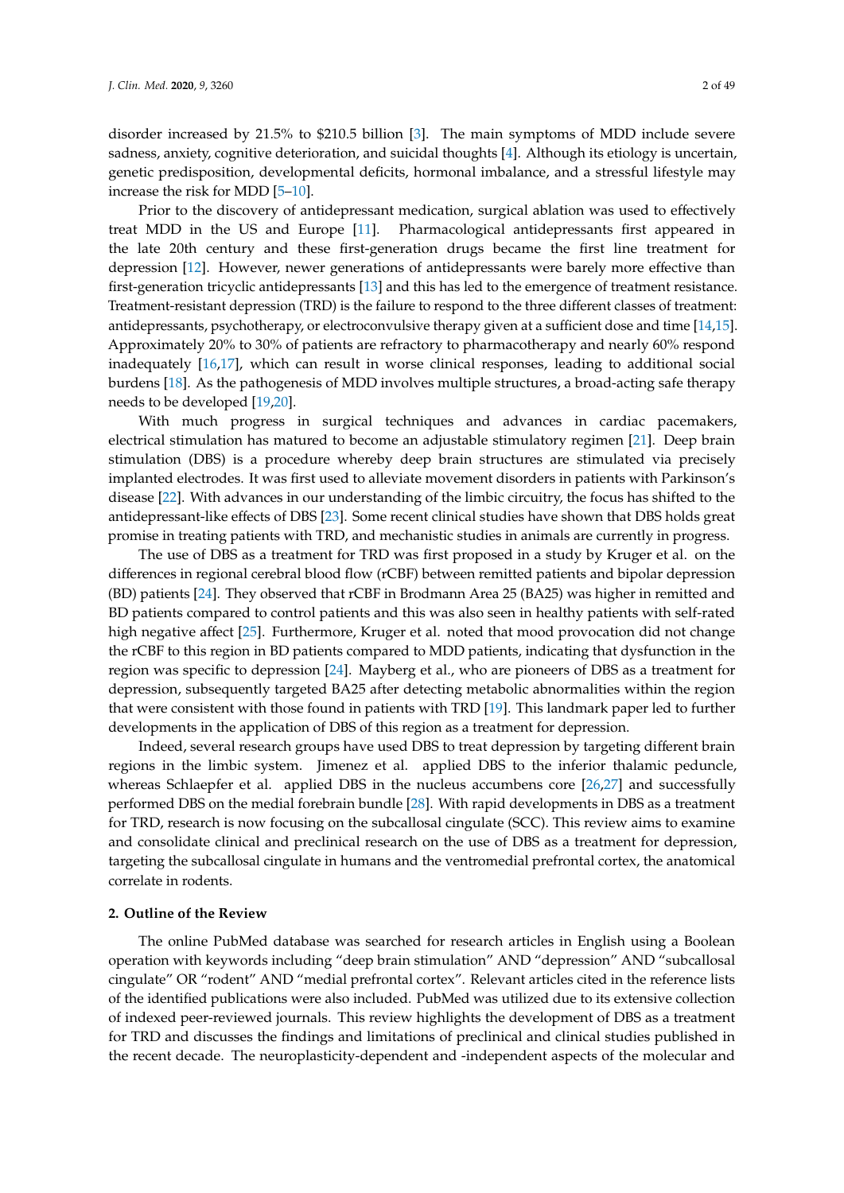disorder increased by 21.5% to $210.5 billion [3]. The main symptoms of MDD include severe sadness, anxiety, cognitive deterioration, and suicidal thoughts [4]. Although its etiology is uncertain, genetic predisposition, developmental deficits, hormonal imbalance, and a stressful lifestyle may increase the risk for MDD [5–10].

Prior to the discovery of antidepressant medication, surgical ablation was used to effectively treat MDD in the US and Europe [11]. Pharmacological antidepressants first appeared in the late 20th century and these first-generation drugs became the first line treatment for depression [12]. However, newer generations of antidepressants were barely more effective than first-generation tricyclic antidepressants [13] and this has led to the emergence of treatment resistance. Treatment-resistant depression (TRD) is the failure to respond to the three different classes of treatment: antidepressants, psychotherapy, or electroconvulsive therapy given at a sufficient dose and time [14,15]. Approximately 20% to 30% of patients are refractory to pharmacotherapy and nearly 60% respond inadequately [16,17], which can result in worse clinical responses, leading to additional social burdens [18]. As the pathogenesis of MDD involves multiple structures, a broad-acting safe therapy needs to be developed [19,20].

With much progress in surgical techniques and advances in cardiac pacemakers, electrical stimulation has matured to become an adjustable stimulatory regimen [21]. Deep brain stimulation (DBS) is a procedure whereby deep brain structures are stimulated via precisely implanted electrodes. It was first used to alleviate movement disorders in patients with Parkinson's disease [22]. With advances in our understanding of the limbic circuitry, the focus has shifted to the antidepressant-like effects of DBS [23]. Some recent clinical studies have shown that DBS holds great promise in treating patients with TRD, and mechanistic studies in animals are currently in progress.

The use of DBS as a treatment for TRD was first proposed in a study by Kruger et al. on the differences in regional cerebral blood flow (rCBF) between remitted patients and bipolar depression (BD) patients [24]. They observed that rCBF in Brodmann Area 25 (BA25) was higher in remitted and BD patients compared to control patients and this was also seen in healthy patients with self-rated high negative affect [25]. Furthermore, Kruger et al. noted that mood provocation did not change the rCBF to this region in BD patients compared to MDD patients, indicating that dysfunction in the region was specific to depression [24]. Mayberg et al., who are pioneers of DBS as a treatment for depression, subsequently targeted BA25 after detecting metabolic abnormalities within the region that were consistent with those found in patients with TRD [19]. This landmark paper led to further developments in the application of DBS of this region as a treatment for depression.

Indeed, several research groups have used DBS to treat depression by targeting different brain regions in the limbic system. Jimenez et al. applied DBS to the inferior thalamic peduncle, whereas Schlaepfer et al. applied DBS in the nucleus accumbens core [26,27] and successfully performed DBS on the medial forebrain bundle [28]. With rapid developments in DBS as a treatment for TRD, research is now focusing on the subcallosal cingulate (SCC). This review aims to examine and consolidate clinical and preclinical research on the use of DBS as a treatment for depression, targeting the subcallosal cingulate in humans and the ventromedial prefrontal cortex, the anatomical correlate in rodents.

## 2. Outline of the Review

The online PubMed database was searched for research articles in English using a Boolean operation with keywords including "deep brain stimulation" AND "depression" AND "subcallosal cingulate" OR "rodent" AND "medial prefrontal cortex". Relevant articles cited in the reference lists of the identified publications were also included. PubMed was utilized due to its extensive collection of indexed peer-reviewed journals. This review highlights the development of DBS as a treatment for TRD and discusses the findings and limitations of preclinical and clinical studies published in the recent decade. The neuroplasticity-dependent and -independent aspects of the molecular and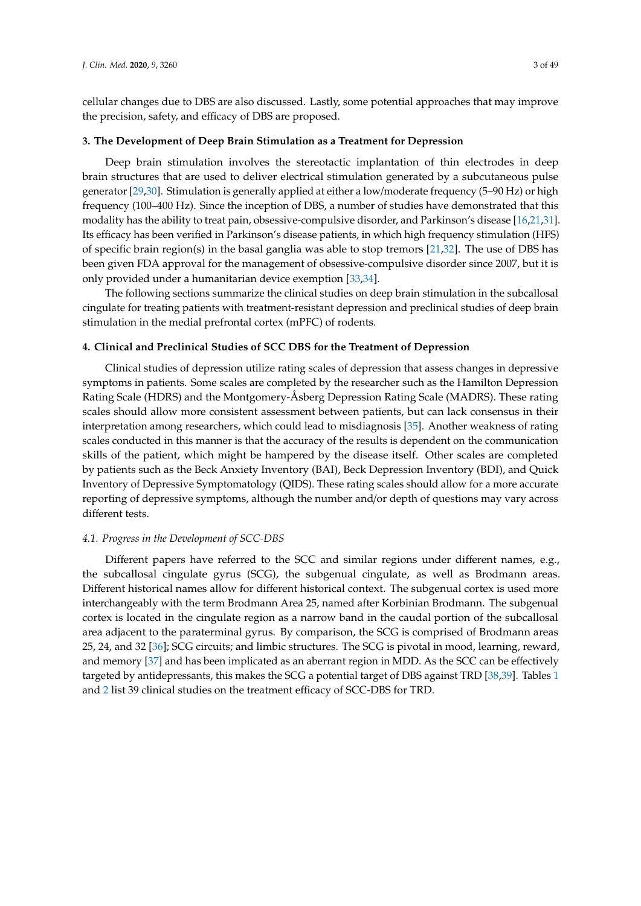cellular changes due to DBS are also discussed. Lastly, some potential approaches that may improve the precision, safety, and efficacy of DBS are proposed.

## 3. The Development of Deep Brain Stimulation as a Treatment for Depression

Deep brain stimulation involves the stereotactic implantation of thin electrodes in deep brain structures that are used to deliver electrical stimulation generated by a subcutaneous pulse generator [29,30]. Stimulation is generally applied at either a low/moderate frequency (5–90 Hz) or high frequency (100–400 Hz). Since the inception of DBS, a number of studies have demonstrated that this modality has the ability to treat pain, obsessive-compulsive disorder, and Parkinson's disease [16,21,31]. Its efficacy has been verified in Parkinson's disease patients, in which high frequency stimulation (HFS) of specific brain region(s) in the basal ganglia was able to stop tremors [21,32]. The use of DBS has been given FDA approval for the management of obsessive-compulsive disorder since 2007, but it is only provided under a humanitarian device exemption [33,34].

The following sections summarize the clinical studies on deep brain stimulation in the subcallosal cingulate for treating patients with treatment-resistant depression and preclinical studies of deep brain stimulation in the medial prefrontal cortex (mPFC) of rodents.

## 4. Clinical and Preclinical Studies of SCC DBS for the Treatment of Depression

Clinical studies of depression utilize rating scales of depression that assess changes in depressive symptoms in patients. Some scales are completed by the researcher such as the Hamilton Depression Rating Scale (HDRS) and the Montgomery-Åsberg Depression Rating Scale (MADRS). These rating scales should allow more consistent assessment between patients, but can lack consensus in their interpretation among researchers, which could lead to misdiagnosis [35]. Another weakness of rating scales conducted in this manner is that the accuracy of the results is dependent on the communication skills of the patient, which might be hampered by the disease itself. Other scales are completed by patients such as the Beck Anxiety Inventory (BAI), Beck Depression Inventory (BDI), and Quick Inventory of Depressive Symptomatology (QIDS). These rating scales should allow for a more accurate reporting of depressive symptoms, although the number and/or depth of questions may vary across different tests.

### *4.1. Progress in the Development of SCC-DBS*

Different papers have referred to the SCC and similar regions under different names, e.g., the subcallosal cingulate gyrus (SCG), the subgenual cingulate, as well as Brodmann areas. Different historical names allow for different historical context. The subgenual cortex is used more interchangeably with the term Brodmann Area 25, named after Korbinian Brodmann. The subgenual cortex is located in the cingulate region as a narrow band in the caudal portion of the subcallosal area adjacent to the paraterminal gyrus. By comparison, the SCG is comprised of Brodmann areas 25, 24, and 32 [36]; SCG circuits; and limbic structures. The SCG is pivotal in mood, learning, reward, and memory [37] and has been implicated as an aberrant region in MDD. As the SCC can be effectively targeted by antidepressants, this makes the SCG a potential target of DBS against TRD [38,39]. Tables 1 and 2 list 39 clinical studies on the treatment efficacy of SCC-DBS for TRD.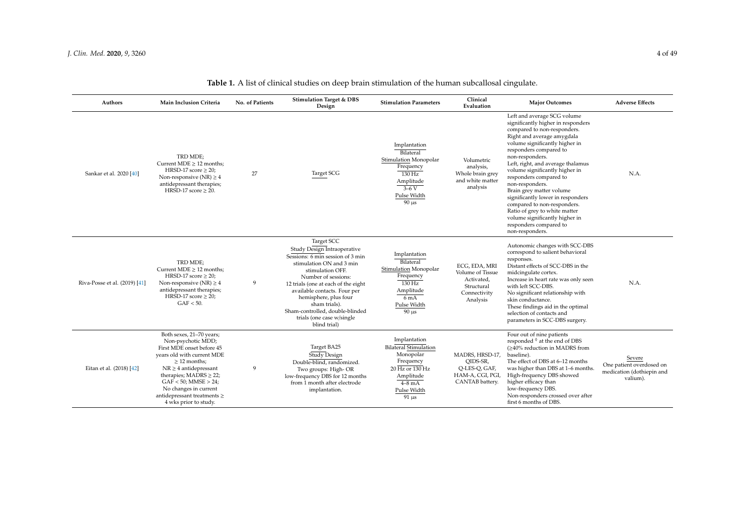**Table 1.** A list of clinical studies on deep brain stimulation of the human subcallosal cingulate.

| Authors | Main Inclusion Criteria | No. of Patients | Stimulation Target & DBS Design | Stimulation Parameters | Clinical Evaluation | Major Outcomes | Adverse Effects |
|---|---|---|---|---|---|---|---|
| Sankar et al. 2020 [40] | TRD MDE; Current MDE ≥ 12 months; HRSD-17 score ≥ 20; Non-responsive (NR) ≥ 4 antidepressant therapies; HRSD-17 score ≥ 20. | 27 | Target SCG | Implantation Bilateral Stimulation Monopolar Frequency 130 Hz Amplitude 3–6 V Pulse Width 90 µs | Volumetric analysis, Whole brain grey and white matter analysis | Left and average SCG volume significantly higher in responders compared to non-responders. Right and average amygdala volume significantly higher in responders compared to non-responders. Left, right, and average thalamus volume significantly higher in responders compared to non-responders. Brain grey matter volume significantly lower in responders compared to non-responders. Ratio of grey to white matter volume significantly higher in responders compared to non-responders. | N.A. |
| Riva-Posse et al. (2019) [41] | TRD MDE; Current MDE ≥ 12 months; HRSD-17 score ≥ 20; Non-responsive (NR) ≥ 4 antidepressant therapies; HRSD-17 score ≥ 20; GAF < 50. | 9 | Target SCC Study Design Intraoperative Sessions: 6 min session of 3 min stimulation ON and 3 min stimulation OFF. Number of sessions: 12 trials (one at each of the eight available contacts. Four per hemisphere, plus four sham trials). Sham-controlled, double-blinded trials (one case w/single blind trial) | Implantation Bilateral Stimulation Monopolar Frequency 130 Hz Amplitude 6 mA Pulse Width 90 µs | ECG, EDA, MRI Volume of Tissue Activated, Structural Connectivity Analysis | Autonomic changes with SCC-DBS correspond to salient behavioral responses. Distant effects of SCC-DBS in the midcingulate cortex. Increase in heart rate was only seen with left SCC-DBS. No significant relationship with skin conductance. These findings aid in the optimal selection of contacts and parameters in SCC-DBS surgery. | N.A. |
| Eitan et al. (2018) [42] | Both sexes, 21–70 years; Non-psychotic MDD; First MDE onset before 45 years old with current MDE ≥ 12 months; NR ≥ 4 antidepressant therapies; MADRS ≥ 22; GAF < 50; MMSE > 24; No changes in current antidepressant treatments ≥ 4 wks prior to study. | 9 | Target BA25 Study Design Double-blind, randomized. Two groups: High- OR low-frequency DBS for 12 months from 1 month after electrode implantation. | Implantation Bilateral Stimulation Monopolar Frequency 20 Hz or 130 Hz Amplitude 4–8 mA Pulse Width 91 µs | MADRS, HRSD-17, QIDS-SR, Q-LES-Q, GAF, HAM-A, CGI, PGI, CANTAB battery. | Four out of nine patients responded ◊ at the end of DBS (≥40% reduction in MADRS from baseline). The effect of DBS at 6–12 months was higher than DBS at 1–6 months. High-frequency DBS showed higher efficacy than low-frequency DBS. Non-responders crossed over after first 6 months of DBS. | Severe One patient overdosed on medication (dothiepin and valium). |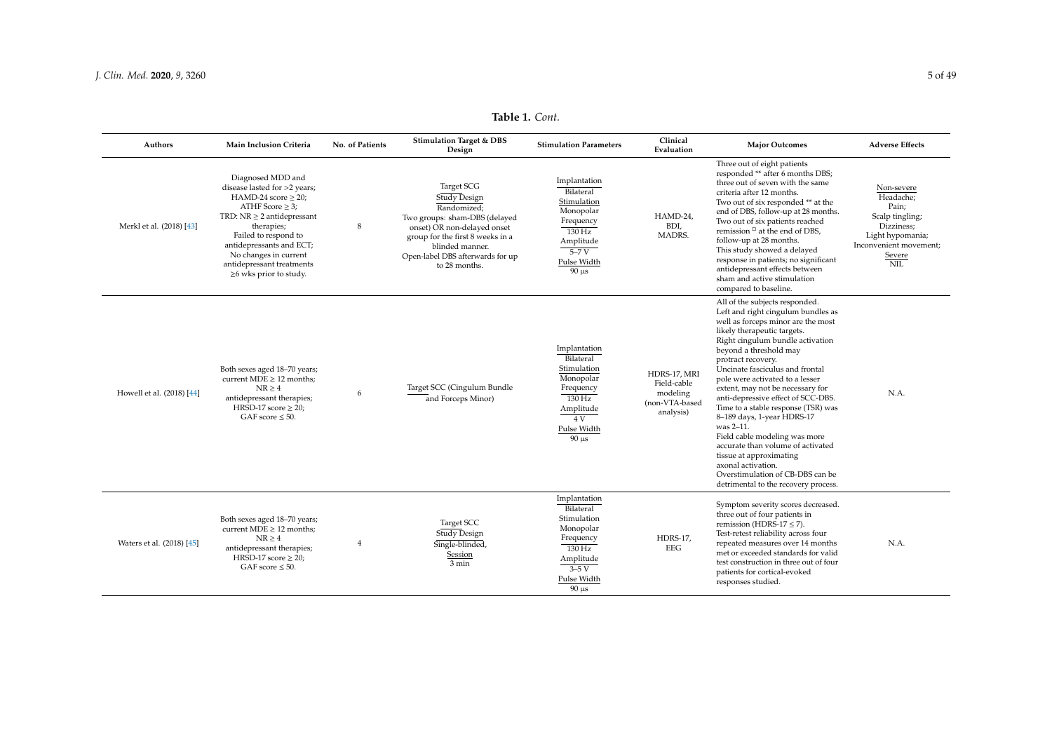**Table 1.** *Cont.*

| Authors | Main Inclusion Criteria | No. of Patients | Stimulation Target & DBS Design | Stimulation Parameters | Clinical Evaluation | Major Outcomes | Adverse Effects |
|---|---|---|---|---|---|---|---|
| Merkl et al. (2018) [43] | Diagnosed MDD and disease lasted for >2 years; HAMD-24 score ≥ 20; ATHF Score ≥ 3; TRD: NR ≥ 2 antidepressant therapies; Failed to respond to antidepressants and ECT; No changes in current antidepressant treatments ≥6 wks prior to study. | 8 | Target SCG<br>Study Design<br>Randomized;<br>Two groups: sham-DBS (delayed onset) OR non-delayed onset group for the first 8 weeks in a blinded manner.<br>Open-label DBS afterwards for up to 28 months. | Implantation<br>Bilateral<br>Stimulation<br>Monopolar<br>Frequency<br>130 Hz<br>Amplitude<br>5–7 V<br>Pulse Width<br>90 µs | HAMD-24, BDI, MADRS. | Three out of eight patients responded ** after 6 months DBS; three out of seven with the same criteria after 12 months.<br>Two out of six responded ** at the end of DBS, follow-up at 28 months.<br>Two out of six patients reached remission ▫ at the end of DBS, follow-up at 28 months.<br>This study showed a delayed response in patients; no significant antidepressant effects between sham and active stimulation compared to baseline. | Non-severe<br>Headache;<br>Pain;<br>Scalp tingling;<br>Dizziness;<br>Light hypomania;<br>Inconvenient movement;<br>Severe<br>NIL |
| Howell et al. (2018) [44] | Both sexes aged 18–70 years; current MDE ≥ 12 months; NR ≥ 4 antidepressant therapies; HRSD-17 score ≥ 20; GAF score ≤ 50. | 6 | Target SCC (Cingulum Bundle and Forceps Minor) | Implantation<br>Bilateral<br>Stimulation<br>Monopolar<br>Frequency<br>130 Hz<br>Amplitude<br>4 V<br>Pulse Width<br>90 µs | HDRS-17, MRI Field-cable modeling (non-VTA-based analysis) | All of the subjects responded.<br>Left and right cingulum bundles as well as forceps minor are the most likely therapeutic targets.<br>Right cingulum bundle activation beyond a threshold may protract recovery.<br>Uncinate fasciculus and frontal pole were activated to a lesser extent, may not be necessary for anti-depressive effect of SCC-DBS.<br>Time to a stable response (TSR) was 8–189 days, 1-year HDRS-17 was 2–11.<br>Field cable modeling was more accurate than volume of activated tissue at approximating axonal activation.<br>Overstimulation of CB-DBS can be detrimental to the recovery process. | N.A. |
| Waters et al. (2018) [45] | Both sexes aged 18–70 years; current MDE ≥ 12 months; NR ≥ 4 antidepressant therapies; HRSD-17 score ≥ 20; GAF score ≤ 50. | 4 | Target SCC<br>Study Design<br>Single-blinded,<br>Session<br>3 min | Implantation<br>Bilateral<br>Stimulation<br>Monopolar<br>Frequency<br>130 Hz<br>Amplitude<br>3–5 V<br>Pulse Width<br>90 µs | HDRS-17, EEG | Symptom severity scores decreased.<br>three out of four patients in remission (HDRS-17 ≤ 7).<br>Test-retest reliability across four repeated measures over 14 months met or exceeded standards for valid test construction in three out of four patients for cortical-evoked responses studied. | N.A. |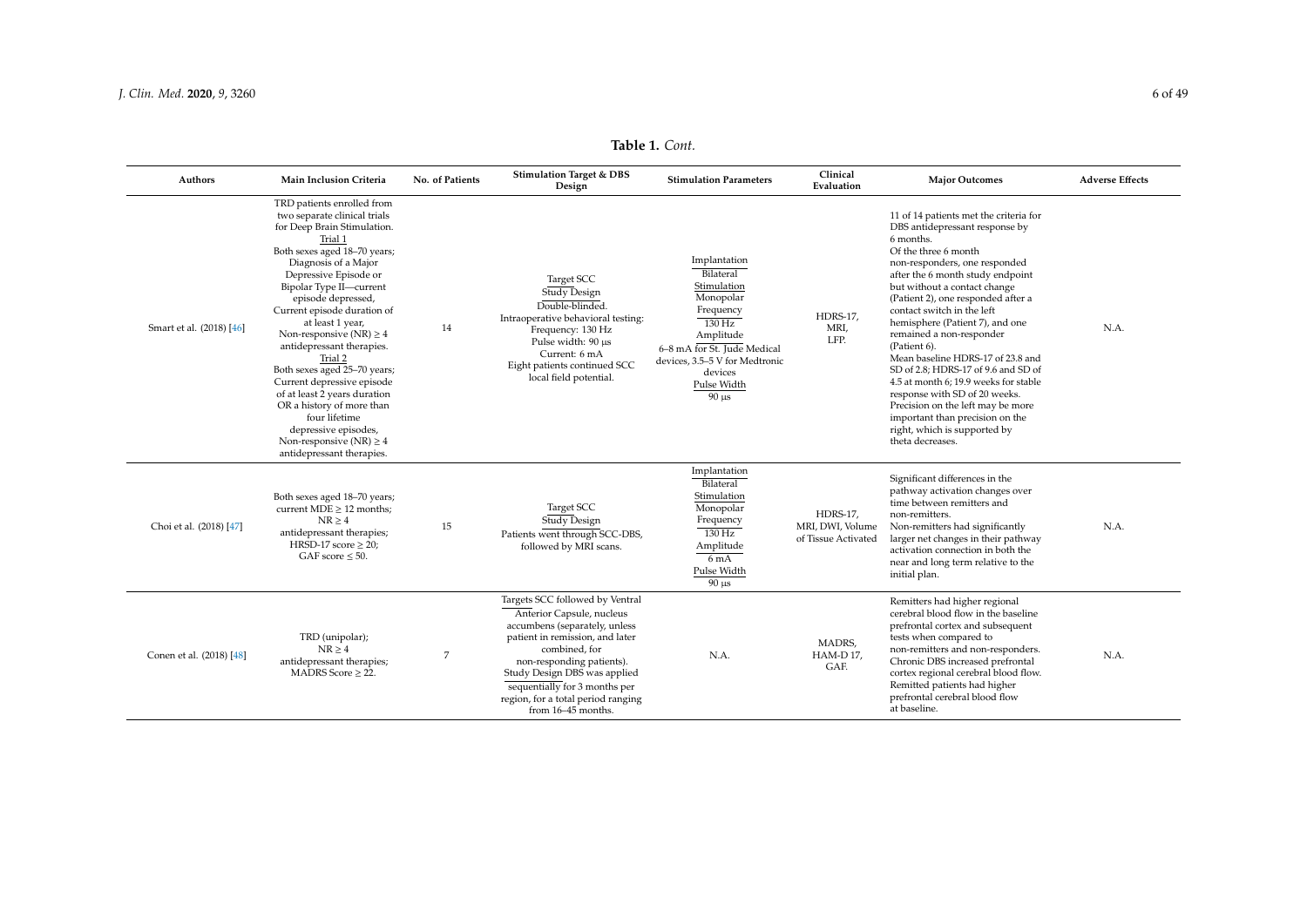**Table 1.** *Cont.*

| Authors | Main Inclusion Criteria | No. of Patients | Stimulation Target & DBS Design | Stimulation Parameters | Clinical Evaluation | Major Outcomes | Adverse Effects |
| --- | --- | --- | --- | --- | --- | --- | --- |
| Smart et al. (2018) [46] | TRD patients enrolled from two separate clinical trials for Deep Brain Stimulation. Trial 1 Both sexes aged 18–70 years; Diagnosis of a Major Depressive Episode or Bipolar Type II—current episode depressed, Current episode duration of at least 1 year, Non-responsive (NR) ≥ 4 antidepressant therapies. Trial 2 Both sexes aged 25–70 years; Current depressive episode of at least 2 years duration OR a history of more than four lifetime depressive episodes, Non-responsive (NR) ≥ 4 antidepressant therapies. | 14 | Target SCC Study Design Double-blinded. Intraoperative behavioral testing: Frequency: 130 Hz Pulse width: 90 µs Current: 6 mA Eight patients continued SCC local field potential. | Implantation Bilateral Stimulation Monopolar Frequency 130 Hz Amplitude 6–8 mA for St. Jude Medical devices, 3.5–5 V for Medtronic devices Pulse Width 90 µs | HDRS-17, MRI, LFP. | 11 of 14 patients met the criteria for DBS antidepressant response by 6 months. Of the three 6 month non-responders, one responded after the 6 month study endpoint but without a contact change (Patient 2), one responded after a contact switch in the left hemisphere (Patient 7), and one remained a non-responder (Patient 6). Mean baseline HDRS-17 of 23.8 and SD of 2.8; HDRS-17 of 9.6 and SD of 4.5 at month 6; 19.9 weeks for stable response with SD of 20 weeks. Precision on the left may be more important than precision on the right, which is supported by theta decreases. | N.A. |
| Choi et al. (2018) [47] | Both sexes aged 18–70 years; current MDE ≥ 12 months; NR ≥ 4 antidepressant therapies; HRSD-17 score ≥ 20; GAF score ≤ 50. | 15 | Target SCC Study Design Patients went through SCC-DBS, followed by MRI scans. | Implantation Bilateral Stimulation Monopolar Frequency 130 Hz Amplitude 6 mA Pulse Width 90 µs | HDRS-17, MRI, DWI, Volume of Tissue Activated | Significant differences in the pathway activation changes over time between remitters and non-remitters. Non-remitters had significantly larger net changes in their pathway activation connection in both the near and long term relative to the initial plan. | N.A. |
| Conen et al. (2018) [48] | TRD (unipolar); NR ≥ 4 antidepressant therapies; MADRS Score ≥ 22. | 7 | Targets SCC followed by Ventral Anterior Capsule, nucleus accumbens (separately, unless patient in remission, and later combined, for non-responding patients). Study Design DBS was applied sequentially for 3 months per region, for a total period ranging from 16–45 months. | N.A. | MADRS, HAM-D 17, GAF. | Remitters had higher regional cerebral blood flow in the baseline prefrontal cortex and subsequent tests when compared to non-remitters and non-responders. Chronic DBS increased prefrontal cortex regional cerebral blood flow. Remitted patients had higher prefrontal cerebral blood flow at baseline. | N.A. |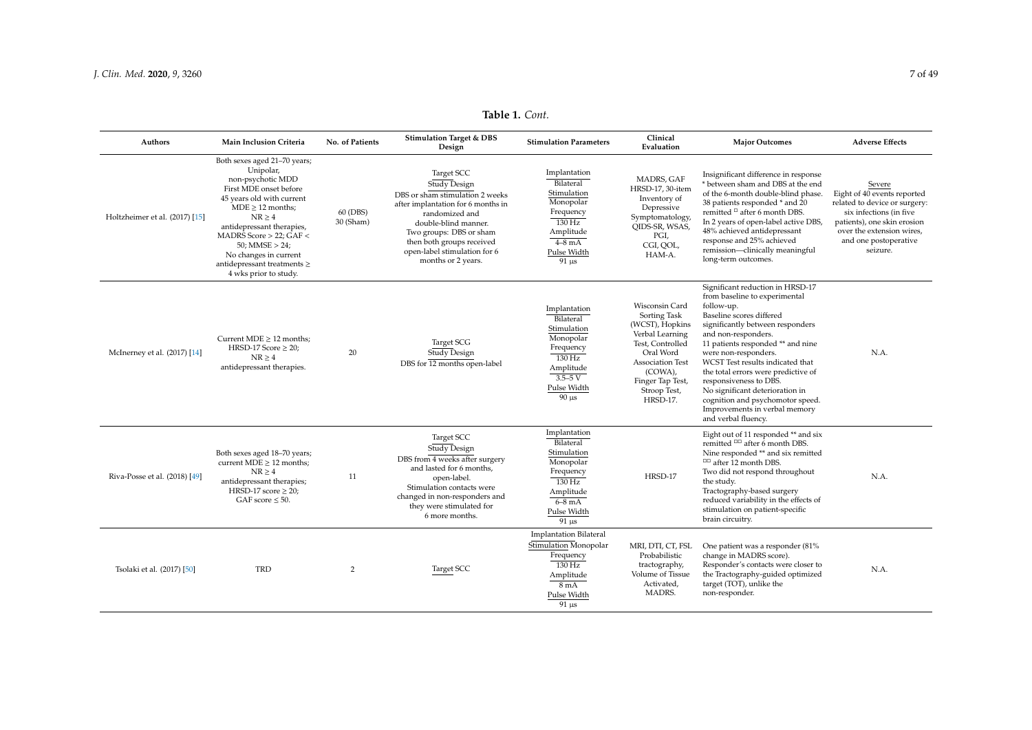**Table 1.** *Cont.*

| Authors | Main Inclusion Criteria | No. of Patients | Stimulation Target & DBS Design | Stimulation Parameters | Clinical Evaluation | Major Outcomes | Adverse Effects |
|---|---|---|---|---|---|---|---|
| Holtzheimer et al. (2017) [15] | Both sexes aged 21–70 years; Unipolar, non-psychotic MDD First MDE onset before 45 years old with current MDE ≥ 12 months; NR ≥ 4 antidepressant therapies, MADRS Score > 22; GAF < 50; MMSE > 24; No changes in current antidepressant treatments ≥ 4 wks prior to study. | 60 (DBS) 30 (Sham) | Target SCC<br>Study Design<br>DBS or sham stimulation 2 weeks after implantation for 6 months in randomized and double-blind manner. Two groups: DBS or sham then both groups received open-label stimulation for 6 months or 2 years. | Implantation<br>Bilateral<br>Stimulation<br>Monopolar<br>Frequency<br>130 Hz<br>Amplitude<br>4–8 mA<br>Pulse Width<br>91 µs | MADRS, GAF HRSD-17, 30-item Inventory of Depressive Symptomatology, QIDS-SR, WSAS, PGI, CGI, QOL, HAM-A. | Insignificant difference in response * between sham and DBS at the end of the 6-month double-blind phase. 38 patients responded * and 20 remitted ◻ after 6 month DBS. In 2 years of open-label active DBS, 48% achieved antidepressant response and 25% achieved remission—clinically meaningful long-term outcomes. | Severe<br>Eight of 40 events reported related to device or surgery: six infections (in five patients), one skin erosion over the extension wires, and one postoperative seizure. |
| McInerney et al. (2017) [14] | Current MDE ≥ 12 months; HRSD-17 Score ≥ 20; NR ≥ 4 antidepressant therapies. | 20 | Target SCG<br>Study Design<br>DBS for 12 months open-label | Implantation<br>Bilateral<br>Stimulation<br>Monopolar<br>Frequency<br>130 Hz<br>Amplitude<br>3.5–5 V<br>Pulse Width<br>90 µs | Wisconsin Card Sorting Task (WCST), Hopkins Verbal Learning Test, Controlled Oral Word Association Test (COWA), Finger Tap Test, Stroop Test, HRSD-17. | Significant reduction in HRSD-17 from baseline to experimental follow-up. Baseline scores differed significantly between responders and non-responders. 11 patients responded ** and nine were non-responders. WCST Test results indicated that the total errors were predictive of responsiveness to DBS. No significant deterioration in cognition and psychomotor speed. Improvements in verbal memory and verbal fluency. | N.A. |
| Riva-Posse et al. (2018) [49] | Both sexes aged 18–70 years; current MDE ≥ 12 months; NR ≥ 4 antidepressant therapies; HRSD-17 score ≥ 20; GAF score ≤ 50. | 11 | Target SCC<br>Study Design<br>DBS from 4 weeks after surgery and lasted for 6 months, open-label. Stimulation contacts were changed in non-responders and they were stimulated for 6 more months. | Implantation<br>Bilateral<br>Stimulation<br>Monopolar<br>Frequency<br>130 Hz<br>Amplitude<br>6–8 mA<br>Pulse Width<br>91 µs | HRSD-17 | Eight out of 11 responded ** and six remitted ◻◻ after 6 month DBS. Nine responded ** and six remitted ◻◻ after 12 month DBS. Two did not respond throughout the study. Tractography-based surgery reduced variability in the effects of stimulation on patient-specific brain circuitry. | N.A. |
| Tsolaki et al. (2017) [50] | TRD | 2 | Target SCC | Implantation Bilateral<br>Stimulation Monopolar<br>Frequency<br>130 Hz<br>Amplitude<br>8 mA<br>Pulse Width<br>91 µs | MRI, DTI, CT, FSL Probabilistic tractography, Volume of Tissue Activated, MADRS. | One patient was a responder (81% change in MADRS score). Responder's contacts were closer to the Tractography-guided optimized target (TOT), unlike the non-responder. | N.A. |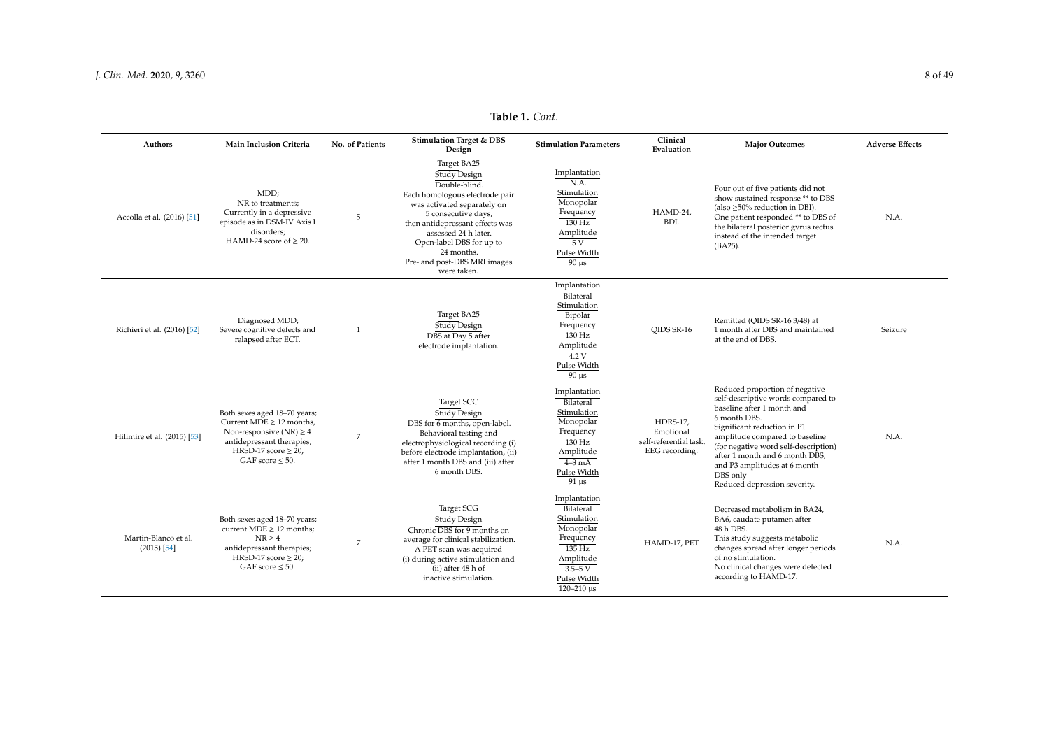**Table 1.** *Cont.*

| Authors | Main Inclusion Criteria | No. of Patients | Stimulation Target & DBS Design | Stimulation Parameters | Clinical Evaluation | Major Outcomes | Adverse Effects |
|---|---|---|---|---|---|---|---|
| Accolla et al. (2016) [51] | MDD; NR to treatments; Currently in a depressive episode as in DSM-IV Axis I disorders; HAMD-24 score of ≥ 20. | 5 | Target BA25 Study Design Double-blind. Each homologous electrode pair was activated separately on 5 consecutive days, then antidepressant effects was assessed 24 h later. Open-label DBS for up to 24 months. Pre- and post-DBS MRI images were taken. | Implantation N.A. Stimulation Monopolar Frequency 130 Hz Amplitude 5 V Pulse Width 90 µs | HAMD-24, BDI. | Four out of five patients did not show sustained response ** to DBS (also ≥50% reduction in DBI). One patient responded ** to DBS of the bilateral posterior gyrus rectus instead of the intended target (BA25). | N.A. |
| Richieri et al. (2016) [52] | Diagnosed MDD; Severe cognitive defects and relapsed after ECT. | 1 | Target BA25 Study Design DBS at Day 5 after electrode implantation. | Implantation Bilateral Stimulation Bipolar Frequency 130 Hz Amplitude 4.2 V Pulse Width 90 µs | QIDS SR-16 | Remitted (QIDS SR-16 3/48) at 1 month after DBS and maintained at the end of DBS. | Seizure |
| Hilimire et al. (2015) [53] | Both sexes aged 18–70 years; Current MDE ≥ 12 months, Non-responsive (NR) ≥ 4 antidepressant therapies, HRSD-17 score ≥ 20, GAF score ≤ 50. | 7 | Target SCC Study Design DBS for 6 months, open-label. Behavioral testing and electrophysiological recording (i) before electrode implantation, (ii) after 1 month DBS and (iii) after 6 month DBS. | Implantation Bilateral Stimulation Monopolar Frequency 130 Hz Amplitude 4–8 mA Pulse Width 91 µs | HDRS-17, Emotional self-referential task, EEG recording. | Reduced proportion of negative self-descriptive words compared to baseline after 1 month and 6 month DBS. Significant reduction in P1 amplitude compared to baseline (for negative word self-description) after 1 month and 6 month DBS, and P3 amplitudes at 6 month DBS only Reduced depression severity. | N.A. |
| Martin-Blanco et al. (2015) [54] | Both sexes aged 18–70 years; current MDE ≥ 12 months; NR ≥ 4 antidepressant therapies; HRSD-17 score ≥ 20; GAF score ≤ 50. | 7 | Target SCG Study Design Chronic DBS for 9 months on average for clinical stabilization. A PET scan was acquired (i) during active stimulation and (ii) after 48 h of inactive stimulation. | Implantation Bilateral Stimulation Monopolar Frequency 135 Hz Amplitude 3.5–5 V Pulse Width 120–210 µs | HAMD-17, PET | Decreased metabolism in BA24, BA6, caudate putamen after 48 h DBS. This study suggests metabolic changes spread after longer periods of no stimulation. No clinical changes were detected according to HAMD-17. | N.A. |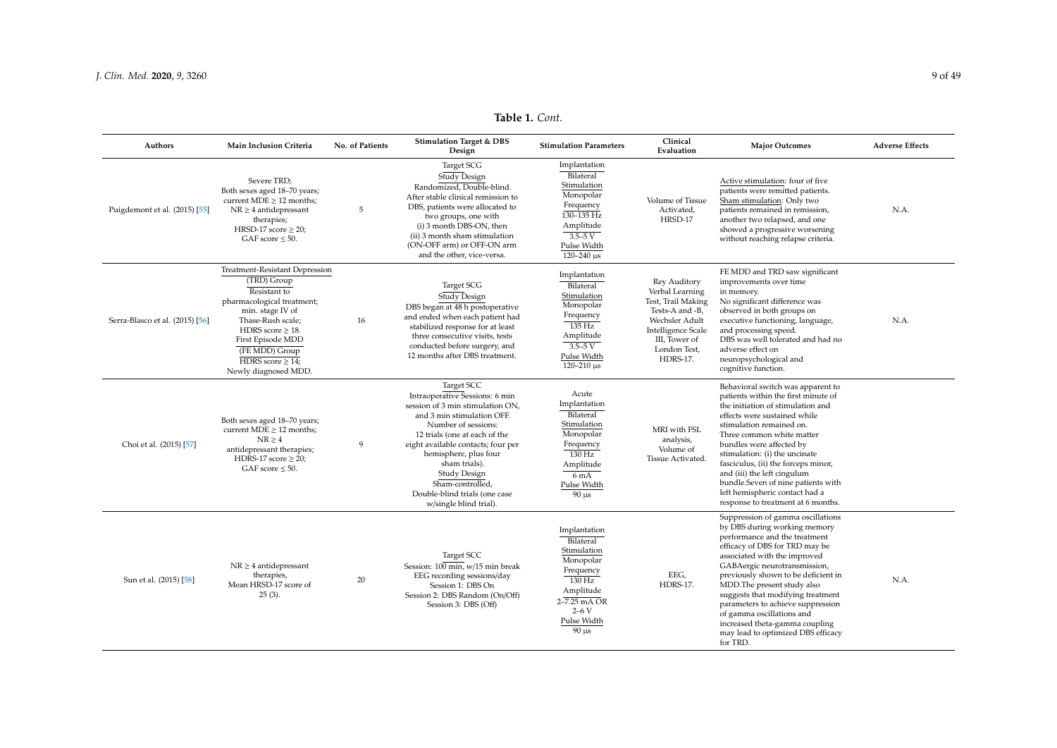**Table 1.** *Cont.*

| Authors | Main Inclusion Criteria | No. of Patients | Stimulation Target & DBS Design | Stimulation Parameters | Clinical Evaluation | Major Outcomes | Adverse Effects |
|---|---|---|---|---|---|---|---|
| Puigdemont et al. (2015) [55] | Severe TRD; Both sexes aged 18–70 years; current MDE ≥ 12 months; NR ≥ 4 antidepressant therapies; HRSD-17 score ≥ 20; GAF score ≤ 50. | 5 | Target SCG<br>Study Design<br>Randomized, Double-blind. After stable clinical remission to DBS, patients were allocated to two groups, one with (i) 3 month DBS-ON, then (ii) 3 month sham stimulation (ON-OFF arm) or OFF-ON arm and the other, vice-versa. | Implantation<br>Bilateral<br>Stimulation<br>Monopolar<br>Frequency<br>130–135 Hz<br>Amplitude<br>3.5–5 V<br>Pulse Width<br>120–240 µs | Volume of Tissue Activated, HRSD-17 | Active stimulation: four of five patients were remitted patients. Sham stimulation: Only two patients remained in remission, another two relapsed, and one showed a progressive worsening without reaching relapse criteria. | N.A. |
| Serra-Blasco et al. (2015) [56] | Treatment-Resistant Depression (TRD) Group<br>Resistant to pharmacological treatment; min. stage IV of Thase-Rush scale; HDRS score ≥ 18.<br>First Episode MDD (FE MDD) Group<br>HDRS score ≥ 14; Newly diagnosed MDD. | 16 | Target SCG<br>Study Design<br>DBS began at 48 h postoperative and ended when each patient had stabilized response for at least three consecutive visits, tests conducted before surgery, and 12 months after DBS treatment. | Implantation<br>Bilateral<br>Stimulation<br>Monopolar<br>Frequency<br>135 Hz<br>Amplitude<br>3.5–5 V<br>Pulse Width<br>120–210 µs | Rey Auditory Verbal Learning Test, Trail Making Tests-A and -B, Wechsler Adult Intelligence Scale III, Tower of London Test, HDRS-17. | FE MDD and TRD saw significant improvements over time in memory. No significant difference was observed in both groups on executive functioning, language, and processing speed. DBS was well tolerated and had no adverse effect on neuropsychological and cognitive function. | N.A. |
| Choi et al. (2015) [57] | Both sexes aged 18–70 years; current MDE ≥ 12 months; NR ≥ 4 antidepressant therapies; HDRS-17 score ≥ 20; GAF score ≤ 50. | 9 | Target SCC<br>Intraoperative Sessions: 6 min session of 3 min stimulation ON, and 3 min stimulation OFF.<br>Number of sessions: 12 trials (one at each of the eight available contacts; four per hemisphere, plus four sham trials).<br>Study Design<br>Sham-controlled, Double-blind trials (one case w/single blind trial). | Acute<br>Implantation<br>Bilateral<br>Stimulation<br>Monopolar<br>Frequency<br>130 Hz<br>Amplitude<br>6 mA<br>Pulse Width<br>90 µs | MRI with FSL analysis, Volume of Tissue Activated. | Behavioral switch was apparent to patients within the first minute of the initiation of stimulation and effects were sustained while stimulation remained on. Three common white matter bundles were affected by stimulation: (i) the uncinate fasciculus, (ii) the forceps minor, and (iii) the left cingulum bundle.Seven of nine patients with left hemispheric contact had a response to treatment at 6 months. | |
| Sun et al. (2015) [58] | NR ≥ 4 antidepressant therapies, Mean HRSD-17 score of 25 (3). | 20 | Target SCC<br>Session: 100 min, w/15 min break<br>EEG recording sessions/day<br>Session 1: DBS On<br>Session 2: DBS Random (On/Off)<br>Session 3: DBS (Off) | Implantation<br>Bilateral<br>Stimulation<br>Monopolar<br>Frequency<br>130 Hz<br>Amplitude<br>2–7.25 mA OR 2–6 V<br>Pulse Width<br>90 µs | EEG, HDRS-17. | Suppression of gamma oscillations by DBS during working memory performance and the treatment efficacy of DBS for TRD may be associated with the improved GABAergic neurotransmission, previously shown to be deficient in MDD.The present study also suggests that modifying treatment parameters to achieve suppression of gamma oscillations and increased theta-gamma coupling may lead to optimized DBS efficacy for TRD. | N.A. |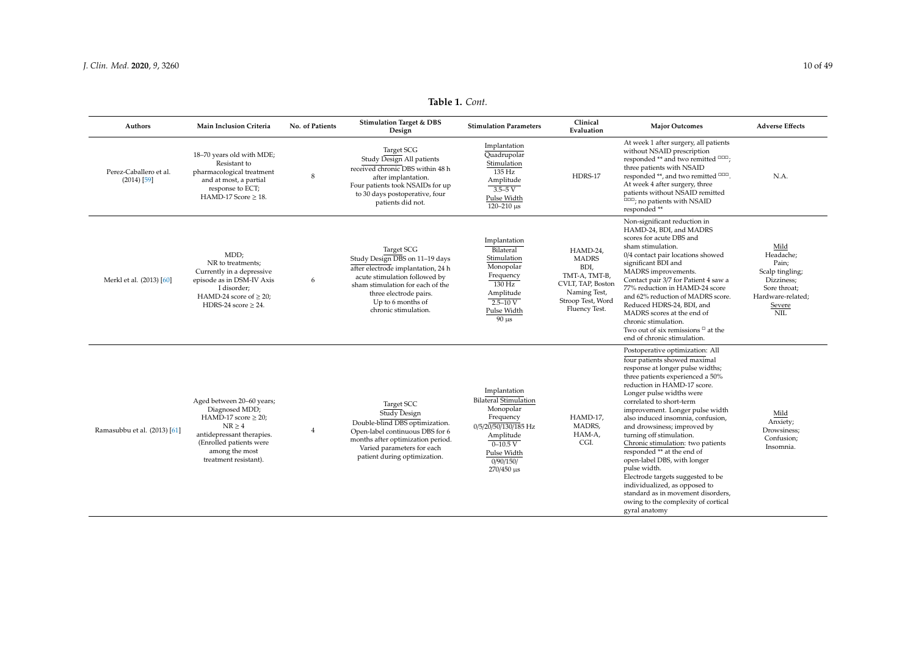**Table 1.** *Cont.*

| Authors | Main Inclusion Criteria | No. of Patients | Stimulation Target & DBS Design | Stimulation Parameters | Clinical Evaluation | Major Outcomes | Adverse Effects |
|---|---|---|---|---|---|---|---|
| Perez-Caballero et al. (2014) [59] | 18–70 years old with MDE; Resistant to pharmacological treatment and at most, a partial response to ECT; HAMD-17 Score ≥ 18. | 8 | Target SCG<br>Study Design All patients received chronic DBS within 48 h after implantation. Four patients took NSAIDs for up to 30 days postoperative, four patients did not. | Implantation<br>Quadrupolar<br>Stimulation<br>135 Hz<br>Amplitude<br>3.5–5 V<br>Pulse Width<br>120–210 µs | HDRS-17 | At week 1 after surgery, all patients without NSAID prescription responded ** and two remitted □□□; three patients with NSAID responded **, and two remitted □□□. At week 4 after surgery, three patients without NSAID remitted □□□; no patients with NSAID responded ** | N.A. |
| Merkl et al. (2013) [60] | MDD;<br>NR to treatments;<br>Currently in a depressive episode as in DSM-IV Axis I disorder;<br>HAMD-24 score of ≥ 20;<br>HDRS-24 score ≥ 24. | 6 | Target SCG<br>Study Design DBS on 11–19 days after electrode implantation, 24 h acute stimulation followed by sham stimulation for each of the three electrode pairs.<br>Up to 6 months of chronic stimulation. | Implantation<br>Bilateral<br>Stimulation<br>Monopolar<br>Frequency<br>130 Hz<br>Amplitude<br>2.5–10 V<br>Pulse Width<br>90 µs | HAMD-24, MADRS BDI, TMT-A, TMT-B, CVLT, TAP, Boston Naming Test, Stroop Test, Word Fluency Test. | Non-significant reduction in HAMD-24, BDI, and MADRS scores for acute DBS and sham stimulation.<br>0/4 contact pair locations showed significant BDI and MADRS improvements.<br>Contact pair 3/7 for Patient 4 saw a 77% reduction in HAMD-24 score and 62% reduction of MADRS score.<br>Reduced HDRS-24, BDI, and MADRS scores at the end of chronic stimulation.<br>Two out of six remissions □ at the end of chronic stimulation. | Mild<br>Headache;<br>Pain;<br>Scalp tingling;<br>Dizziness;<br>Sore throat;<br>Hardware-related;<br>Severe<br>NIL |
| Ramasubbu et al. (2013) [61] | Aged between 20–60 years;<br>Diagnosed MDD;<br>HAMD-17 score ≥ 20;<br>NR ≥ 4 antidepressant therapies.<br>(Enrolled patients were among the most treatment resistant). | 4 | Target SCC<br>Study Design<br>Double-blind DBS optimization.<br>Open-label continuous DBS for 6 months after optimization period.<br>Varied parameters for each patient during optimization. | Implantation<br>Bilateral Stimulation<br>Monopolar<br>Frequency<br>0/5/20/50/130/185 Hz<br>Amplitude<br>0–10.5 V<br>Pulse Width<br>0/90/150/270/450 µs | HAMD-17, MADRS, HAM-A, CGI. | Postoperative optimization: All four patients showed maximal response at longer pulse widths; three patients experienced a 50% reduction in HAMD-17 score. Longer pulse widths were correlated to short-term improvement. Longer pulse width also induced insomnia, confusion, and drowsiness; improved by turning off stimulation.<br>Chronic stimulation: two patients responded ** at the end of open-label DBS, with longer pulse width.<br>Electrode targets suggested to be individualized, as opposed to standard as in movement disorders, owing to the complexity of cortical gyral anatomy | Mild<br>Anxiety;<br>Drowsiness;<br>Confusion;<br>Insomnia. |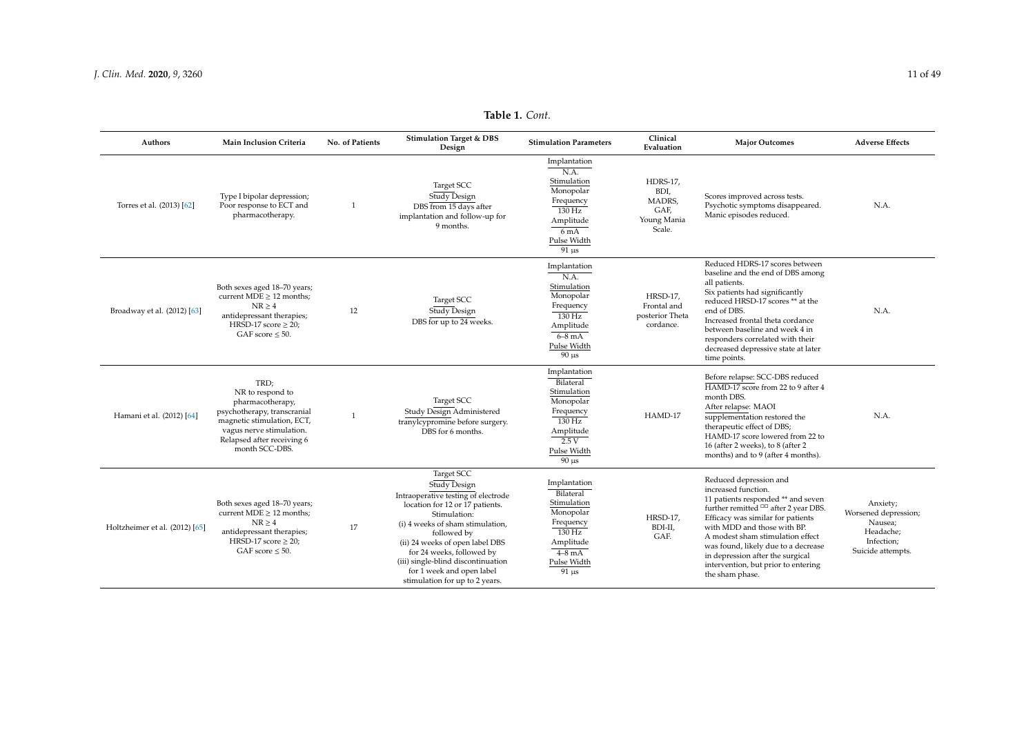**Table 1.** *Cont.*

| Authors | Main Inclusion Criteria | No. of Patients | Stimulation Target & DBS Design | Stimulation Parameters | Clinical Evaluation | Major Outcomes | Adverse Effects |
|---|---|---|---|---|---|---|---|
| Torres et al. (2013) [62] | Type I bipolar depression; Poor response to ECT and pharmacotherapy. | 1 | Target SCC<br>Study Design<br>DBS from 15 days after implantation and follow-up for 9 months. | Implantation<br>N.A.<br>Stimulation<br>Monopolar<br>Frequency<br>130 Hz<br>Amplitude<br>6 mA<br>Pulse Width<br>91 µs | HDRS-17, BDI, MADRS, GAF, Young Mania Scale. | Scores improved across tests. Psychotic symptoms disappeared. Manic episodes reduced. | N.A. |
| Broadway et al. (2012) [63] | Both sexes aged 18–70 years; current MDE ≥ 12 months; NR ≥ 4 antidepressant therapies; HRSD-17 score ≥ 20; GAF score ≤ 50. | 12 | Target SCC<br>Study Design<br>DBS for up to 24 weeks. | Implantation<br>N.A.<br>Stimulation<br>Monopolar<br>Frequency<br>130 Hz<br>Amplitude<br>6–8 mA<br>Pulse Width<br>90 µs | HRSD-17, Frontal and posterior Theta cordance. | Reduced HDRS-17 scores between baseline and the end of DBS among all patients.<br>Six patients had significantly reduced HRSD-17 scores ** at the end of DBS.<br>Increased frontal theta cordance between baseline and week 4 in responders correlated with their decreased depressive state at later time points. | N.A. |
| Hamani et al. (2012) [64] | TRD;<br>NR to respond to pharmacotherapy, psychotherapy, transcranial magnetic stimulation, ECT, vagus nerve stimulation.<br>Relapsed after receiving 6 month SCC-DBS. | 1 | Target SCC<br>Study Design Administered tranylcypromine before surgery. DBS for 6 months. | Implantation<br>Bilateral<br>Stimulation<br>Monopolar<br>Frequency<br>130 Hz<br>Amplitude<br>2.5 V<br>Pulse Width<br>90 µs | HAMD-17 | Before relapse: SCC-DBS reduced HAMD-17 score from 22 to 9 after 4 month DBS.<br>After relapse: MAOI supplementation restored the therapeutic effect of DBS; HAMD-17 score lowered from 22 to 16 (after 2 weeks), to 8 (after 2 months) and to 9 (after 4 months). | N.A. |
| Holtzheimer et al. (2012) [65] | Both sexes aged 18–70 years; current MDE ≥ 12 months; NR ≥ 4 antidepressant therapies; HRSD-17 score ≥ 20; GAF score ≤ 50. | 17 | Target SCC<br>Study Design<br>Intraoperative testing of electrode location for 12 or 17 patients.<br>Stimulation:<br>(i) 4 weeks of sham stimulation, followed by<br>(ii) 24 weeks of open label DBS for 24 weeks, followed by<br>(iii) single-blind discontinuation for 1 week and open label stimulation for up to 2 years. | Implantation<br>Bilateral<br>Stimulation<br>Monopolar<br>Frequency<br>130 Hz<br>Amplitude<br>4–8 mA<br>Pulse Width<br>91 µs | HRSD-17, BDI-II, GAF. | Reduced depression and increased function.<br>11 patients responded ** and seven further remitted ¤¤ after 2 year DBS.<br>Efficacy was similar for patients with MDD and those with BP.<br>A modest sham stimulation effect was found, likely due to a decrease in depression after the surgical intervention, but prior to entering the sham phase. | Anxiety; Worsened depression; Nausea; Headache; Infection; Suicide attempts. |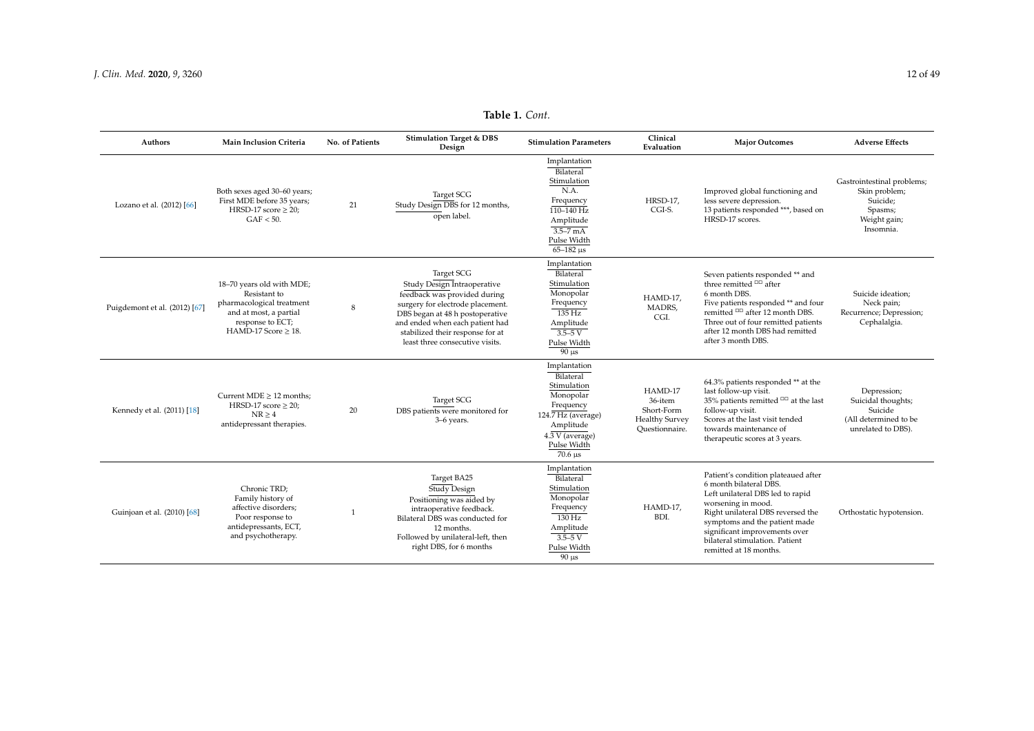**Table 1.** *Cont.*

| Authors | Main Inclusion Criteria | No. of Patients | Stimulation Target & DBS Design | Stimulation Parameters | Clinical Evaluation | Major Outcomes | Adverse Effects |
|---|---|---|---|---|---|---|---|
| Lozano et al. (2012) [66] | Both sexes aged 30–60 years; First MDE before 35 years; HRSD-17 score ≥ 20; GAF < 50. | 21 | Target SCG<br>Study Design DBS for 12 months, open label. | Implantation<br>Bilateral<br>Stimulation<br>N.A.<br>Frequency<br>110–140 Hz<br>Amplitude<br>3.5–7 mA<br>Pulse Width<br>65–182 µs | HRSD-17, CGI-S. | Improved global functioning and less severe depression. 13 patients responded ***, based on HRSD-17 scores. | Gastrointestinal problems; Skin problem; Suicide; Spasms; Weight gain; Insomnia. |
| Puigdemont et al. (2012) [67] | 18–70 years old with MDE; Resistant to pharmacological treatment and at most, a partial response to ECT; HAMD-17 Score ≥ 18. | 8 | Target SCG<br>Study Design Intraoperative feedback was provided during surgery for electrode placement. DBS began at 48 h postoperative and ended when each patient had stabilized their response for at least three consecutive visits. | Implantation<br>Bilateral<br>Stimulation<br>Monopolar<br>Frequency<br>135 Hz<br>Amplitude<br>3.5–5 V<br>Pulse Width<br>90 µs | HAMD-17, MADRS, CGI. | Seven patients responded ** and three remitted ◻◻ after 6 month DBS. Five patients responded ** and four remitted ◻◻ after 12 month DBS. Three out of four remitted patients after 12 month DBS had remitted after 3 month DBS. | Suicide ideation; Neck pain; Recurrence; Depression; Cephalalgia. |
| Kennedy et al. (2011) [18] | Current MDE ≥ 12 months; HRSD-17 score ≥ 20; NR ≥ 4 antidepressant therapies. | 20 | Target SCG<br>DBS patients were monitored for 3–6 years. | Implantation<br>Bilateral<br>Stimulation<br>Monopolar<br>Frequency<br>124.7 Hz (average)<br>Amplitude<br>4.3 V (average)<br>Pulse Width<br>70.6 µs | HAMD-17<br>36-item Short-Form Healthy Survey Questionnaire. | 64.3% patients responded ** at the last follow-up visit. 35% patients remitted ◻◻ at the last follow-up visit. Scores at the last visit tended towards maintenance of therapeutic scores at 3 years. | Depression; Suicidal thoughts; Suicide (All determined to be unrelated to DBS). |
| Guinjoan et al. (2010) [68] | Chronic TRD; Family history of affective disorders; Poor response to antidepressants, ECT, and psychotherapy. | 1 | Target BA25<br>Study Design<br>Positioning was aided by intraoperative feedback. Bilateral DBS was conducted for 12 months. Followed by unilateral-left, then right DBS, for 6 months | Implantation<br>Bilateral<br>Stimulation<br>Monopolar<br>Frequency<br>130 Hz<br>Amplitude<br>3.5–5 V<br>Pulse Width<br>90 µs | HAMD-17, BDI. | Patient's condition plateaued after 6 month bilateral DBS. Left unilateral DBS led to rapid worsening in mood. Right unilateral DBS reversed the symptoms and the patient made significant improvements over bilateral stimulation. Patient remitted at 18 months. | Orthostatic hypotension. |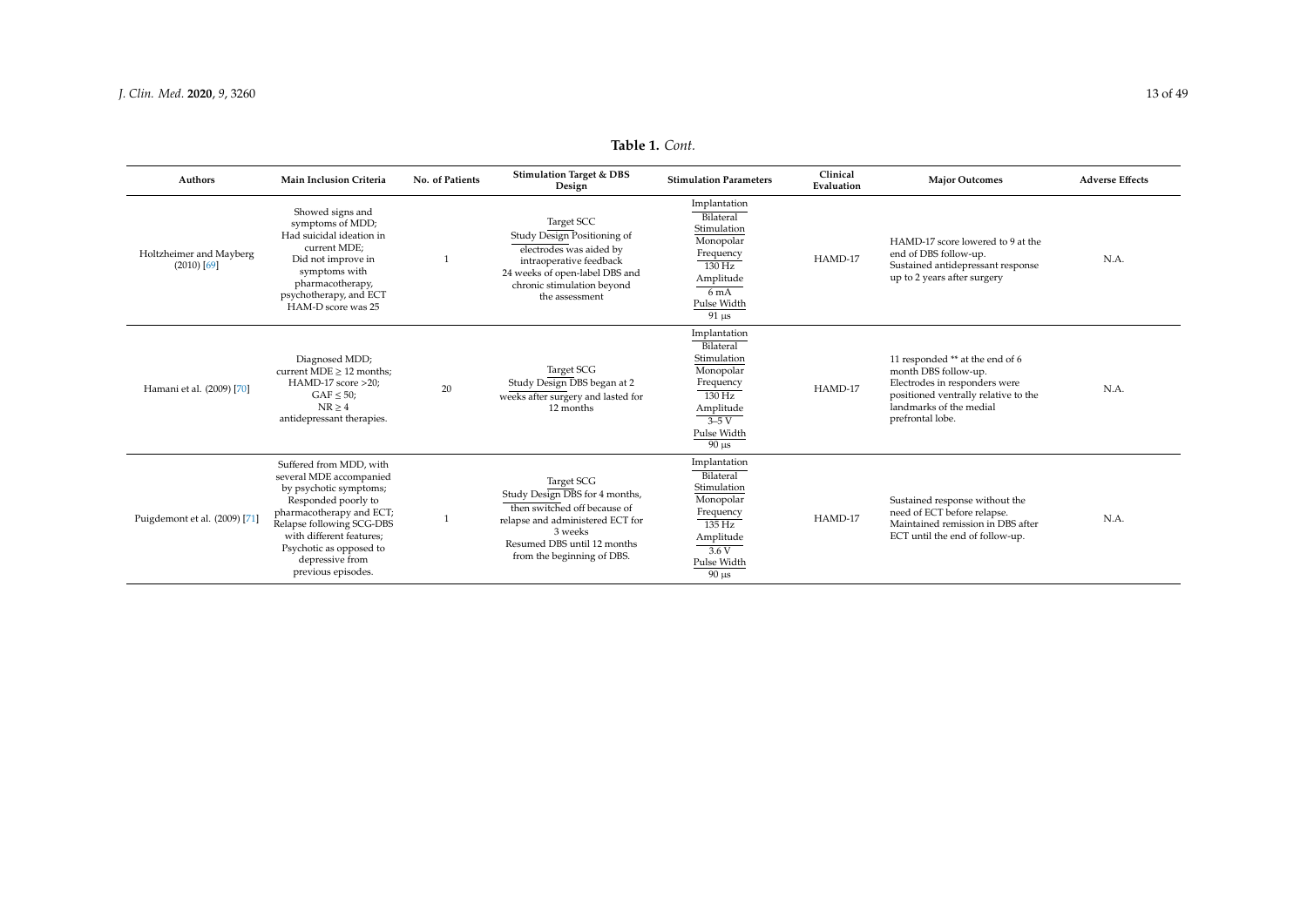**Table 1.** *Cont.*

| Authors | Main Inclusion Criteria | No. of Patients | Stimulation Target & DBS Design | Stimulation Parameters | Clinical Evaluation | Major Outcomes | Adverse Effects |
|---|---|---|---|---|---|---|---|
| Holtzheimer and Mayberg (2010) [69] | Showed signs and symptoms of MDD; Had suicidal ideation in current MDE; Did not improve in symptoms with pharmacotherapy, psychotherapy, and ECT HAM-D score was 25 | 1 | Target SCC<br>Study Design Positioning of electrodes was aided by intraoperative feedback 24 weeks of open-label DBS and chronic stimulation beyond the assessment | Implantation<br>Bilateral<br>Stimulation<br>Monopolar<br>Frequency<br>130 Hz<br>Amplitude<br>6 mA<br>Pulse Width<br>91 µs | HAMD-17 | HAMD-17 score lowered to 9 at the end of DBS follow-up. Sustained antidepressant response up to 2 years after surgery | N.A. |
| Hamani et al. (2009) [70] | Diagnosed MDD; current MDE ≥ 12 months; HAMD-17 score >20; GAF ≤ 50; NR ≥ 4 antidepressant therapies. | 20 | Target SCG<br>Study Design DBS began at 2 weeks after surgery and lasted for 12 months | Implantation<br>Bilateral<br>Stimulation<br>Monopolar<br>Frequency<br>130 Hz<br>Amplitude<br>3–5 V<br>Pulse Width<br>90 µs | HAMD-17 | 11 responded ** at the end of 6 month DBS follow-up. Electrodes in responders were positioned ventrally relative to the landmarks of the medial prefrontal lobe. | N.A. |
| Puigdemont et al. (2009) [71] | Suffered from MDD, with several MDE accompanied by psychotic symptoms; Responded poorly to pharmacotherapy and ECT; Relapse following SCG-DBS with different features; Psychotic as opposed to depressive from previous episodes. | 1 | Target SCG<br>Study Design DBS for 4 months, then switched off because of relapse and administered ECT for 3 weeks Resumed DBS until 12 months from the beginning of DBS. | Implantation<br>Bilateral<br>Stimulation<br>Monopolar<br>Frequency<br>135 Hz<br>Amplitude<br>3.6 V<br>Pulse Width<br>90 µs | HAMD-17 | Sustained response without the need of ECT before relapse. Maintained remission in DBS after ECT until the end of follow-up. | N.A. |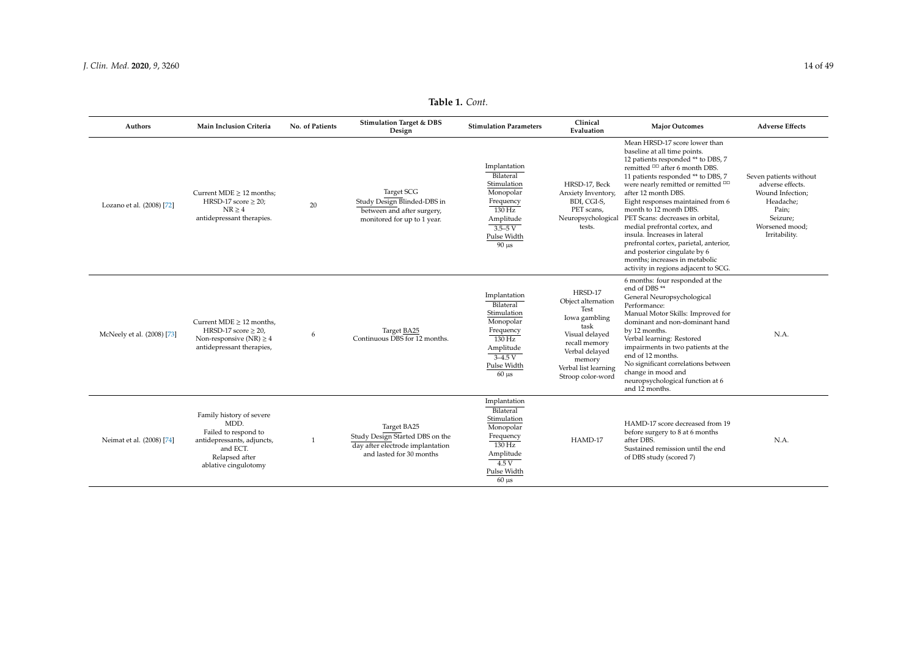**Table 1.** *Cont.*

| Authors | Main Inclusion Criteria | No. of Patients | Stimulation Target & DBS Design | Stimulation Parameters | Clinical Evaluation | Major Outcomes | Adverse Effects |
|---|---|---|---|---|---|---|---|
| Lozano et al. (2008) [72] | Current MDE ≥ 12 months; HRSD-17 score ≥ 20; NR ≥ 4 antidepressant therapies. | 20 | Target SCG<br>Study Design Blinded-DBS in between and after surgery, monitored for up to 1 year. | Implantation<br>Bilateral<br>Stimulation<br>Monopolar<br>Frequency<br>130 Hz<br>Amplitude<br>3.5–5 V<br>Pulse Width<br>90 µs | HRSD-17, Beck Anxiety Inventory, BDI, CGI-S, PET scans, Neuropsychological tests. | Mean HRSD-17 score lower than baseline at all time points.<br>12 patients responded ** to DBS, 7 remitted □□ after 6 month DBS.<br>11 patients responded ** to DBS, 7 were nearly remitted or remitted □□ after 12 month DBS.<br>Eight responses maintained from 6 month to 12 month DBS.<br>PET Scans: decreases in orbital, medial prefrontal cortex, and insula. Increases in lateral prefrontal cortex, parietal, anterior, and posterior cingulate by 6 months; increases in metabolic activity in regions adjacent to SCG. | Seven patients without adverse effects.<br>Wound Infection;<br>Headache;<br>Pain;<br>Seizure;<br>Worsened mood;<br>Irritability. |
| McNeely et al. (2008) [73] | Current MDE ≥ 12 months, HRSD-17 score ≥ 20, Non-responsive (NR) ≥ 4 antidepressant therapies, | 6 | Target BA25<br>Continuous DBS for 12 months. | Implantation<br>Bilateral<br>Stimulation<br>Monopolar<br>Frequency<br>130 Hz<br>Amplitude<br>3–4.5 V<br>Pulse Width<br>60 µs | HRSD-17<br>Object alternation Test<br>Iowa gambling task<br>Visual delayed recall memory<br>Verbal delayed memory<br>Verbal list learning<br>Stroop color-word | 6 months: four responded at the end of DBS **<br>General Neuropsychological Performance:<br>Manual Motor Skills: Improved for dominant and non-dominant hand by 12 months.<br>Verbal learning: Restored impairments in two patients at the end of 12 months.<br>No significant correlations between change in mood and neuropsychological function at 6 and 12 months. | N.A. |
| Neimat et al. (2008) [74] | Family history of severe MDD.<br>Failed to respond to antidepressants, adjuncts, and ECT.<br>Relapsed after ablative cingulotomy | 1 | Target BA25<br>Study Design Started DBS on the day after electrode implantation and lasted for 30 months | Implantation<br>Bilateral<br>Stimulation<br>Monopolar<br>Frequency<br>130 Hz<br>Amplitude<br>4.5 V<br>Pulse Width<br>60 µs | HAMD-17 | HAMD-17 score decreased from 19 before surgery to 8 at 6 months after DBS.<br>Sustained remission until the end of DBS study (scored 7) | N.A. |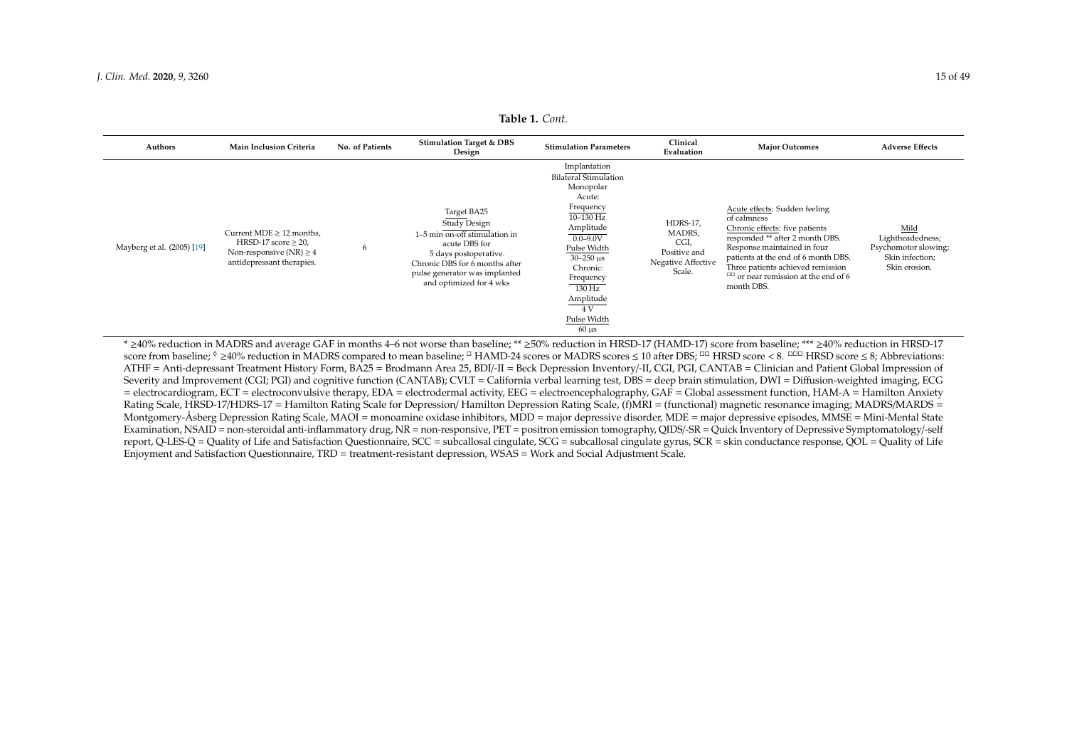**Table 1.** *Cont.*

| Authors | Main Inclusion Criteria | No. of Patients | Stimulation Target & DBS Design | Stimulation Parameters | Clinical Evaluation | Major Outcomes | Adverse Effects |
|---|---|---|---|---|---|---|---|
| Mayberg et al. (2005) [19] | Current MDE ≥ 12 months, HRSD-17 score ≥ 20, Non-responsive (NR) ≥ 4 antidepressant therapies. | 6 | Target BA25<br>Study Design<br>1–5 min on-off stimulation in acute DBS for 5 days postoperative. Chronic DBS for 6 months after pulse generator was implanted and optimized for 4 wks | Implantation<br>Bilateral Stimulation<br>Monopolar<br>Acute:<br>Frequency<br>10–130 Hz<br>Amplitude<br>0.0–9.0V<br>Pulse Width<br>30–250 µs<br>Chronic:<br>Frequency<br>130 Hz<br>Amplitude<br>4 V<br>Pulse Width<br>60 µs | HDRS-17, MADRS, CGI, Positive and Negative Affective Scale. | Acute effects: Sudden feeling of calmness<br>Chronic effects: five patients responded ** after 2 month DBS. Response maintained in four patients at the end of 6 month DBS. Three patients achieved remission ⌑⌑ or near remission at the end of 6 month DBS. | Mild<br>Lightheadedness;<br>Psychomotor slowing;<br>Skin infection;<br>Skin erosion. |

* ≥40% reduction in MADRS and average GAF in months 4–6 not worse than baseline; ** ≥50% reduction in HRSD-17 (HAMD-17) score from baseline; *** ≥40% reduction in HRSD-17 score from baseline; ◊ ≥40% reduction in MADRS compared to mean baseline; ⌑ HAMD-24 scores or MADRS scores ≤ 10 after DBS; ⌑⌑ HRSD score < 8. ⌑⌑⌑ HRSD score ≤ 8; Abbreviations: ATHF = Anti-depressant Treatment History Form, BA25 = Brodmann Area 25, BDI/-II = Beck Depression Inventory/-II, CGI, PGI, CANTAB = Clinician and Patient Global Impression of Severity and Improvement (CGI; PGI) and cognitive function (CANTAB); CVLT = California verbal learning test, DBS = deep brain stimulation, DWI = Diffusion-weighted imaging, ECG = electrocardiogram, ECT = electroconvulsive therapy, EDA = electrodermal activity, EEG = electroencephalography, GAF = Global assessment function, HAM-A = Hamilton Anxiety Rating Scale, HRSD-17/HDRS-17 = Hamilton Rating Scale for Depression/ Hamilton Depression Rating Scale, (f)MRI = (functional) magnetic resonance imaging; MADRS/MARDS = Montgomery-Åsberg Depression Rating Scale, MAOI = monoamine oxidase inhibitors, MDD = major depressive disorder, MDE = major depressive episodes, MMSE = Mini-Mental State Examination, NSAID = non-steroidal anti-inflammatory drug, NR = non-responsive, PET = positron emission tomography, QIDS/-SR = Quick Inventory of Depressive Symptomatology/-self report, Q-LES-Q = Quality of Life and Satisfaction Questionnaire, SCC = subcallosal cingulate, SCG = subcallosal cingulate gyrus, SCR = skin conductance response, QOL = Quality of Life Enjoyment and Satisfaction Questionnaire, TRD = treatment-resistant depression, WSAS = Work and Social Adjustment Scale.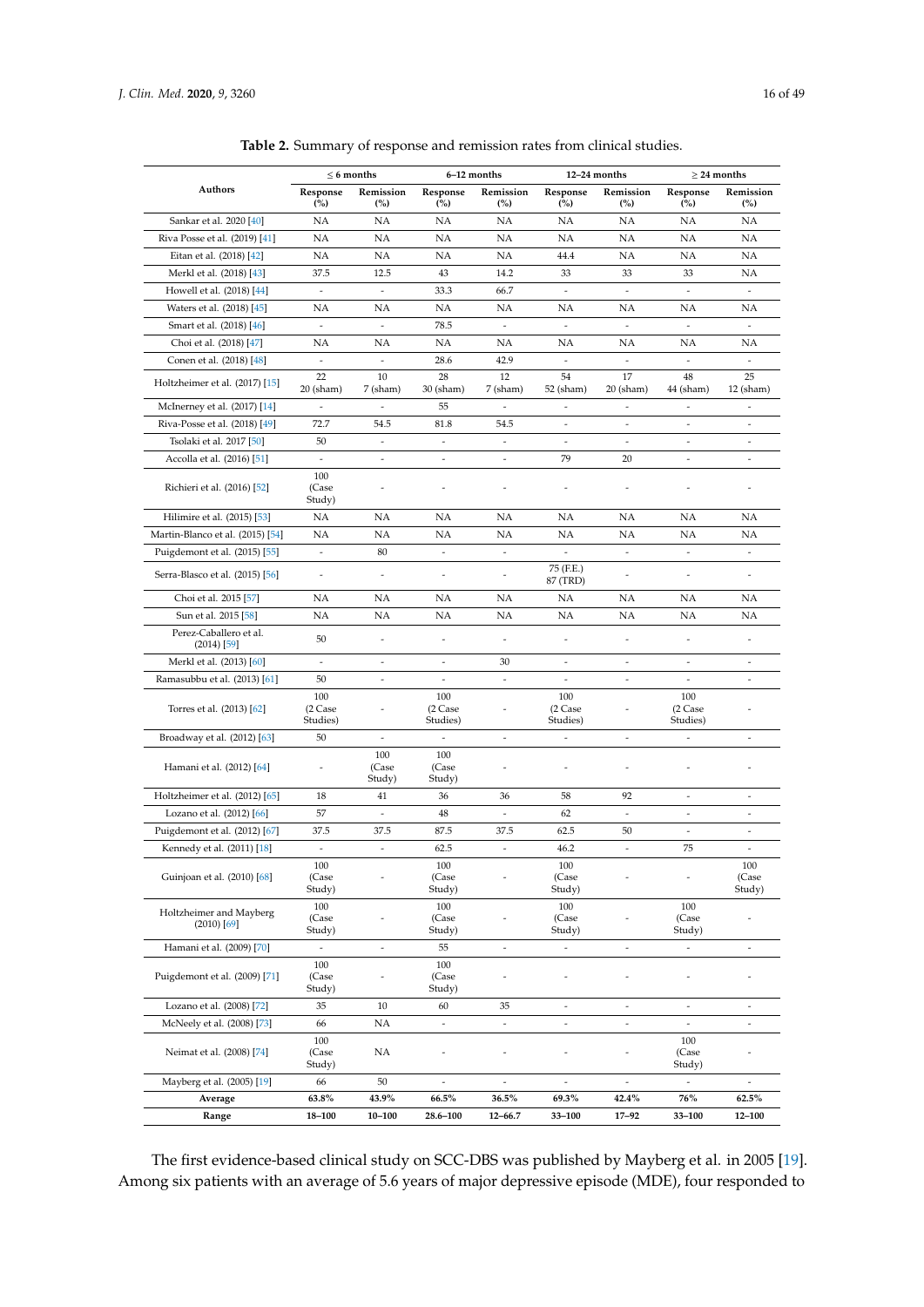**Table 2.** Summary of response and remission rates from clinical studies.

| Authors | ≤ 6 months | | 6–12 months | | 12–24 months | | ≥ 24 months | |
|---|---|---|---|---|---|---|---|---|
| | Response (%) | Remission (%) | Response (%) | Remission (%) | Response (%) | Remission (%) | Response (%) | Remission (%) |
| Sankar et al. 2020 [40] | NA | NA | NA | NA | NA | NA | NA | NA |
| Riva Posse et al. (2019) [41] | NA | NA | NA | NA | NA | NA | NA | NA |
| Eitan et al. (2018) [42] | NA | NA | NA | NA | 44.4 | NA | NA | NA |
| Merkl et al. (2018) [43] | 37.5 | 12.5 | 43 | 14.2 | 33 | 33 | 33 | NA |
| Howell et al. (2018) [44] | - | - | 33.3 | 66.7 | - | - | - | - |
| Waters et al. (2018) [45] | NA | NA | NA | NA | NA | NA | NA | NA |
| Smart et al. (2018) [46] | - | - | 78.5 | - | - | - | - | - |
| Choi et al. (2018) [47] | NA | NA | NA | NA | NA | NA | NA | NA |
| Conen et al. (2018) [48] | - | - | 28.6 | 42.9 | - | - | - | - |
| Holtzheimer et al. (2017) [15] | 22<br>20 (sham) | 10<br>7 (sham) | 28<br>30 (sham) | 12<br>7 (sham) | 54<br>52 (sham) | 17<br>20 (sham) | 48<br>44 (sham) | 25<br>12 (sham) |
| McInerney et al. (2017) [14] | - | - | 55 | - | - | - | - | - |
| Riva-Posse et al. (2018) [49] | 72.7 | 54.5 | 81.8 | 54.5 | - | - | - | - |
| Tsolaki et al. 2017 [50] | 50 | - | - | - | - | - | - | - |
| Accolla et al. (2016) [51] | - | - | - | - | 79 | 20 | - | - |
| Richieri et al. (2016) [52] | 100 (Case Study) | - | - | - | - | - | - | - |
| Hilimire et al. (2015) [53] | NA | NA | NA | NA | NA | NA | NA | NA |
| Martin-Blanco et al. (2015) [54] | NA | NA | NA | NA | NA | NA | NA | NA |
| Puigdemont et al. (2015) [55] | - | 80 | - | - | - | - | - | - |
| Serra-Blasco et al. (2015) [56] | - | - | - | - | 75 (F.E.)<br>87 (TRD) | - | - | - |
| Choi et al. 2015 [57] | NA | NA | NA | NA | NA | NA | NA | NA |
| Sun et al. 2015 [58] | NA | NA | NA | NA | NA | NA | NA | NA |
| Perez-Caballero et al. (2014) [59] | 50 | - | - | - | - | - | - | - |
| Merkl et al. (2013) [60] | - | - | - | 30 | - | - | - | - |
| Ramasubbu et al. (2013) [61] | 50 | - | - | - | - | - | - | - |
| Torres et al. (2013) [62] | 100 (2 Case Studies) | - | 100 (2 Case Studies) | - | 100 (2 Case Studies) | - | 100 (2 Case Studies) | - |
| Broadway et al. (2012) [63] | 50 | - | - | - | - | - | - | - |
| Hamani et al. (2012) [64] | - | 100 (Case Study) | 100 (Case Study) | - | - | - | - | - |
| Holtzheimer et al. (2012) [65] | 18 | 41 | 36 | 36 | 58 | 92 | - | - |
| Lozano et al. (2012) [66] | 57 | - | 48 | - | 62 | - | - | - |
| Puigdemont et al. (2012) [67] | 37.5 | 37.5 | 87.5 | 37.5 | 62.5 | 50 | - | - |
| Kennedy et al. (2011) [18] | - | - | 62.5 | - | 46.2 | - | 75 | - |
| Guinjoan et al. (2010) [68] | 100 (Case Study) | - | 100 (Case Study) | - | 100 (Case Study) | - | - | 100 (Case Study) |
| Holtzheimer and Mayberg (2010) [69] | 100 (Case Study) | - | 100 (Case Study) | - | 100 (Case Study) | - | 100 (Case Study) | - |
| Hamani et al. (2009) [70] | - | - | 55 | - | - | - | - | - |
| Puigdemont et al. (2009) [71] | 100 (Case Study) | - | 100 (Case Study) | - | - | - | - | - |
| Lozano et al. (2008) [72] | 35 | 10 | 60 | 35 | - | - | - | - |
| McNeely et al. (2008) [73] | 66 | NA | - | - | - | - | - | - |
| Neimat et al. (2008) [74] | 100 (Case Study) | NA | - | - | - | - | 100 (Case Study) | - |
| Mayberg et al. (2005) [19] | 66 | 50 | - | - | - | - | - | - |
| **Average** | **63.8%** | **43.9%** | **66.5%** | **36.5%** | **69.3%** | **42.4%** | **76%** | **62.5%** |
| **Range** | **18–100** | **10–100** | **28.6–100** | **12–66.7** | **33–100** | **17–92** | **33–100** | **12–100** |

The first evidence-based clinical study on SCC-DBS was published by Mayberg et al. in 2005 [19]. Among six patients with an average of 5.6 years of major depressive episode (MDE), four responded to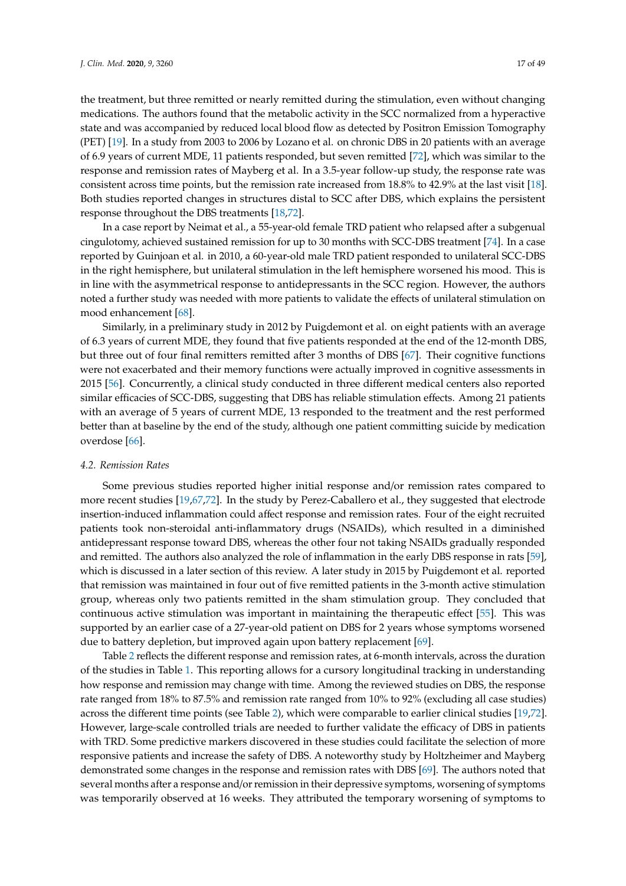the treatment, but three remitted or nearly remitted during the stimulation, even without changing medications. The authors found that the metabolic activity in the SCC normalized from a hyperactive state and was accompanied by reduced local blood flow as detected by Positron Emission Tomography (PET) [19]. In a study from 2003 to 2006 by Lozano et al. on chronic DBS in 20 patients with an average of 6.9 years of current MDE, 11 patients responded, but seven remitted [72], which was similar to the response and remission rates of Mayberg et al. In a 3.5-year follow-up study, the response rate was consistent across time points, but the remission rate increased from 18.8% to 42.9% at the last visit [18]. Both studies reported changes in structures distal to SCC after DBS, which explains the persistent response throughout the DBS treatments [18,72].

In a case report by Neimat et al., a 55-year-old female TRD patient who relapsed after a subgenual cingulotomy, achieved sustained remission for up to 30 months with SCC-DBS treatment [74]. In a case reported by Guinjoan et al. in 2010, a 60-year-old male TRD patient responded to unilateral SCC-DBS in the right hemisphere, but unilateral stimulation in the left hemisphere worsened his mood. This is in line with the asymmetrical response to antidepressants in the SCC region. However, the authors noted a further study was needed with more patients to validate the effects of unilateral stimulation on mood enhancement [68].

Similarly, in a preliminary study in 2012 by Puigdemont et al. on eight patients with an average of 6.3 years of current MDE, they found that five patients responded at the end of the 12-month DBS, but three out of four final remitters remitted after 3 months of DBS [67]. Their cognitive functions were not exacerbated and their memory functions were actually improved in cognitive assessments in 2015 [56]. Concurrently, a clinical study conducted in three different medical centers also reported similar efficacies of SCC-DBS, suggesting that DBS has reliable stimulation effects. Among 21 patients with an average of 5 years of current MDE, 13 responded to the treatment and the rest performed better than at baseline by the end of the study, although one patient committing suicide by medication overdose [66].

### *4.2. Remission Rates*

Some previous studies reported higher initial response and/or remission rates compared to more recent studies [19,67,72]. In the study by Perez-Caballero et al., they suggested that electrode insertion-induced inflammation could affect response and remission rates. Four of the eight recruited patients took non-steroidal anti-inflammatory drugs (NSAIDs), which resulted in a diminished antidepressant response toward DBS, whereas the other four not taking NSAIDs gradually responded and remitted. The authors also analyzed the role of inflammation in the early DBS response in rats [59], which is discussed in a later section of this review. A later study in 2015 by Puigdemont et al. reported that remission was maintained in four out of five remitted patients in the 3-month active stimulation group, whereas only two patients remitted in the sham stimulation group. They concluded that continuous active stimulation was important in maintaining the therapeutic effect [55]. This was supported by an earlier case of a 27-year-old patient on DBS for 2 years whose symptoms worsened due to battery depletion, but improved again upon battery replacement [69].

Table 2 reflects the different response and remission rates, at 6-month intervals, across the duration of the studies in Table 1. This reporting allows for a cursory longitudinal tracking in understanding how response and remission may change with time. Among the reviewed studies on DBS, the response rate ranged from 18% to 87.5% and remission rate ranged from 10% to 92% (excluding all case studies) across the different time points (see Table 2), which were comparable to earlier clinical studies [19,72]. However, large-scale controlled trials are needed to further validate the efficacy of DBS in patients with TRD. Some predictive markers discovered in these studies could facilitate the selection of more responsive patients and increase the safety of DBS. A noteworthy study by Holtzheimer and Mayberg demonstrated some changes in the response and remission rates with DBS [69]. The authors noted that several months after a response and/or remission in their depressive symptoms, worsening of symptoms was temporarily observed at 16 weeks. They attributed the temporary worsening of symptoms to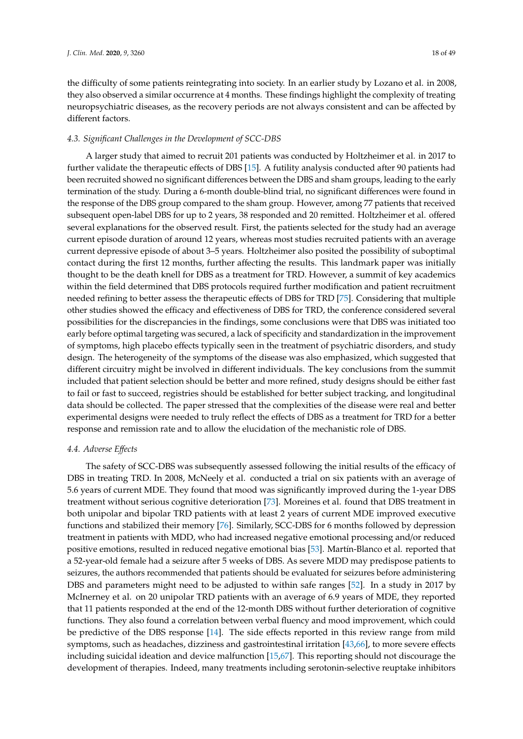the difficulty of some patients reintegrating into society. In an earlier study by Lozano et al. in 2008, they also observed a similar occurrence at 4 months. These findings highlight the complexity of treating neuropsychiatric diseases, as the recovery periods are not always consistent and can be affected by different factors.

### *4.3. Significant Challenges in the Development of SCC-DBS*

A larger study that aimed to recruit 201 patients was conducted by Holtzheimer et al. in 2017 to further validate the therapeutic effects of DBS [15]. A futility analysis conducted after 90 patients had been recruited showed no significant differences between the DBS and sham groups, leading to the early termination of the study. During a 6-month double-blind trial, no significant differences were found in the response of the DBS group compared to the sham group. However, among 77 patients that received subsequent open-label DBS for up to 2 years, 38 responded and 20 remitted. Holtzheimer et al. offered several explanations for the observed result. First, the patients selected for the study had an average current episode duration of around 12 years, whereas most studies recruited patients with an average current depressive episode of about 3–5 years. Holtzheimer also posited the possibility of suboptimal contact during the first 12 months, further affecting the results. This landmark paper was initially thought to be the death knell for DBS as a treatment for TRD. However, a summit of key academics within the field determined that DBS protocols required further modification and patient recruitment needed refining to better assess the therapeutic effects of DBS for TRD [75]. Considering that multiple other studies showed the efficacy and effectiveness of DBS for TRD, the conference considered several possibilities for the discrepancies in the findings, some conclusions were that DBS was initiated too early before optimal targeting was secured, a lack of specificity and standardization in the improvement of symptoms, high placebo effects typically seen in the treatment of psychiatric disorders, and study design. The heterogeneity of the symptoms of the disease was also emphasized, which suggested that different circuitry might be involved in different individuals. The key conclusions from the summit included that patient selection should be better and more refined, study designs should be either fast to fail or fast to succeed, registries should be established for better subject tracking, and longitudinal data should be collected. The paper stressed that the complexities of the disease were real and better experimental designs were needed to truly reflect the effects of DBS as a treatment for TRD for a better response and remission rate and to allow the elucidation of the mechanistic role of DBS.

### *4.4. Adverse Effects*

The safety of SCC-DBS was subsequently assessed following the initial results of the efficacy of DBS in treating TRD. In 2008, McNeely et al. conducted a trial on six patients with an average of 5.6 years of current MDE. They found that mood was significantly improved during the 1-year DBS treatment without serious cognitive deterioration [73]. Moreines et al. found that DBS treatment in both unipolar and bipolar TRD patients with at least 2 years of current MDE improved executive functions and stabilized their memory [76]. Similarly, SCC-DBS for 6 months followed by depression treatment in patients with MDD, who had increased negative emotional processing and/or reduced positive emotions, resulted in reduced negative emotional bias [53]. Martín-Blanco et al. reported that a 52-year-old female had a seizure after 5 weeks of DBS. As severe MDD may predispose patients to seizures, the authors recommended that patients should be evaluated for seizures before administering DBS and parameters might need to be adjusted to within safe ranges [52]. In a study in 2017 by McInerney et al. on 20 unipolar TRD patients with an average of 6.9 years of MDE, they reported that 11 patients responded at the end of the 12-month DBS without further deterioration of cognitive functions. They also found a correlation between verbal fluency and mood improvement, which could be predictive of the DBS response [14]. The side effects reported in this review range from mild symptoms, such as headaches, dizziness and gastrointestinal irritation [43,66], to more severe effects including suicidal ideation and device malfunction [15,67]. This reporting should not discourage the development of therapies. Indeed, many treatments including serotonin-selective reuptake inhibitors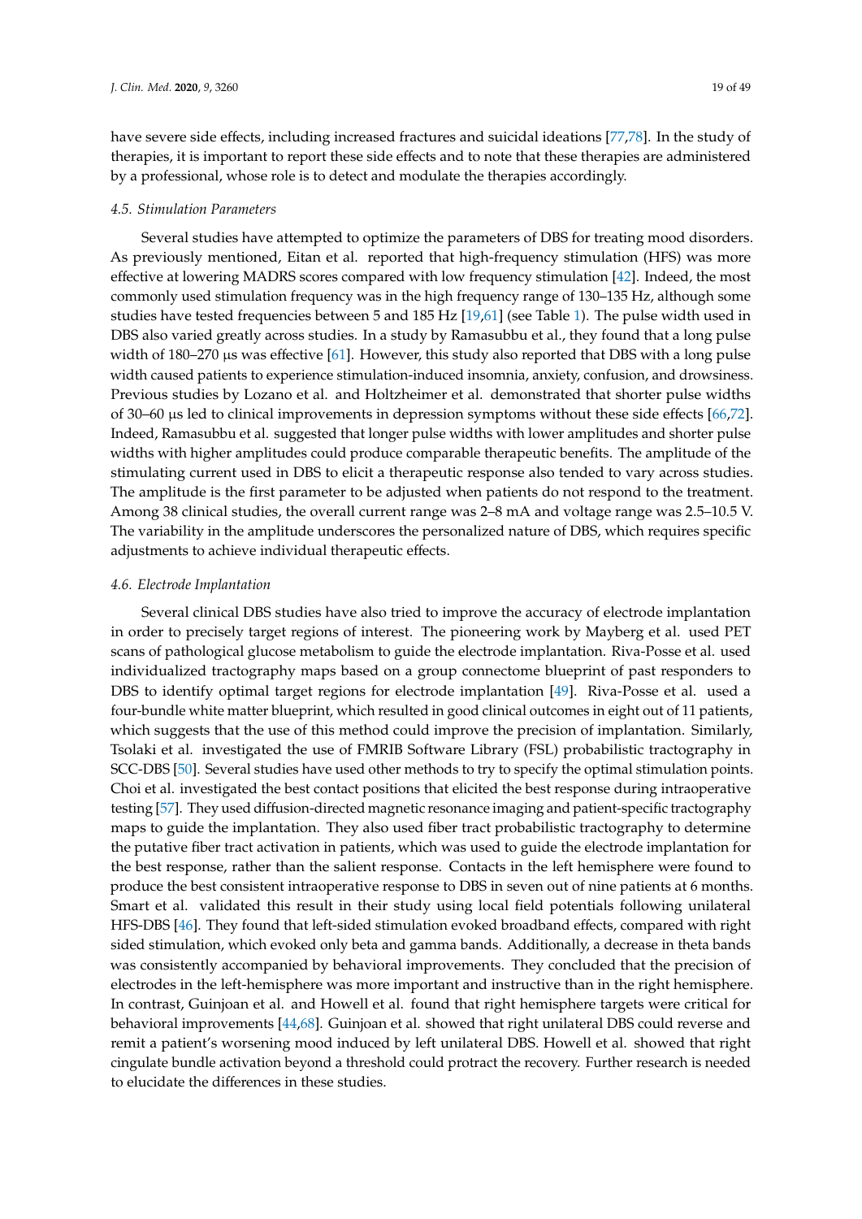have severe side effects, including increased fractures and suicidal ideations [77,78]. In the study of therapies, it is important to report these side effects and to note that these therapies are administered by a professional, whose role is to detect and modulate the therapies accordingly.

### *4.5. Stimulation Parameters*

Several studies have attempted to optimize the parameters of DBS for treating mood disorders. As previously mentioned, Eitan et al. reported that high-frequency stimulation (HFS) was more effective at lowering MADRS scores compared with low frequency stimulation [42]. Indeed, the most commonly used stimulation frequency was in the high frequency range of 130–135 Hz, although some studies have tested frequencies between 5 and 185 Hz [19,61] (see Table 1). The pulse width used in DBS also varied greatly across studies. In a study by Ramasubbu et al., they found that a long pulse width of 180–270 μs was effective [61]. However, this study also reported that DBS with a long pulse width caused patients to experience stimulation-induced insomnia, anxiety, confusion, and drowsiness. Previous studies by Lozano et al. and Holtzheimer et al. demonstrated that shorter pulse widths of 30–60 μs led to clinical improvements in depression symptoms without these side effects [66,72]. Indeed, Ramasubbu et al. suggested that longer pulse widths with lower amplitudes and shorter pulse widths with higher amplitudes could produce comparable therapeutic benefits. The amplitude of the stimulating current used in DBS to elicit a therapeutic response also tended to vary across studies. The amplitude is the first parameter to be adjusted when patients do not respond to the treatment. Among 38 clinical studies, the overall current range was 2–8 mA and voltage range was 2.5–10.5 V. The variability in the amplitude underscores the personalized nature of DBS, which requires specific adjustments to achieve individual therapeutic effects.

### *4.6. Electrode Implantation*

Several clinical DBS studies have also tried to improve the accuracy of electrode implantation in order to precisely target regions of interest. The pioneering work by Mayberg et al. used PET scans of pathological glucose metabolism to guide the electrode implantation. Riva-Posse et al. used individualized tractography maps based on a group connectome blueprint of past responders to DBS to identify optimal target regions for electrode implantation [49]. Riva-Posse et al. used a four-bundle white matter blueprint, which resulted in good clinical outcomes in eight out of 11 patients, which suggests that the use of this method could improve the precision of implantation. Similarly, Tsolaki et al. investigated the use of FMRIB Software Library (FSL) probabilistic tractography in SCC-DBS [50]. Several studies have used other methods to try to specify the optimal stimulation points. Choi et al. investigated the best contact positions that elicited the best response during intraoperative testing [57]. They used diffusion-directed magnetic resonance imaging and patient-specific tractography maps to guide the implantation. They also used fiber tract probabilistic tractography to determine the putative fiber tract activation in patients, which was used to guide the electrode implantation for the best response, rather than the salient response. Contacts in the left hemisphere were found to produce the best consistent intraoperative response to DBS in seven out of nine patients at 6 months. Smart et al. validated this result in their study using local field potentials following unilateral HFS-DBS [46]. They found that left-sided stimulation evoked broadband effects, compared with right sided stimulation, which evoked only beta and gamma bands. Additionally, a decrease in theta bands was consistently accompanied by behavioral improvements. They concluded that the precision of electrodes in the left-hemisphere was more important and instructive than in the right hemisphere. In contrast, Guinjoan et al. and Howell et al. found that right hemisphere targets were critical for behavioral improvements [44,68]. Guinjoan et al. showed that right unilateral DBS could reverse and remit a patient's worsening mood induced by left unilateral DBS. Howell et al. showed that right cingulate bundle activation beyond a threshold could protract the recovery. Further research is needed to elucidate the differences in these studies.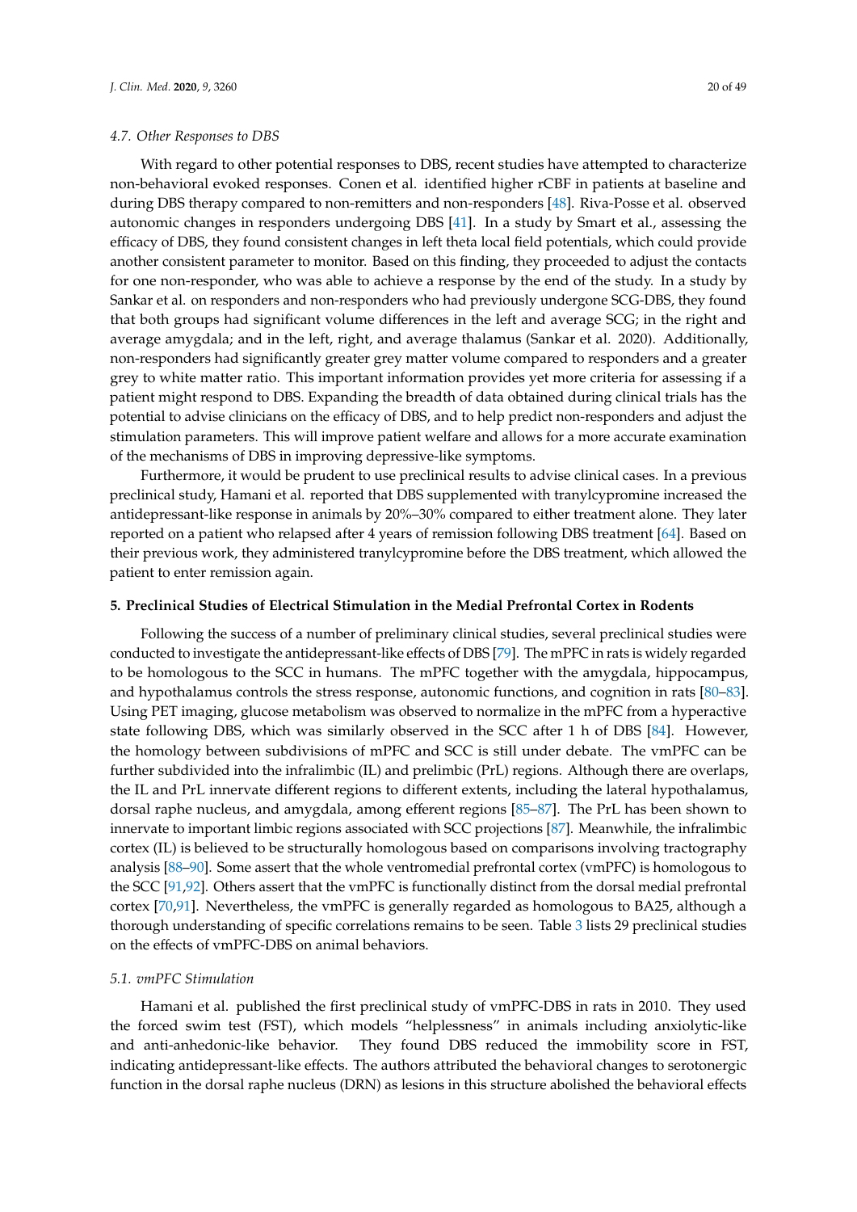### 4.7. Other Responses to DBS

With regard to other potential responses to DBS, recent studies have attempted to characterize non-behavioral evoked responses. Conen et al. identified higher rCBF in patients at baseline and during DBS therapy compared to non-remitters and non-responders [48]. Riva-Posse et al. observed autonomic changes in responders undergoing DBS [41]. In a study by Smart et al., assessing the efficacy of DBS, they found consistent changes in left theta local field potentials, which could provide another consistent parameter to monitor. Based on this finding, they proceeded to adjust the contacts for one non-responder, who was able to achieve a response by the end of the study. In a study by Sankar et al. on responders and non-responders who had previously undergone SCG-DBS, they found that both groups had significant volume differences in the left and average SCG; in the right and average amygdala; and in the left, right, and average thalamus (Sankar et al. 2020). Additionally, non-responders had significantly greater grey matter volume compared to responders and a greater grey to white matter ratio. This important information provides yet more criteria for assessing if a patient might respond to DBS. Expanding the breadth of data obtained during clinical trials has the potential to advise clinicians on the efficacy of DBS, and to help predict non-responders and adjust the stimulation parameters. This will improve patient welfare and allows for a more accurate examination of the mechanisms of DBS in improving depressive-like symptoms.

Furthermore, it would be prudent to use preclinical results to advise clinical cases. In a previous preclinical study, Hamani et al. reported that DBS supplemented with tranylcypromine increased the antidepressant-like response in animals by 20%–30% compared to either treatment alone. They later reported on a patient who relapsed after 4 years of remission following DBS treatment [64]. Based on their previous work, they administered tranylcypromine before the DBS treatment, which allowed the patient to enter remission again.

## 5. Preclinical Studies of Electrical Stimulation in the Medial Prefrontal Cortex in Rodents

Following the success of a number of preliminary clinical studies, several preclinical studies were conducted to investigate the antidepressant-like effects of DBS [79]. The mPFC in rats is widely regarded to be homologous to the SCC in humans. The mPFC together with the amygdala, hippocampus, and hypothalamus controls the stress response, autonomic functions, and cognition in rats [80–83]. Using PET imaging, glucose metabolism was observed to normalize in the mPFC from a hyperactive state following DBS, which was similarly observed in the SCC after 1 h of DBS [84]. However, the homology between subdivisions of mPFC and SCC is still under debate. The vmPFC can be further subdivided into the infralimbic (IL) and prelimbic (PrL) regions. Although there are overlaps, the IL and PrL innervate different regions to different extents, including the lateral hypothalamus, dorsal raphe nucleus, and amygdala, among efferent regions [85–87]. The PrL has been shown to innervate to important limbic regions associated with SCC projections [87]. Meanwhile, the infralimbic cortex (IL) is believed to be structurally homologous based on comparisons involving tractography analysis [88–90]. Some assert that the whole ventromedial prefrontal cortex (vmPFC) is homologous to the SCC [91,92]. Others assert that the vmPFC is functionally distinct from the dorsal medial prefrontal cortex [70,91]. Nevertheless, the vmPFC is generally regarded as homologous to BA25, although a thorough understanding of specific correlations remains to be seen. Table 3 lists 29 preclinical studies on the effects of vmPFC-DBS on animal behaviors.

### 5.1. vmPFC Stimulation

Hamani et al. published the first preclinical study of vmPFC-DBS in rats in 2010. They used the forced swim test (FST), which models "helplessness" in animals including anxiolytic-like and anti-anhedonic-like behavior. They found DBS reduced the immobility score in FST, indicating antidepressant-like effects. The authors attributed the behavioral changes to serotonergic function in the dorsal raphe nucleus (DRN) as lesions in this structure abolished the behavioral effects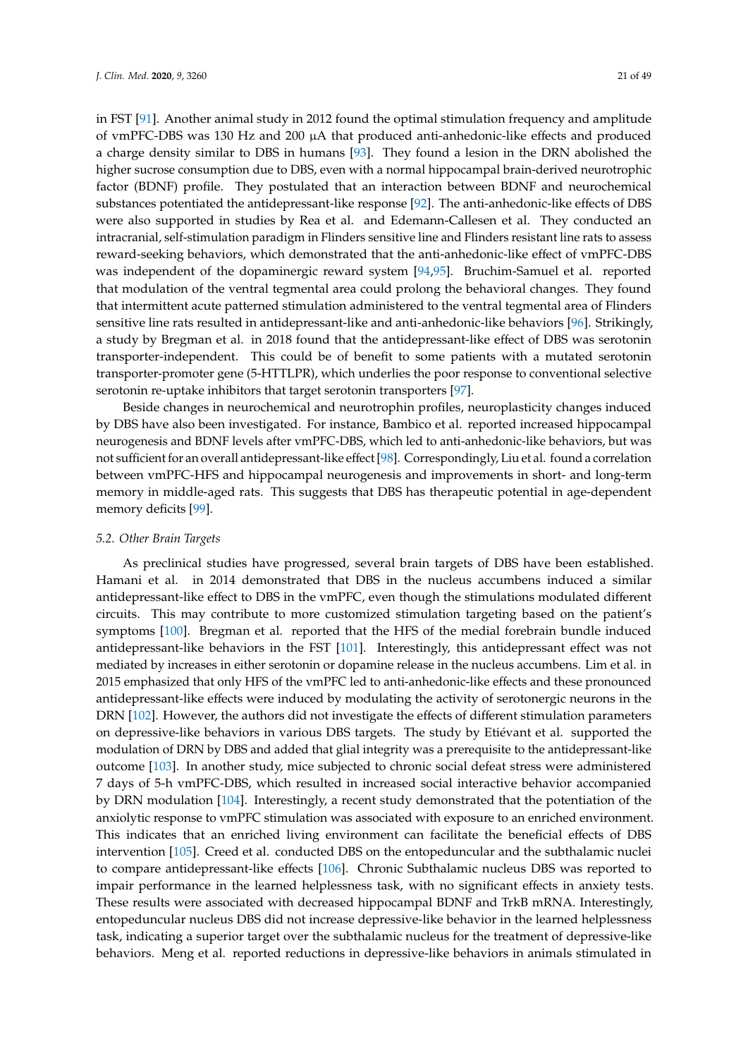in FST [91]. Another animal study in 2012 found the optimal stimulation frequency and amplitude of vmPFC-DBS was 130 Hz and 200 μA that produced anti-anhedonic-like effects and produced a charge density similar to DBS in humans [93]. They found a lesion in the DRN abolished the higher sucrose consumption due to DBS, even with a normal hippocampal brain-derived neurotrophic factor (BDNF) profile. They postulated that an interaction between BDNF and neurochemical substances potentiated the antidepressant-like response [92]. The anti-anhedonic-like effects of DBS were also supported in studies by Rea et al. and Edemann-Callesen et al. They conducted an intracranial, self-stimulation paradigm in Flinders sensitive line and Flinders resistant line rats to assess reward-seeking behaviors, which demonstrated that the anti-anhedonic-like effect of vmPFC-DBS was independent of the dopaminergic reward system [94,95]. Bruchim-Samuel et al. reported that modulation of the ventral tegmental area could prolong the behavioral changes. They found that intermittent acute patterned stimulation administered to the ventral tegmental area of Flinders sensitive line rats resulted in antidepressant-like and anti-anhedonic-like behaviors [96]. Strikingly, a study by Bregman et al. in 2018 found that the antidepressant-like effect of DBS was serotonin transporter-independent. This could be of benefit to some patients with a mutated serotonin transporter-promoter gene (5-HTTLPR), which underlies the poor response to conventional selective serotonin re-uptake inhibitors that target serotonin transporters [97].

Beside changes in neurochemical and neurotrophin profiles, neuroplasticity changes induced by DBS have also been investigated. For instance, Bambico et al. reported increased hippocampal neurogenesis and BDNF levels after vmPFC-DBS, which led to anti-anhedonic-like behaviors, but was not sufficient for an overall antidepressant-like effect [98]. Correspondingly, Liu et al. found a correlation between vmPFC-HFS and hippocampal neurogenesis and improvements in short- and long-term memory in middle-aged rats. This suggests that DBS has therapeutic potential in age-dependent memory deficits [99].

### 5.2. Other Brain Targets

As preclinical studies have progressed, several brain targets of DBS have been established. Hamani et al. in 2014 demonstrated that DBS in the nucleus accumbens induced a similar antidepressant-like effect to DBS in the vmPFC, even though the stimulations modulated different circuits. This may contribute to more customized stimulation targeting based on the patient's symptoms [100]. Bregman et al. reported that the HFS of the medial forebrain bundle induced antidepressant-like behaviors in the FST [101]. Interestingly, this antidepressant effect was not mediated by increases in either serotonin or dopamine release in the nucleus accumbens. Lim et al. in 2015 emphasized that only HFS of the vmPFC led to anti-anhedonic-like effects and these pronounced antidepressant-like effects were induced by modulating the activity of serotonergic neurons in the DRN [102]. However, the authors did not investigate the effects of different stimulation parameters on depressive-like behaviors in various DBS targets. The study by Etiévant et al. supported the modulation of DRN by DBS and added that glial integrity was a prerequisite to the antidepressant-like outcome [103]. In another study, mice subjected to chronic social defeat stress were administered 7 days of 5-h vmPFC-DBS, which resulted in increased social interactive behavior accompanied by DRN modulation [104]. Interestingly, a recent study demonstrated that the potentiation of the anxiolytic response to vmPFC stimulation was associated with exposure to an enriched environment. This indicates that an enriched living environment can facilitate the beneficial effects of DBS intervention [105]. Creed et al. conducted DBS on the entopeduncular and the subthalamic nuclei to compare antidepressant-like effects [106]. Chronic Subthalamic nucleus DBS was reported to impair performance in the learned helplessness task, with no significant effects in anxiety tests. These results were associated with decreased hippocampal BDNF and TrkB mRNA. Interestingly, entopeduncular nucleus DBS did not increase depressive-like behavior in the learned helplessness task, indicating a superior target over the subthalamic nucleus for the treatment of depressive-like behaviors. Meng et al. reported reductions in depressive-like behaviors in animals stimulated in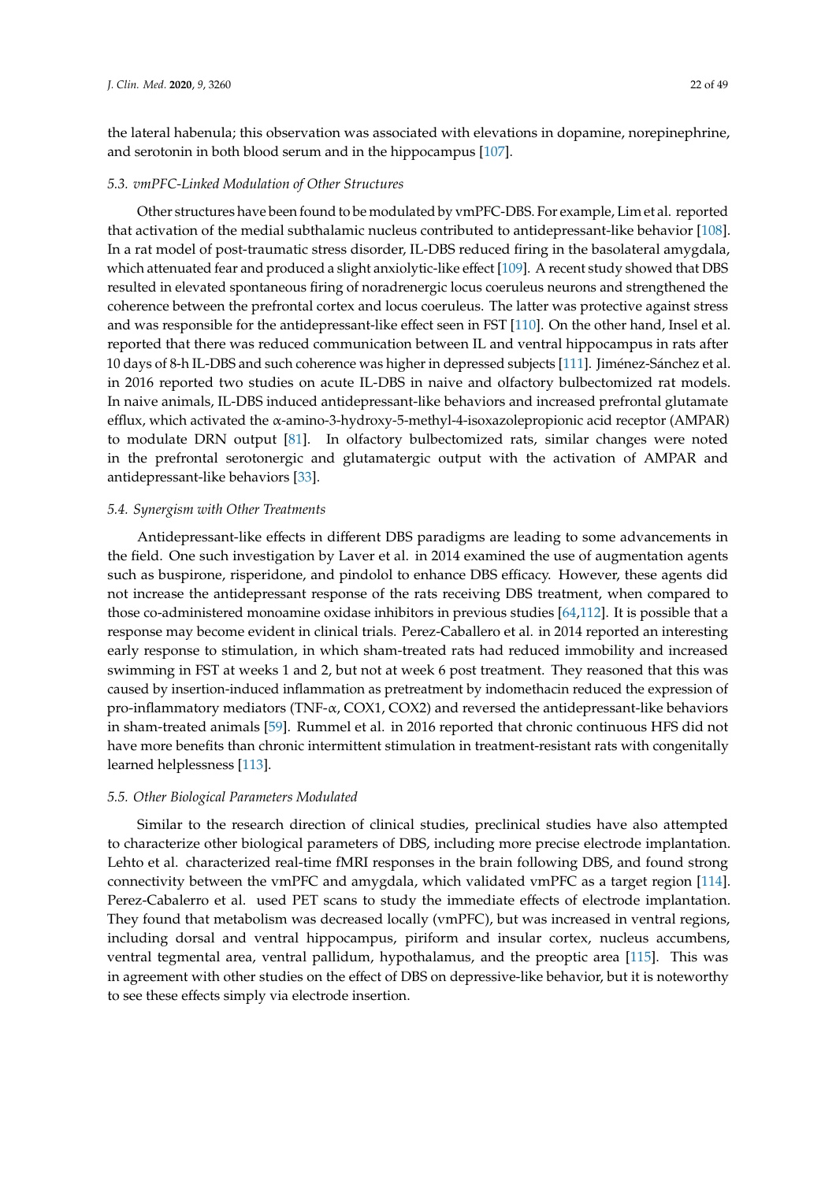the lateral habenula; this observation was associated with elevations in dopamine, norepinephrine, and serotonin in both blood serum and in the hippocampus [107].

### *5.3. vmPFC-Linked Modulation of Other Structures*

Other structures have been found to be modulated by vmPFC-DBS. For example, Lim et al. reported that activation of the medial subthalamic nucleus contributed to antidepressant-like behavior [108]. In a rat model of post-traumatic stress disorder, IL-DBS reduced firing in the basolateral amygdala, which attenuated fear and produced a slight anxiolytic-like effect [109]. A recent study showed that DBS resulted in elevated spontaneous firing of noradrenergic locus coeruleus neurons and strengthened the coherence between the prefrontal cortex and locus coeruleus. The latter was protective against stress and was responsible for the antidepressant-like effect seen in FST [110]. On the other hand, Insel et al. reported that there was reduced communication between IL and ventral hippocampus in rats after 10 days of 8-h IL-DBS and such coherence was higher in depressed subjects [111]. Jiménez-Sánchez et al. in 2016 reported two studies on acute IL-DBS in naive and olfactory bulbectomized rat models. In naive animals, IL-DBS induced antidepressant-like behaviors and increased prefrontal glutamate efflux, which activated the α-amino-3-hydroxy-5-methyl-4-isoxazolepropionic acid receptor (AMPAR) to modulate DRN output [81]. In olfactory bulbectomized rats, similar changes were noted in the prefrontal serotonergic and glutamatergic output with the activation of AMPAR and antidepressant-like behaviors [33].

### *5.4. Synergism with Other Treatments*

Antidepressant-like effects in different DBS paradigms are leading to some advancements in the field. One such investigation by Laver et al. in 2014 examined the use of augmentation agents such as buspirone, risperidone, and pindolol to enhance DBS efficacy. However, these agents did not increase the antidepressant response of the rats receiving DBS treatment, when compared to those co-administered monoamine oxidase inhibitors in previous studies [64,112]. It is possible that a response may become evident in clinical trials. Perez-Caballero et al. in 2014 reported an interesting early response to stimulation, in which sham-treated rats had reduced immobility and increased swimming in FST at weeks 1 and 2, but not at week 6 post treatment. They reasoned that this was caused by insertion-induced inflammation as pretreatment by indomethacin reduced the expression of pro-inflammatory mediators (TNF-α, COX1, COX2) and reversed the antidepressant-like behaviors in sham-treated animals [59]. Rummel et al. in 2016 reported that chronic continuous HFS did not have more benefits than chronic intermittent stimulation in treatment-resistant rats with congenitally learned helplessness [113].

### *5.5. Other Biological Parameters Modulated*

Similar to the research direction of clinical studies, preclinical studies have also attempted to characterize other biological parameters of DBS, including more precise electrode implantation. Lehto et al. characterized real-time fMRI responses in the brain following DBS, and found strong connectivity between the vmPFC and amygdala, which validated vmPFC as a target region [114]. Perez-Cabalerro et al. used PET scans to study the immediate effects of electrode implantation. They found that metabolism was decreased locally (vmPFC), but was increased in ventral regions, including dorsal and ventral hippocampus, piriform and insular cortex, nucleus accumbens, ventral tegmental area, ventral pallidum, hypothalamus, and the preoptic area [115]. This was in agreement with other studies on the effect of DBS on depressive-like behavior, but it is noteworthy to see these effects simply via electrode insertion.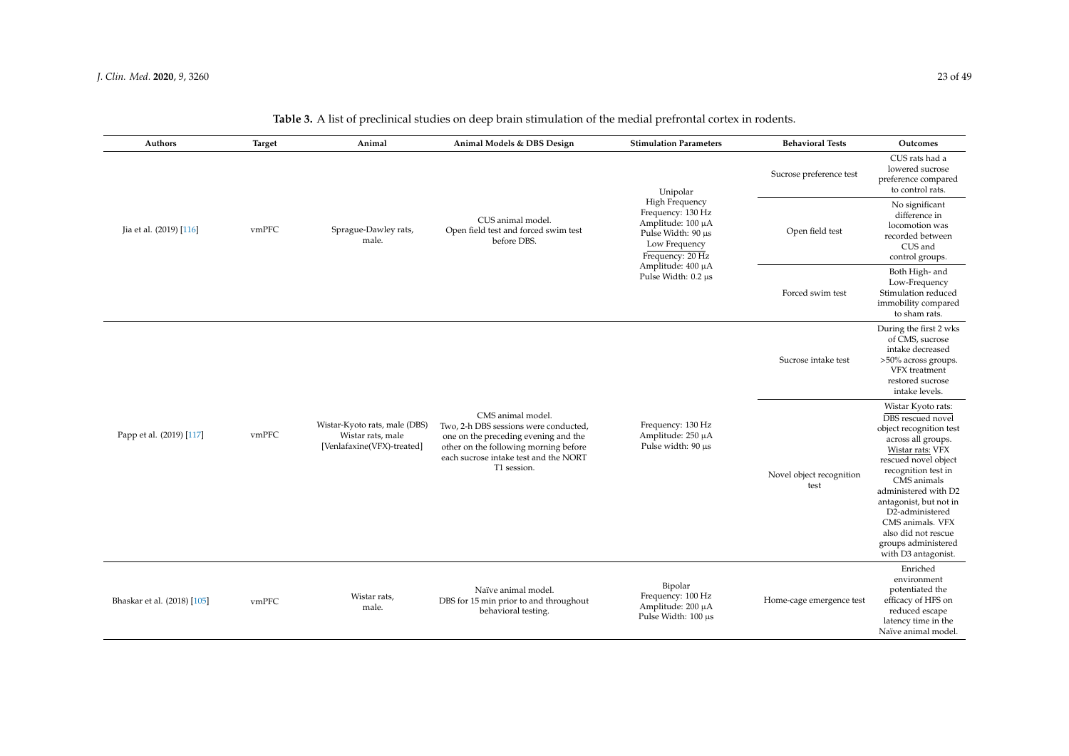**Table 3.** A list of preclinical studies on deep brain stimulation of the medial prefrontal cortex in rodents.

| Authors | Target | Animal | Animal Models & DBS Design | Stimulation Parameters | Behavioral Tests | Outcomes |
|---|---|---|---|---|---|---|
| Jia et al. (2019) [116] | vmPFC | Sprague-Dawley rats, male. | CUS animal model. Open field test and forced swim test before DBS. | Unipolar High Frequency Frequency: 130 Hz Amplitude: 100 μA Pulse Width: 90 μs Low Frequency Frequency: 20 Hz Amplitude: 400 μA Pulse Width: 0.2 μs | Sucrose preference test | CUS rats had a lowered sucrose preference compared to control rats. |
| | | | | | Open field test | No significant difference in locomotion was recorded between CUS and control groups. |
| | | | | | Forced swim test | Both High- and Low-Frequency Stimulation reduced immobility compared to sham rats. |
| Papp et al. (2019) [117] | vmPFC | Wistar-Kyoto rats, male (DBS) Wistar rats, male [Venlafaxine(VFX)-treated] | CMS animal model. Two, 2-h DBS sessions were conducted, one on the preceding evening and the other on the following morning before each sucrose intake test and the NORT T1 session. | Frequency: 130 Hz Amplitude: 250 μA Pulse width: 90 μs | Sucrose intake test | During the first 2 wks of CMS, sucrose intake decreased >50% across groups. VFX treatment restored sucrose intake levels. |
| | | | | | Novel object recognition test | Wistar Kyoto rats: DBS rescued novel object recognition test across all groups. Wistar rats: VFX rescued novel object recognition test in CMS animals administered with D2 antagonist, but not in D2-administered CMS animals. VFX also did not rescue groups administered with D3 antagonist. |
| Bhaskar et al. (2018) [105] | vmPFC | Wistar rats, male. | Naïve animal model. DBS for 15 min prior to and throughout behavioral testing. | Bipolar Frequency: 100 Hz Amplitude: 200 μA Pulse Width: 100 μs | Home-cage emergence test | Enriched environment potentiated the efficacy of HFS on reduced escape latency time in the Naïve animal model. |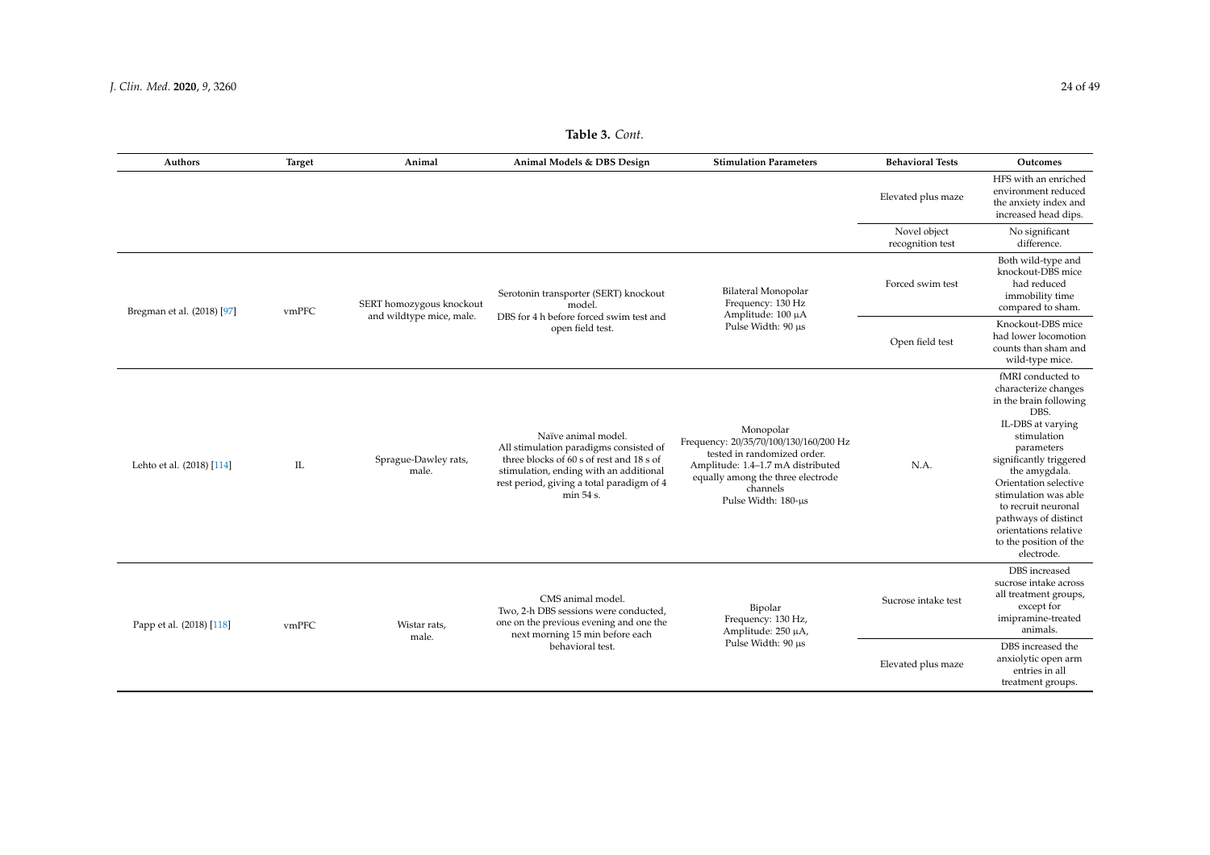**Table 3.** *Cont.*

| Authors | Target | Animal | Animal Models & DBS Design | Stimulation Parameters | Behavioral Tests | Outcomes |
| --- | --- | --- | --- | --- | --- | --- |
| | | | | | Elevated plus maze | HFS with an enriched environment reduced the anxiety index and increased head dips. |
| | | | | | Novel object recognition test | No significant difference. |
| Bregman et al. (2018) [97] | vmPFC | SERT homozygous knockout and wildtype mice, male. | Serotonin transporter (SERT) knockout model. DBS for 4 h before forced swim test and open field test. | Bilateral Monopolar Frequency: 130 Hz Amplitude: 100 µA Pulse Width: 90 µs | Forced swim test | Both wild-type and knockout-DBS mice had reduced immobility time compared to sham. |
| | | | | | Open field test | Knockout-DBS mice had lower locomotion counts than sham and wild-type mice. |
| Lehto et al. (2018) [114] | IL | Sprague-Dawley rats, male. | Naïve animal model. All stimulation paradigms consisted of three blocks of 60 s of rest and 18 s of stimulation, ending with an additional rest period, giving a total paradigm of 4 min 54 s. | Monopolar Frequency: 20/35/70/100/130/160/200 Hz tested in randomized order. Amplitude: 1.4–1.7 mA distributed equally among the three electrode channels Pulse Width: 180-µs | N.A. | fMRI conducted to characterize changes in the brain following DBS. IL-DBS at varying stimulation parameters significantly triggered the amygdala. Orientation selective stimulation was able to recruit neuronal pathways of distinct orientations relative to the position of the electrode. |
| Papp et al. (2018) [118] | vmPFC | Wistar rats, male. | CMS animal model. Two, 2-h DBS sessions were conducted, one on the previous evening and one the next morning 15 min before each behavioral test. | Bipolar Frequency: 130 Hz, Amplitude: 250 µA, Pulse Width: 90 µs | Sucrose intake test | DBS increased sucrose intake across all treatment groups, except for imipramine-treated animals. |
| | | | | | Elevated plus maze | DBS increased the anxiolytic open arm entries in all treatment groups. |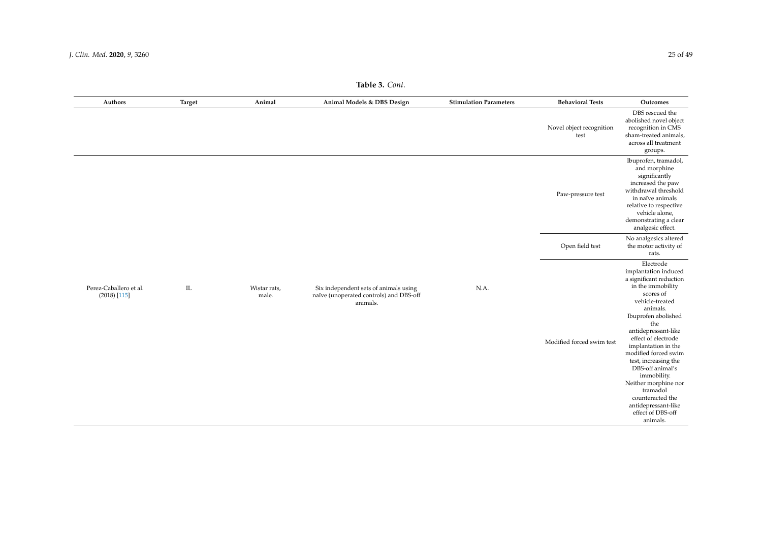**Table 3.** *Cont.*

| Authors | Target | Animal | Animal Models & DBS Design | Stimulation Parameters | Behavioral Tests | Outcomes |
|---|---|---|---|---|---|---|
| | | | | | Novel object recognition test | DBS rescued the abolished novel object recognition in CMS sham-treated animals, across all treatment groups. |
| Perez-Caballero et al. (2018) [115] | IL | Wistar rats, male. | Six independent sets of animals using naïve (unoperated controls) and DBS-off animals. | N.A. | Paw-pressure test | Ibuprofen, tramadol, and morphine significantly increased the paw withdrawal threshold in naïve animals relative to respective vehicle alone, demonstrating a clear analgesic effect. |
| | | | | | Open field test | No analgesics altered the motor activity of rats. |
| | | | | | Modified forced swim test | Electrode implantation induced a significant reduction in the immobility scores of vehicle-treated animals. Ibuprofen abolished the antidepressant-like effect of electrode implantation in the modified forced swim test, increasing the DBS-off animal's immobility. Neither morphine nor tramadol counteracted the antidepressant-like effect of DBS-off animals. |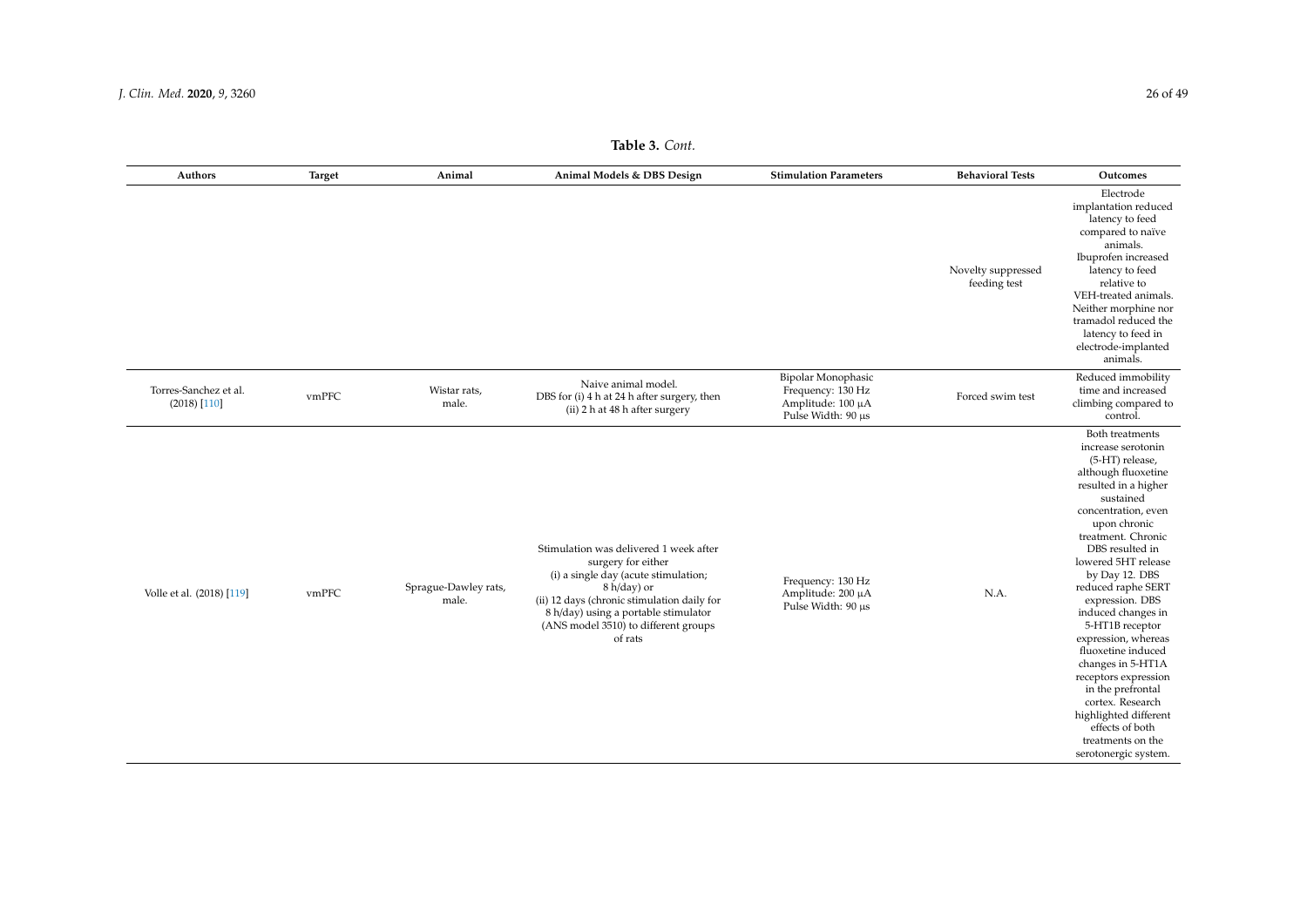**Table 3.** *Cont.*

| Authors | Target | Animal | Animal Models & DBS Design | Stimulation Parameters | Behavioral Tests | Outcomes |
| --- | --- | --- | --- | --- | --- | --- |
| | | | | | Novelty suppressed feeding test | Electrode implantation reduced latency to feed compared to naïve animals. Ibuprofen increased latency to feed relative to VEH-treated animals. Neither morphine nor tramadol reduced the latency to feed in electrode-implanted animals. |
| Torres-Sanchez et al. (2018) [110] | vmPFC | Wistar rats, male. | Naive animal model. DBS for (i) 4 h at 24 h after surgery, then (ii) 2 h at 48 h after surgery | Bipolar Monophasic Frequency: 130 Hz Amplitude: 100 μA Pulse Width: 90 μs | Forced swim test | Reduced immobility time and increased climbing compared to control. |
| Volle et al. (2018) [119] | vmPFC | Sprague-Dawley rats, male. | Stimulation was delivered 1 week after surgery for either (i) a single day (acute stimulation; 8 h/day) or (ii) 12 days (chronic stimulation daily for 8 h/day) using a portable stimulator (ANS model 3510) to different groups of rats | Frequency: 130 Hz Amplitude: 200 μA Pulse Width: 90 μs | N.A. | Both treatments increase serotonin (5-HT) release, although fluoxetine resulted in a higher sustained concentration, even upon chronic treatment. Chronic DBS resulted in lowered 5HT release by Day 12. DBS reduced raphe SERT expression. DBS induced changes in 5-HT1B receptor expression, whereas fluoxetine induced changes in 5-HT1A receptors expression in the prefrontal cortex. Research highlighted different effects of both treatments on the serotonergic system. |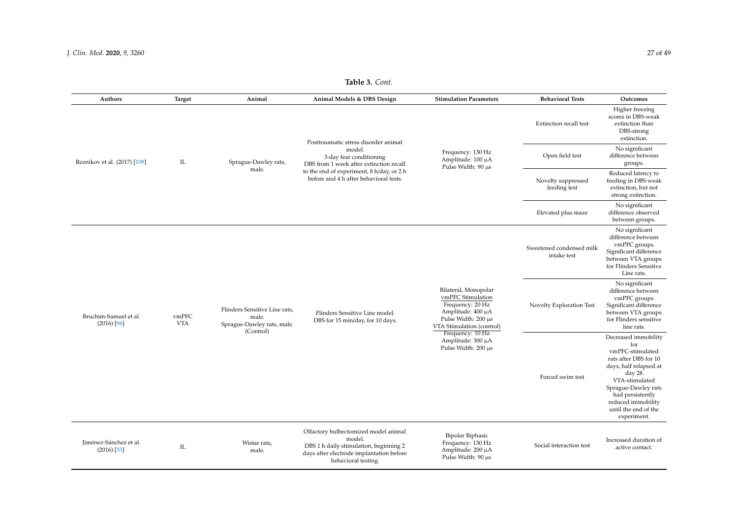**Table 3.** *Cont.*

| Authors | Target | Animal | Animal Models & DBS Design | Stimulation Parameters | Behavioral Tests | Outcomes |
|---|---|---|---|---|---|---|
| Reznikov et al. (2017) [109] | IL | Sprague-Dawley rats, male. | Posttraumatic stress disorder animal model. 3-day fear conditioning DBS from 1 week after extinction recall to the end of experiment, 8 h/day, or 2 h before and 4 h after behavioral tests. | Frequency: 130 Hz Amplitude: 100 µA Pulse Width: 90 µs | Extinction recall test | Higher freezing scores in DBS-weak extinction than DBS-strong extinction. |
| | | | | | Open field test | No significant difference between groups. |
| | | | | | Novelty suppressed feeding test | Reduced latency to feeding in DBS-weak extinction, but not strong extinction. |
| | | | | | Elevated plus maze | No significant difference observed between groups. |
| Bruchim-Samuel et al. (2016) [96] | vmPFC VTA | Flinders Sensitive Line rats, male. Sprague-Dawley rats, male. (Control) | Flinders Sensitive Line model. DBS for 15 min/day, for 10 days. | Bilateral, Monopolar vmPFC Stimulation Frequency: 20 Hz Amplitude: 400 µA Pulse Width: 200 µs VTA Stimulation (control) Frequency: 10 Hz Amplitude: 300 µA Pulse Width: 200 µs | Sweetened condensed milk intake test | No significant difference between vmPFC groups. Significant difference between VTA groups for Flinders Sensitive Line rats. |
| | | | | | Novelty Exploration Test | No significant difference between vmPFC groups. Significant difference between VTA groups for Flinders sensitive line rats. |
| | | | | | Forced swim test | Decreased immobility for vmPFC-stimulated rats after DBS for 10 days, half relapsed at day 28. VTA-stimulated Sprague-Dawley rats had persistently reduced immobility until the end of the experiment. |
| Jiménez-Sánchez et al. (2016) [33] | IL | Wistar rats, male. | Olfactory bulbectomized model animal model. DBS 1 h daily stimulation, beginning 2 days after electrode implantation before behavioral testing. | Bipolar Biphasic Frequency: 130 Hz Amplitude: 200 µA Pulse Width: 90 µs | Social interaction test | Increased duration of active contact. |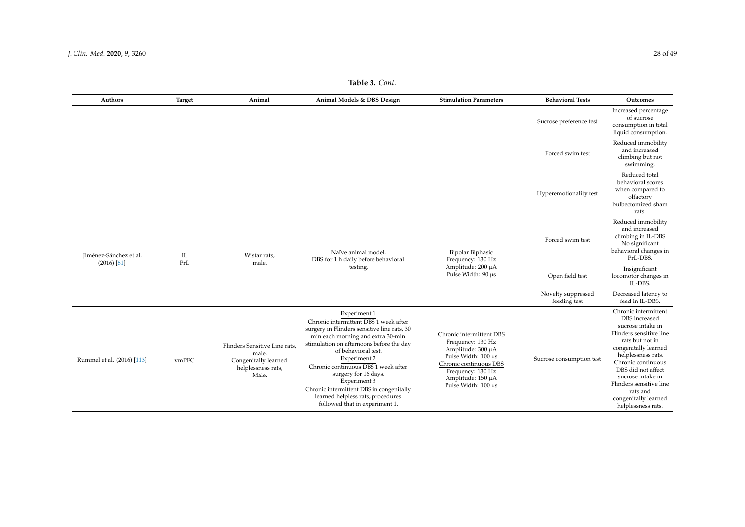**Table 3.** *Cont.*

| Authors | Target | Animal | Animal Models & DBS Design | Stimulation Parameters | Behavioral Tests | Outcomes |
| --- | --- | --- | --- | --- | --- | --- |
| | | | | | Sucrose preference test | Increased percentage of sucrose consumption in total liquid consumption. |
| | | | | | Forced swim test | Reduced immobility and increased climbing but not swimming. |
| | | | | | Hyperemotionality test | Reduced total behavioral scores when compared to olfactory bulbectomized sham rats. |
| Jiménez-Sánchez et al. (2016) [81] | IL<br>PrL | Wistar rats, male. | Naïve animal model.<br>DBS for 1 h daily before behavioral testing. | Bipolar Biphasic<br>Frequency: 130 Hz<br>Amplitude: 200 µA<br>Pulse Width: 90 µs | Forced swim test | Reduced immobility and increased climbing in IL-DBS<br>No significant behavioral changes in PrL-DBS. |
| | | | | | Open field test | Insignificant locomotor changes in IL-DBS. |
| | | | | | Novelty suppressed feeding test | Decreased latency to feed in IL-DBS. |
| Rummel et al. (2016) [113] | vmPFC | Flinders Sensitive Line rats, male.<br>Congenitally learned helplessness rats, Male. | Experiment 1<br>Chronic intermittent DBS 1 week after surgery in Flinders sensitive line rats, 30 min each morning and extra 30-min stimulation on afternoons before the day of behavioral test.<br>Experiment 2<br>Chronic continuous DBS 1 week after surgery for 16 days.<br>Experiment 3<br>Chronic intermittent DBS in congenitally learned helpless rats, procedures followed that in experiment 1. | Chronic intermittent DBS<br>Frequency: 130 Hz<br>Amplitude: 300 µA<br>Pulse Width: 100 µs<br>Chronic continuous DBS<br>Frequency: 130 Hz<br>Amplitude: 150 µA<br>Pulse Width: 100 µs | Sucrose consumption test | Chronic intermittent DBS increased sucrose intake in Flinders sensitive line rats but not in congenitally learned helplessness rats.<br>Chronic continuous DBS did not affect sucrose intake in Flinders sensitive line rats and congenitally learned helplessness rats. |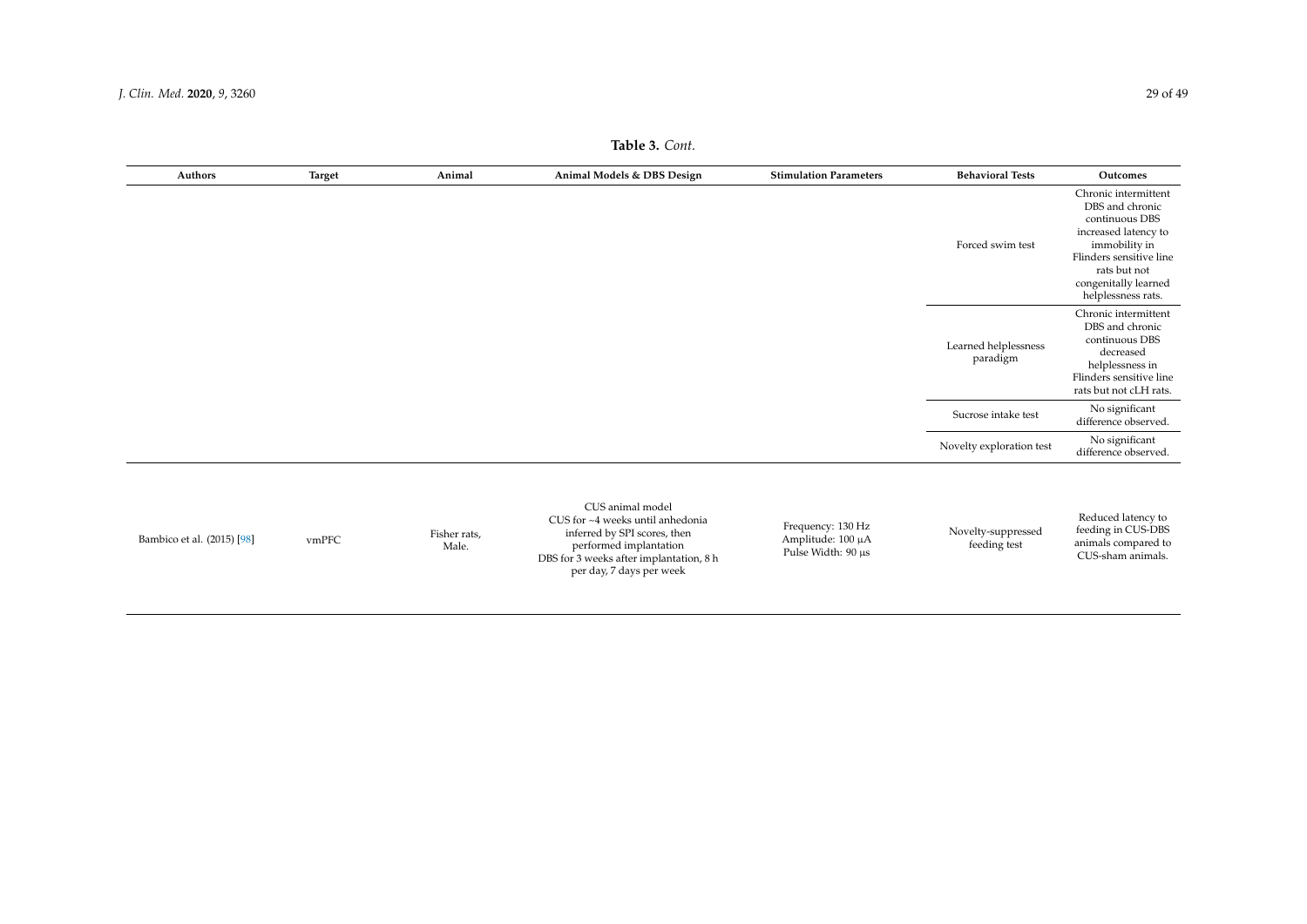**Table 3.** *Cont.*

| Authors | Target | Animal | Animal Models & DBS Design | Stimulation Parameters | Behavioral Tests | Outcomes |
|---|---|---|---|---|---|---|
| | | | | | Forced swim test | Chronic intermittent DBS and chronic continuous DBS increased latency to immobility in Flinders sensitive line rats but not congenitally learned helplessness rats. |
| | | | | | Learned helplessness paradigm | Chronic intermittent DBS and chronic continuous DBS decreased helplessness in Flinders sensitive line rats but not cLH rats. |
| | | | | | Sucrose intake test | No significant difference observed. |
| | | | | | Novelty exploration test | No significant difference observed. |
| Bambico et al. (2015) [98] | vmPFC | Fisher rats, Male. | CUS animal model<br>CUS for ~4 weeks until anhedonia inferred by SPI scores, then performed implantation<br>DBS for 3 weeks after implantation, 8 h per day, 7 days per week | Frequency: 130 Hz<br>Amplitude: 100 µA<br>Pulse Width: 90 µs | Novelty-suppressed feeding test | Reduced latency to feeding in CUS-DBS animals compared to CUS-sham animals. |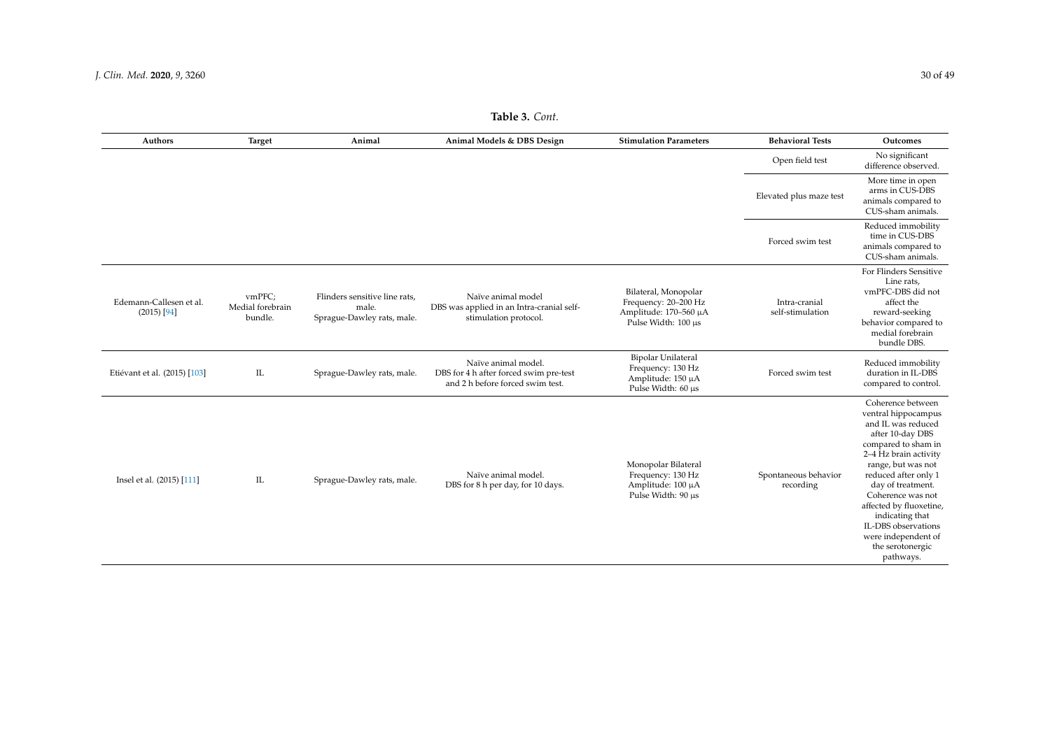**Table 3.** *Cont.*

| Authors | Target | Animal | Animal Models & DBS Design | Stimulation Parameters | Behavioral Tests | Outcomes |
|---|---|---|---|---|---|---|
| | | | | | Open field test | No significant difference observed. |
| | | | | | Elevated plus maze test | More time in open arms in CUS-DBS animals compared to CUS-sham animals. |
| | | | | | Forced swim test | Reduced immobility time in CUS-DBS animals compared to CUS-sham animals. |
| Edemann-Callesen et al. (2015) [94] | vmPFC; Medial forebrain bundle. | Flinders sensitive line rats, male. Sprague-Dawley rats, male. | Naïve animal model DBS was applied in an Intra-cranial self-stimulation protocol. | Bilateral, Monopolar Frequency: 20–200 Hz Amplitude: 170–560 µA Pulse Width: 100 µs | Intra-cranial self-stimulation | For Flinders Sensitive Line rats, vmPFC-DBS did not affect the reward-seeking behavior compared to medial forebrain bundle DBS. |
| Etiévant et al. (2015) [103] | IL | Sprague-Dawley rats, male. | Naïve animal model. DBS for 4 h after forced swim pre-test and 2 h before forced swim test. | Bipolar Unilateral Frequency: 130 Hz Amplitude: 150 µA Pulse Width: 60 µs | Forced swim test | Reduced immobility duration in IL-DBS compared to control. |
| Insel et al. (2015) [111] | IL | Sprague-Dawley rats, male. | Naïve animal model. DBS for 8 h per day, for 10 days. | Monopolar Bilateral Frequency: 130 Hz Amplitude: 100 µA Pulse Width: 90 µs | Spontaneous behavior recording | Coherence between ventral hippocampus and IL was reduced after 10-day DBS compared to sham in 2–4 Hz brain activity range, but was not reduced after only 1 day of treatment. Coherence was not affected by fluoxetine, indicating that IL-DBS observations were independent of the serotonergic pathways. |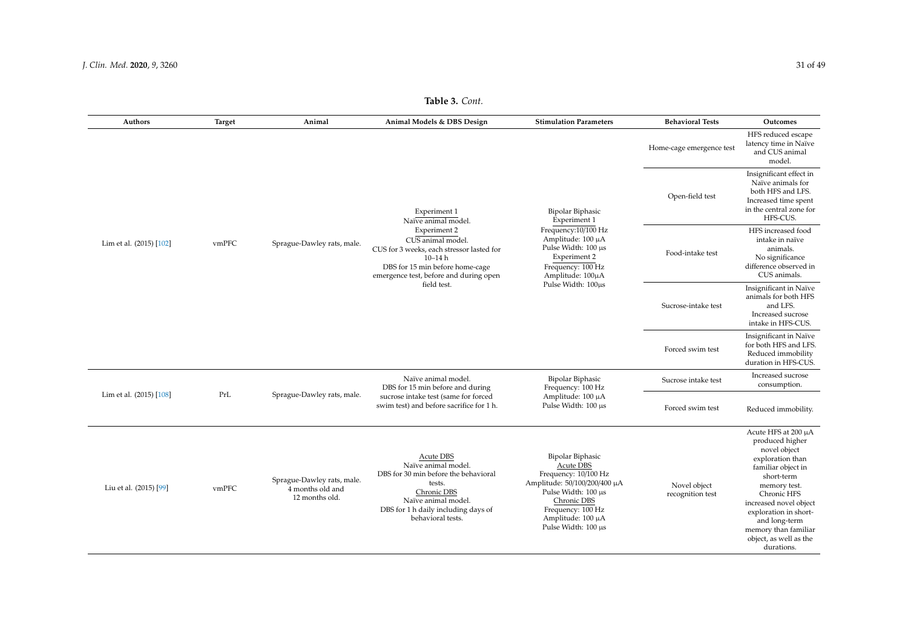**Table 3.** *Cont.*

| Authors | Target | Animal | Animal Models & DBS Design | Stimulation Parameters | Behavioral Tests | Outcomes |
| --- | --- | --- | --- | --- | --- | --- |
| Lim et al. (2015) [102] | vmPFC | Sprague-Dawley rats, male. | Experiment 1<br>Naïve animal model.<br>Experiment 2<br>CUS animal model.<br>CUS for 3 weeks, each stressor lasted for 10–14 h<br>DBS for 15 min before home-cage emergence test, before and during open field test. | Bipolar Biphasic<br>Experiment 1<br>Frequency:10/100 Hz<br>Amplitude: 100 µA<br>Pulse Width: 100 µs<br>Experiment 2<br>Frequency: 100 Hz<br>Amplitude: 100µA<br>Pulse Width: 100µs | Home-cage emergence test | HFS reduced escape latency time in Naïve and CUS animal model. |
| | | | | | Open-field test | Insignificant effect in Naïve animals for both HFS and LFS.<br>Increased time spent in the central zone for HFS-CUS. |
| | | | | | Food-intake test | HFS increased food intake in naïve animals.<br>No significance difference observed in CUS animals. |
| | | | | | Sucrose-intake test | Insignificant in Naïve animals for both HFS and LFS.<br>Increased sucrose intake in HFS-CUS. |
| | | | | | Forced swim test | Insignificant in Naïve for both HFS and LFS.<br>Reduced immobility duration in HFS-CUS. |
| Lim et al. (2015) [108] | PrL | Sprague-Dawley rats, male. | Naïve animal model.<br>DBS for 15 min before and during sucrose intake test (same for forced swim test) and before sacrifice for 1 h. | Bipolar Biphasic<br>Frequency: 100 Hz<br>Amplitude: 100 µA<br>Pulse Width: 100 µs | Sucrose intake test | Increased sucrose consumption. |
| | | | | | Forced swim test | Reduced immobility. |
| Liu et al. (2015) [99] | vmPFC | Sprague-Dawley rats, male.<br>4 months old and 12 months old. | Acute DBS<br>Naïve animal model.<br>DBS for 30 min before the behavioral tests.<br>Chronic DBS<br>Naïve animal model.<br>DBS for 1 h daily including days of behavioral tests. | Bipolar Biphasic<br>Acute DBS<br>Frequency: 10/100 Hz<br>Amplitude: 50/100/200/400 µA<br>Pulse Width: 100 µs<br>Chronic DBS<br>Frequency: 100 Hz<br>Amplitude: 100 µA<br>Pulse Width: 100 µs | Novel object recognition test | Acute HFS at 200 µA produced higher novel object exploration than familiar object in short-term memory test.<br>Chronic HFS increased novel object exploration in short- and long-term memory than familiar object, as well as the durations. |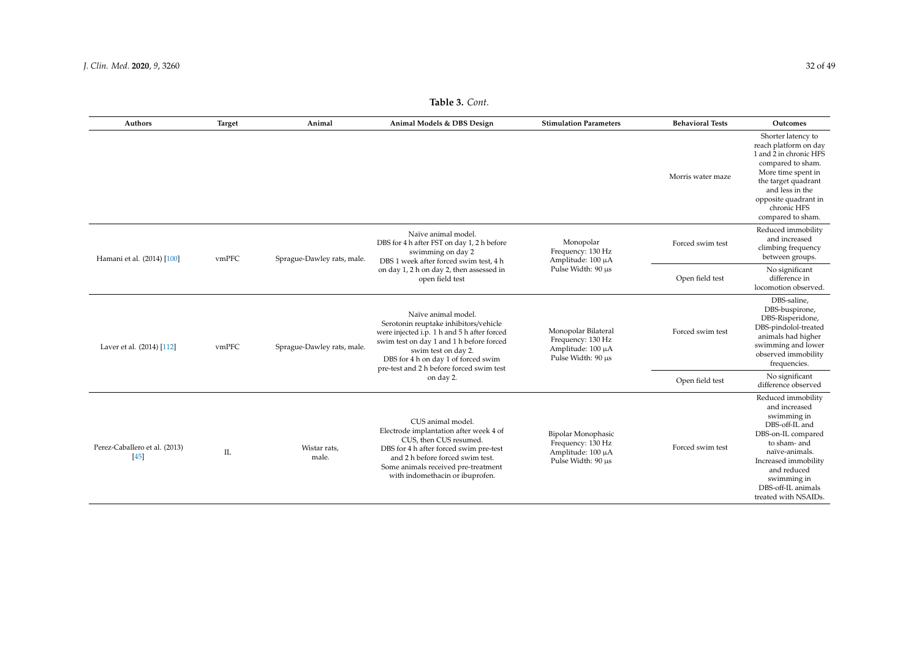**Table 3.** *Cont.*

| Authors | Target | Animal | Animal Models & DBS Design | Stimulation Parameters | Behavioral Tests | Outcomes |
|---|---|---|---|---|---|---|
| | | | | | Morris water maze | Shorter latency to reach platform on day 1 and 2 in chronic HFS compared to sham. More time spent in the target quadrant and less in the opposite quadrant in chronic HFS compared to sham. |
| Hamani et al. (2014) [100] | vmPFC | Sprague-Dawley rats, male. | Naïve animal model. DBS for 4 h after FST on day 1, 2 h before swimming on day 2 DBS 1 week after forced swim test, 4 h on day 1, 2 h on day 2, then assessed in open field test | Monopolar Frequency: 130 Hz Amplitude: 100 µA Pulse Width: 90 µs | Forced swim test | Reduced immobility and increased climbing frequency between groups. |
| | | | | | Open field test | No significant difference in locomotion observed. |
| Laver et al. (2014) [112] | vmPFC | Sprague-Dawley rats, male. | Naïve animal model. Serotonin reuptake inhibitors/vehicle were injected i.p. 1 h and 5 h after forced swim test on day 1 and 1 h before forced swim test on day 2. DBS for 4 h on day 1 of forced swim pre-test and 2 h before forced swim test on day 2. | Monopolar Bilateral Frequency: 130 Hz Amplitude: 100 µA Pulse Width: 90 µs | Forced swim test | DBS-saline, DBS-buspirone, DBS-Risperidone, DBS-pindolol-treated animals had higher swimming and lower observed immobility frequencies. |
| | | | | | Open field test | No significant difference observed |
| Perez-Caballero et al. (2013) [45] | IL | Wistar rats, male. | CUS animal model. Electrode implantation after week 4 of CUS, then CUS resumed. DBS for 4 h after forced swim pre-test and 2 h before forced swim test. Some animals received pre-treatment with indomethacin or ibuprofen. | Bipolar Monophasic Frequency: 130 Hz Amplitude: 100 µA Pulse Width: 90 µs | Forced swim test | Reduced immobility and increased swimming in DBS-off-IL and DBS-on-IL compared to sham- and naïve-animals. Increased immobility and reduced swimming in DBS-off-IL animals treated with NSAIDs. |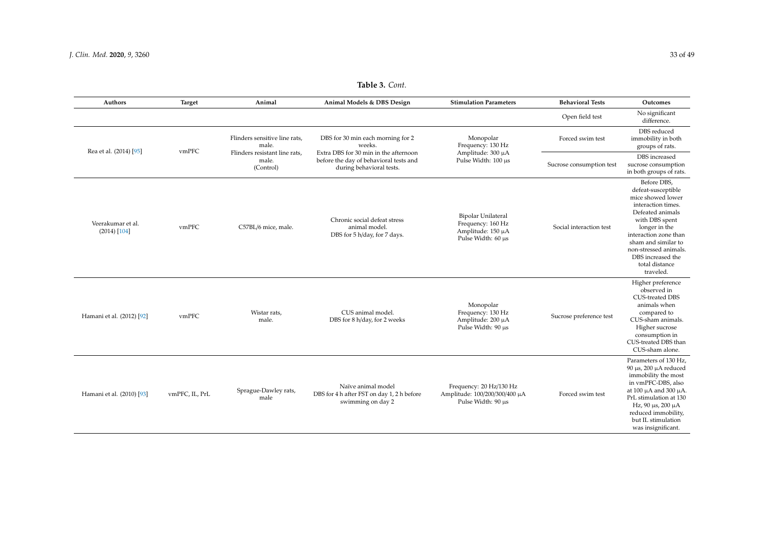**Table 3.** *Cont.*

| Authors | Target | Animal | Animal Models & DBS Design | Stimulation Parameters | Behavioral Tests | Outcomes |
|---|---|---|---|---|---|---|
| | | | | | Open field test | No significant difference. |
| Rea et al. (2014) [95] | vmPFC | Flinders sensitive line rats, male. Flinders resistant line rats, male. (Control) | DBS for 30 min each morning for 2 weeks. Extra DBS for 30 min in the afternoon before the day of behavioral tests and during behavioral tests. | Monopolar Frequency: 130 Hz Amplitude: 300 µA Pulse Width: 100 µs | Forced swim test | DBS reduced immobility in both groups of rats. |
| | | | | | Sucrose consumption test | DBS increased sucrose consumption in both groups of rats. |
| Veerakumar et al. (2014) [104] | vmPFC | C57BL/6 mice, male. | Chronic social defeat stress animal model. DBS for 5 h/day, for 7 days. | Bipolar Unilateral Frequency: 160 Hz Amplitude: 150 µA Pulse Width: 60 µs | Social interaction test | Before DBS, defeat-susceptible mice showed lower interaction times. Defeated animals with DBS spent longer in the interaction zone than sham and similar to non-stressed animals. DBS increased the total distance traveled. |
| Hamani et al. (2012) [92] | vmPFC | Wistar rats, male. | CUS animal model. DBS for 8 h/day, for 2 weeks | Monopolar Frequency: 130 Hz Amplitude: 200 µA Pulse Width: 90 µs | Sucrose preference test | Higher preference observed in CUS-treated DBS animals when compared to CUS-sham animals. Higher sucrose consumption in CUS-treated DBS than CUS-sham alone. |
| Hamani et al. (2010) [93] | vmPFC, IL, PrL | Sprague-Dawley rats, male | Naïve animal model DBS for 4 h after FST on day 1, 2 h before swimming on day 2 | Frequency: 20 Hz/130 Hz Amplitude: 100/200/300/400 µA Pulse Width: 90 µs | Forced swim test | Parameters of 130 Hz, 90 µs, 200 µA reduced immobility the most in vmPFC-DBS, also at 100 µA and 300 µA. PrL stimulation at 130 Hz, 90 µs, 200 µA reduced immobility, but IL stimulation was insignificant. |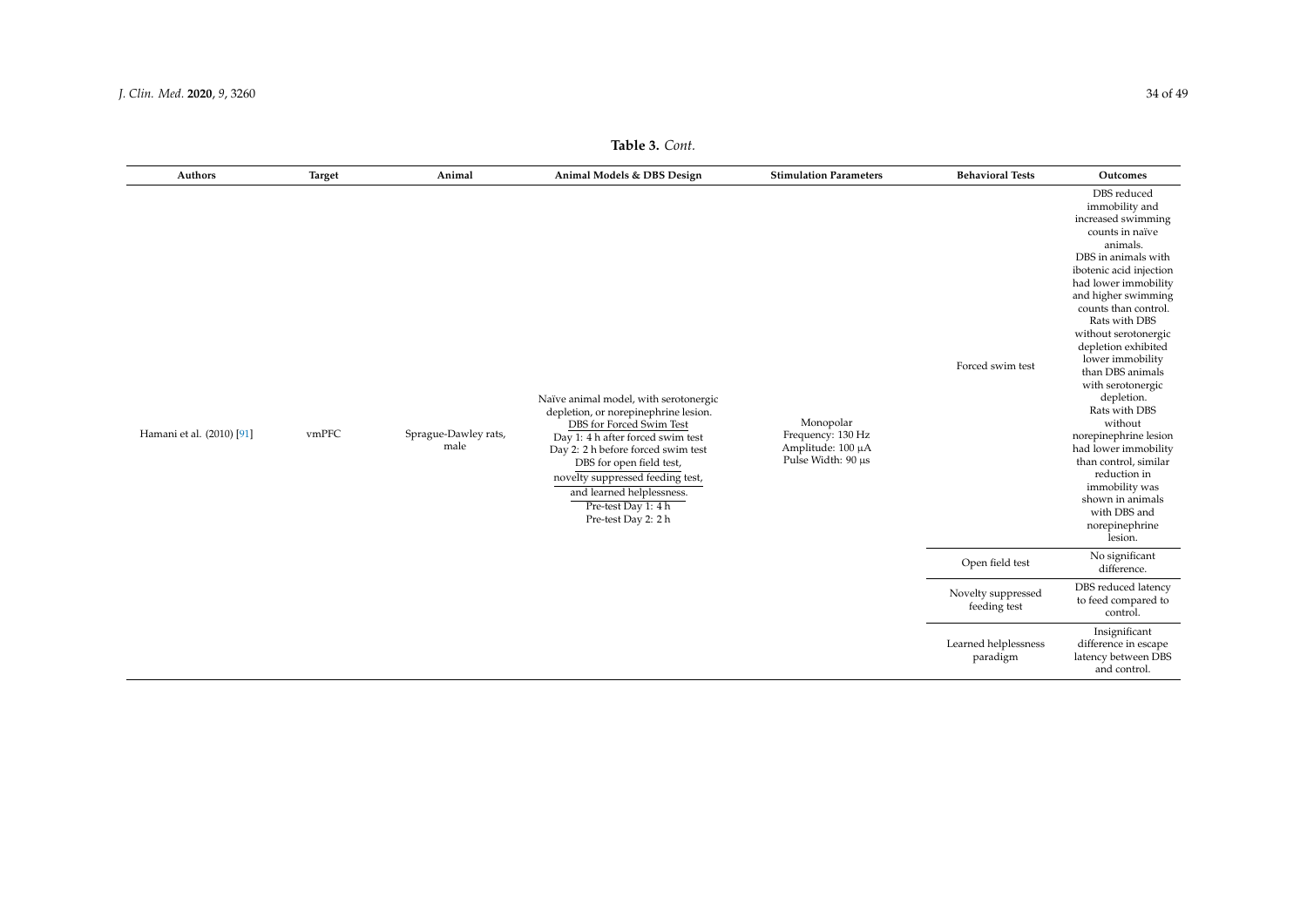**Table 3.** *Cont.*

| Authors | Target | Animal | Animal Models & DBS Design | Stimulation Parameters | Behavioral Tests | Outcomes |
| --- | --- | --- | --- | --- | --- | --- |
| Hamani et al. (2010) [91] | vmPFC | Sprague-Dawley rats, male | Naïve animal model, with serotonergic depletion, or norepinephrine lesion. DBS for Forced Swim Test Day 1: 4 h after forced swim test Day 2: 2 h before forced swim test DBS for open field test, novelty suppressed feeding test, and learned helplessness. Pre-test Day 1: 4 h Pre-test Day 2: 2 h | Monopolar Frequency: 130 Hz Amplitude: 100 µA Pulse Width: 90 µs | Forced swim test | DBS reduced immobility and increased swimming counts in naïve animals. DBS in animals with ibotenic acid injection had lower immobility and higher swimming counts than control. Rats with DBS without serotonergic depletion exhibited lower immobility than DBS animals with serotonergic depletion. Rats with DBS without norepinephrine lesion had lower immobility than control, similar reduction in immobility was shown in animals with DBS and norepinephrine lesion. |
| | | | | | Open field test | No significant difference. |
| | | | | | Novelty suppressed feeding test | DBS reduced latency to feed compared to control. |
| | | | | | Learned helplessness paradigm | Insignificant difference in escape latency between DBS and control. |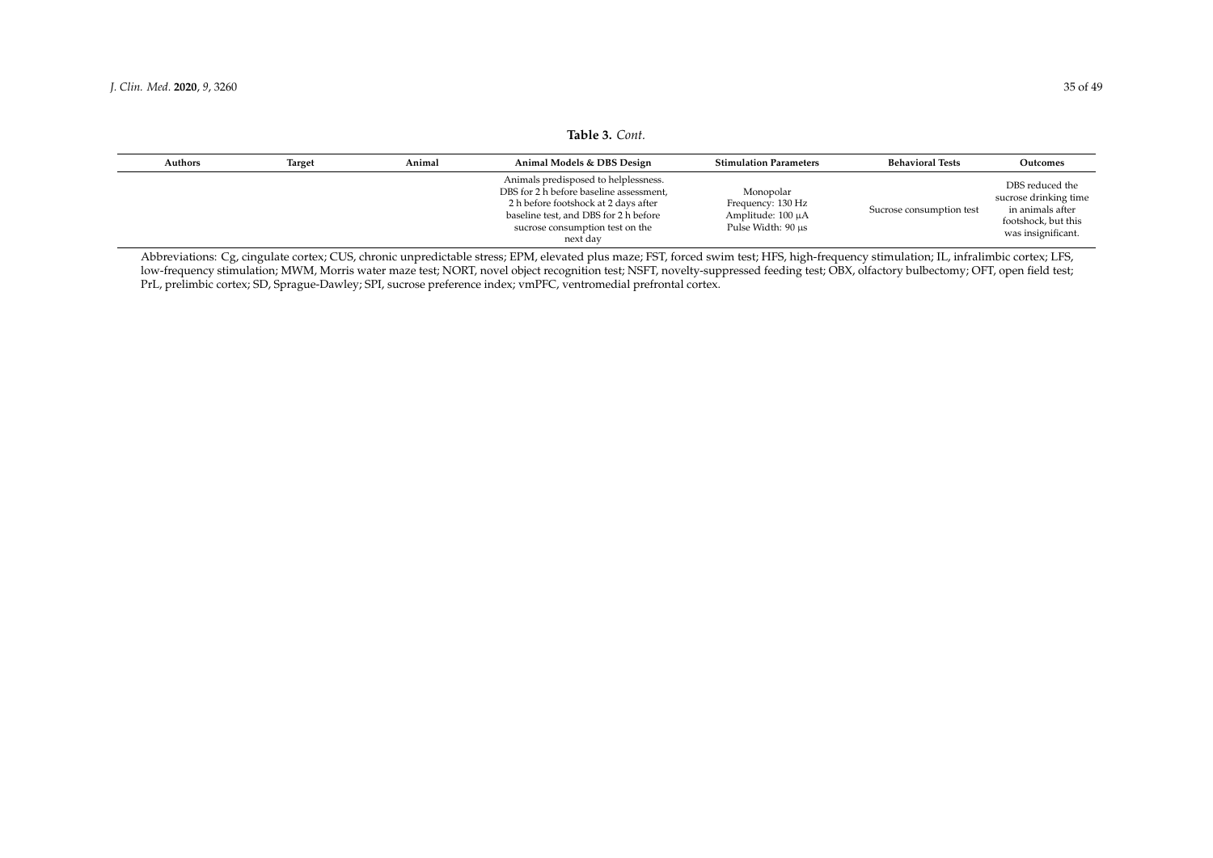**Table 3.** *Cont.*

| Authors | Target | Animal | Animal Models & DBS Design | Stimulation Parameters | Behavioral Tests | Outcomes |
| --- | --- | --- | --- | --- | --- | --- |
| | | | Animals predisposed to helplessness. DBS for 2 h before baseline assessment, 2 h before footshock at 2 days after baseline test, and DBS for 2 h before sucrose consumption test on the next day | Monopolar Frequency: 130 Hz Amplitude: 100 μA Pulse Width: 90 μs | Sucrose consumption test | DBS reduced the sucrose drinking time in animals after footshock, but this was insignificant. |

Abbreviations: Cg, cingulate cortex; CUS, chronic unpredictable stress; EPM, elevated plus maze; FST, forced swim test; HFS, high-frequency stimulation; IL, infralimbic cortex; LFS, low-frequency stimulation; MWM, Morris water maze test; NORT, novel object recognition test; NSFT, novelty-suppressed feeding test; OBX, olfactory bulbectomy; OFT, open field test; PrL, prelimbic cortex; SD, Sprague-Dawley; SPI, sucrose preference index; vmPFC, ventromedial prefrontal cortex.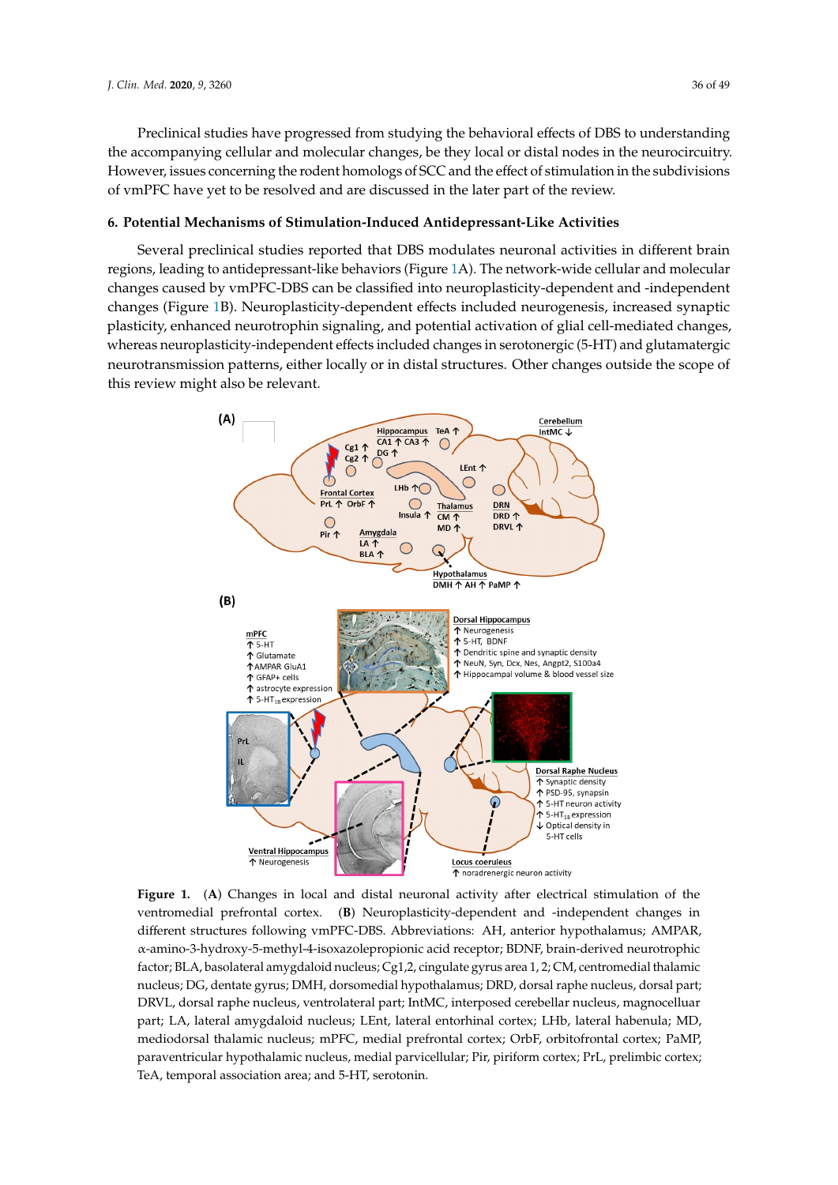Preclinical studies have progressed from studying the behavioral effects of DBS to understanding the accompanying cellular and molecular changes, be they local or distal nodes in the neurocircuitry. However, issues concerning the rodent homologs of SCC and the effect of stimulation in the subdivisions of vmPFC have yet to be resolved and are discussed in the later part of the review.

## 6. Potential Mechanisms of Stimulation-Induced Antidepressant-Like Activities

Several preclinical studies reported that DBS modulates neuronal activities in different brain regions, leading to antidepressant-like behaviors (Figure 1A). The network-wide cellular and molecular changes caused by vmPFC-DBS can be classified into neuroplasticity-dependent and -independent changes (Figure 1B). Neuroplasticity-dependent effects included neurogenesis, increased synaptic plasticity, enhanced neurotrophin signaling, and potential activation of glial cell-mediated changes, whereas neuroplasticity-independent effects included changes in serotonergic (5-HT) and glutamatergic neurotransmission patterns, either locally or in distal structures. Other changes outside the scope of this review might also be relevant.

**Figure 1.** (**A**) Changes in local and distal neuronal activity after electrical stimulation of the ventromedial prefrontal cortex. (**B**) Neuroplasticity-dependent and -independent changes in different structures following vmPFC-DBS. Abbreviations: AH, anterior hypothalamus; AMPAR, α-amino-3-hydroxy-5-methyl-4-isoxazolepropionic acid receptor; BDNF, brain-derived neurotrophic factor; BLA, basolateral amygdaloid nucleus; Cg1,2, cingulate gyrus area 1, 2; CM, centromedial thalamic nucleus; DG, dentate gyrus; DMH, dorsomedial hypothalamus; DRD, dorsal raphe nucleus, dorsal part; DRVL, dorsal raphe nucleus, ventrolateral part; IntMC, interposed cerebellar nucleus, magnocelluar part; LA, lateral amygdaloid nucleus; LEnt, lateral entorhinal cortex; LHb, lateral habenula; MD, mediodorsal thalamic nucleus; mPFC, medial prefrontal cortex; OrbF, orbitofrontal cortex; PaMP, paraventricular hypothalamic nucleus, medial parvicellular; Pir, piriform cortex; PrL, prelimbic cortex; TeA, temporal association area; and 5-HT, serotonin.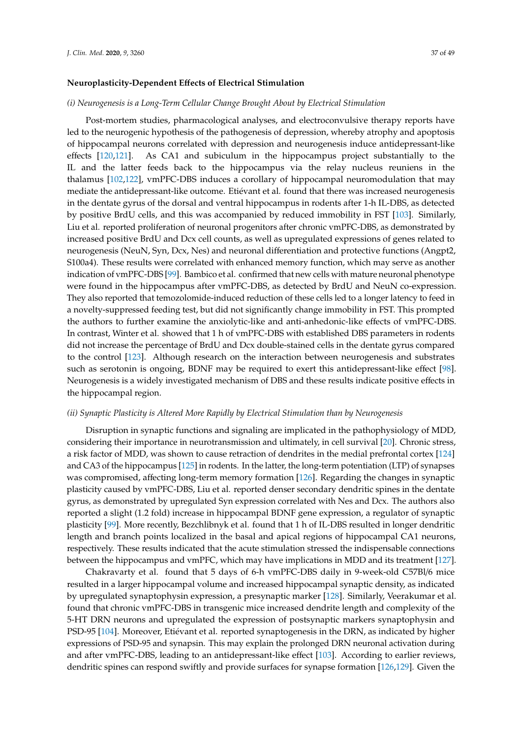**Neuroplasticity-Dependent Effects of Electrical Stimulation**

*(i) Neurogenesis is a Long-Term Cellular Change Brought About by Electrical Stimulation*

Post-mortem studies, pharmacological analyses, and electroconvulsive therapy reports have led to the neurogenic hypothesis of the pathogenesis of depression, whereby atrophy and apoptosis of hippocampal neurons correlated with depression and neurogenesis induce antidepressant-like effects [120,121]. As CA1 and subiculum in the hippocampus project substantially to the IL and the latter feeds back to the hippocampus via the relay nucleus reuniens in the thalamus [102,122], vmPFC-DBS induces a corollary of hippocampal neuromodulation that may mediate the antidepressant-like outcome. Etiévant et al. found that there was increased neurogenesis in the dentate gyrus of the dorsal and ventral hippocampus in rodents after 1-h IL-DBS, as detected by positive BrdU cells, and this was accompanied by reduced immobility in FST [103]. Similarly, Liu et al. reported proliferation of neuronal progenitors after chronic vmPFC-DBS, as demonstrated by increased positive BrdU and Dcx cell counts, as well as upregulated expressions of genes related to neurogenesis (NeuN, Syn, Dcx, Nes) and neuronal differentiation and protective functions (Angpt2, S100a4). These results were correlated with enhanced memory function, which may serve as another indication of vmPFC-DBS [99]. Bambico et al. confirmed that new cells with mature neuronal phenotype were found in the hippocampus after vmPFC-DBS, as detected by BrdU and NeuN co-expression. They also reported that temozolomide-induced reduction of these cells led to a longer latency to feed in a novelty-suppressed feeding test, but did not significantly change immobility in FST. This prompted the authors to further examine the anxiolytic-like and anti-anhedonic-like effects of vmPFC-DBS. In contrast, Winter et al. showed that 1 h of vmPFC-DBS with established DBS parameters in rodents did not increase the percentage of BrdU and Dcx double-stained cells in the dentate gyrus compared to the control [123]. Although research on the interaction between neurogenesis and substrates such as serotonin is ongoing, BDNF may be required to exert this antidepressant-like effect [98]. Neurogenesis is a widely investigated mechanism of DBS and these results indicate positive effects in the hippocampal region.

*(ii) Synaptic Plasticity is Altered More Rapidly by Electrical Stimulation than by Neurogenesis*

Disruption in synaptic functions and signaling are implicated in the pathophysiology of MDD, considering their importance in neurotransmission and ultimately, in cell survival [20]. Chronic stress, a risk factor of MDD, was shown to cause retraction of dendrites in the medial prefrontal cortex [124] and CA3 of the hippocampus [125] in rodents. In the latter, the long-term potentiation (LTP) of synapses was compromised, affecting long-term memory formation [126]. Regarding the changes in synaptic plasticity caused by vmPFC-DBS, Liu et al. reported denser secondary dendritic spines in the dentate gyrus, as demonstrated by upregulated Syn expression correlated with Nes and Dcx. The authors also reported a slight (1.2 fold) increase in hippocampal BDNF gene expression, a regulator of synaptic plasticity [99]. More recently, Bezchlibnyk et al. found that 1 h of IL-DBS resulted in longer dendritic length and branch points localized in the basal and apical regions of hippocampal CA1 neurons, respectively. These results indicated that the acute stimulation stressed the indispensable connections between the hippocampus and vmPFC, which may have implications in MDD and its treatment [127].

Chakravarty et al. found that 5 days of 6-h vmPFC-DBS daily in 9-week-old C57Bl/6 mice resulted in a larger hippocampal volume and increased hippocampal synaptic density, as indicated by upregulated synaptophysin expression, a presynaptic marker [128]. Similarly, Veerakumar et al. found that chronic vmPFC-DBS in transgenic mice increased dendrite length and complexity of the 5-HT DRN neurons and upregulated the expression of postsynaptic markers synaptophysin and PSD-95 [104]. Moreover, Etiévant et al. reported synaptogenesis in the DRN, as indicated by higher expressions of PSD-95 and synapsin. This may explain the prolonged DRN neuronal activation during and after vmPFC-DBS, leading to an antidepressant-like effect [103]. According to earlier reviews, dendritic spines can respond swiftly and provide surfaces for synapse formation [126,129]. Given the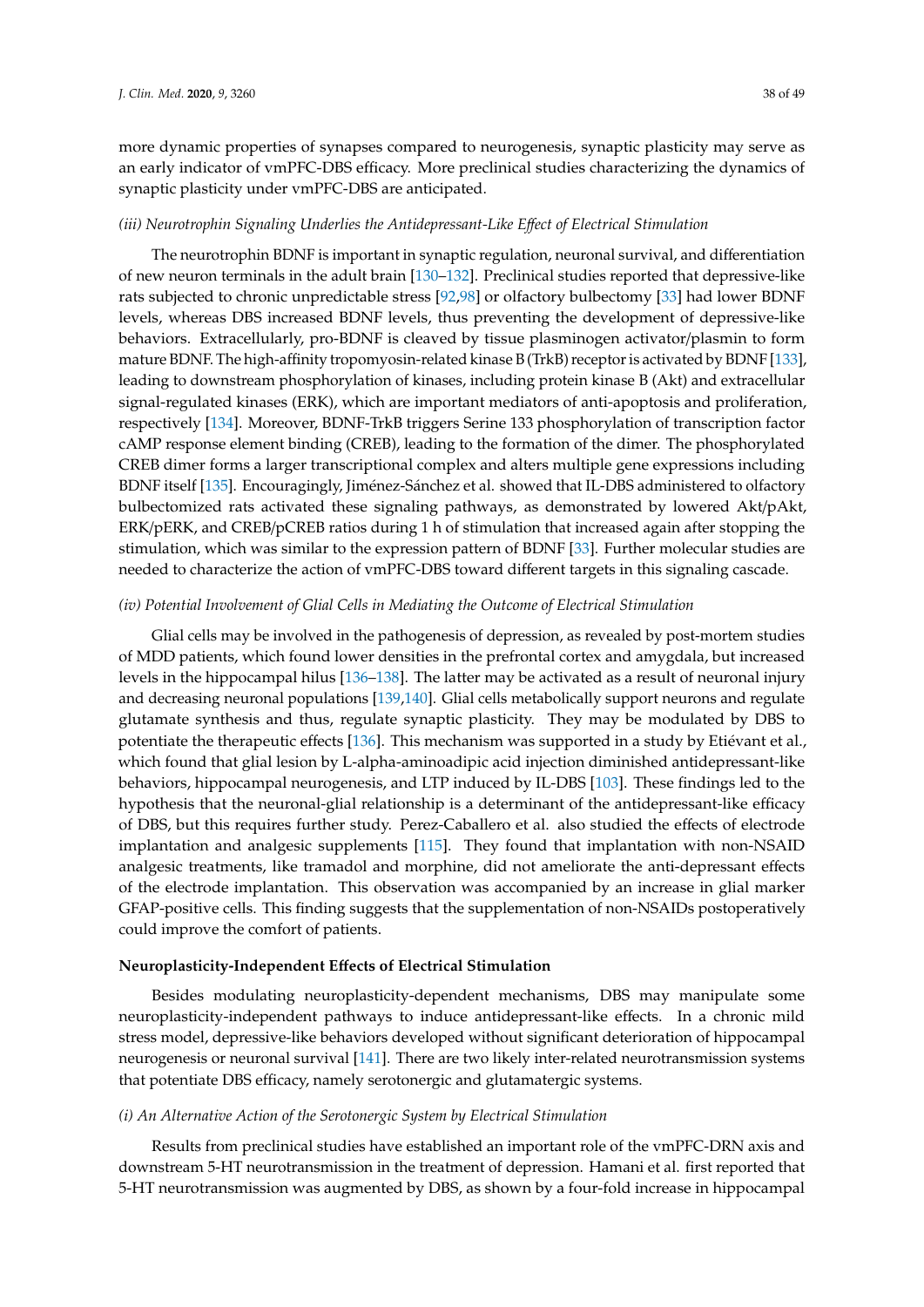more dynamic properties of synapses compared to neurogenesis, synaptic plasticity may serve as an early indicator of vmPFC-DBS efficacy. More preclinical studies characterizing the dynamics of synaptic plasticity under vmPFC-DBS are anticipated.

*(iii) Neurotrophin Signaling Underlies the Antidepressant-Like Effect of Electrical Stimulation*

The neurotrophin BDNF is important in synaptic regulation, neuronal survival, and differentiation of new neuron terminals in the adult brain [130–132]. Preclinical studies reported that depressive-like rats subjected to chronic unpredictable stress [92,98] or olfactory bulbectomy [33] had lower BDNF levels, whereas DBS increased BDNF levels, thus preventing the development of depressive-like behaviors. Extracellularly, pro-BDNF is cleaved by tissue plasminogen activator/plasmin to form mature BDNF. The high-affinity tropomyosin-related kinase B (TrkB) receptor is activated by BDNF [133], leading to downstream phosphorylation of kinases, including protein kinase B (Akt) and extracellular signal-regulated kinases (ERK), which are important mediators of anti-apoptosis and proliferation, respectively [134]. Moreover, BDNF-TrkB triggers Serine 133 phosphorylation of transcription factor cAMP response element binding (CREB), leading to the formation of the dimer. The phosphorylated CREB dimer forms a larger transcriptional complex and alters multiple gene expressions including BDNF itself [135]. Encouragingly, Jiménez-Sánchez et al. showed that IL-DBS administered to olfactory bulbectomized rats activated these signaling pathways, as demonstrated by lowered Akt/pAkt, ERK/pERK, and CREB/pCREB ratios during 1 h of stimulation that increased again after stopping the stimulation, which was similar to the expression pattern of BDNF [33]. Further molecular studies are needed to characterize the action of vmPFC-DBS toward different targets in this signaling cascade.

*(iv) Potential Involvement of Glial Cells in Mediating the Outcome of Electrical Stimulation*

Glial cells may be involved in the pathogenesis of depression, as revealed by post-mortem studies of MDD patients, which found lower densities in the prefrontal cortex and amygdala, but increased levels in the hippocampal hilus [136–138]. The latter may be activated as a result of neuronal injury and decreasing neuronal populations [139,140]. Glial cells metabolically support neurons and regulate glutamate synthesis and thus, regulate synaptic plasticity. They may be modulated by DBS to potentiate the therapeutic effects [136]. This mechanism was supported in a study by Etiévant et al., which found that glial lesion by L-alpha-aminoadipic acid injection diminished antidepressant-like behaviors, hippocampal neurogenesis, and LTP induced by IL-DBS [103]. These findings led to the hypothesis that the neuronal-glial relationship is a determinant of the antidepressant-like efficacy of DBS, but this requires further study. Perez-Caballero et al. also studied the effects of electrode implantation and analgesic supplements [115]. They found that implantation with non-NSAID analgesic treatments, like tramadol and morphine, did not ameliorate the anti-depressant effects of the electrode implantation. This observation was accompanied by an increase in glial marker GFAP-positive cells. This finding suggests that the supplementation of non-NSAIDs postoperatively could improve the comfort of patients.

**Neuroplasticity-Independent Effects of Electrical Stimulation**

Besides modulating neuroplasticity-dependent mechanisms, DBS may manipulate some neuroplasticity-independent pathways to induce antidepressant-like effects. In a chronic mild stress model, depressive-like behaviors developed without significant deterioration of hippocampal neurogenesis or neuronal survival [141]. There are two likely inter-related neurotransmission systems that potentiate DBS efficacy, namely serotonergic and glutamatergic systems.

*(i) An Alternative Action of the Serotonergic System by Electrical Stimulation*

Results from preclinical studies have established an important role of the vmPFC-DRN axis and downstream 5-HT neurotransmission in the treatment of depression. Hamani et al. first reported that 5-HT neurotransmission was augmented by DBS, as shown by a four-fold increase in hippocampal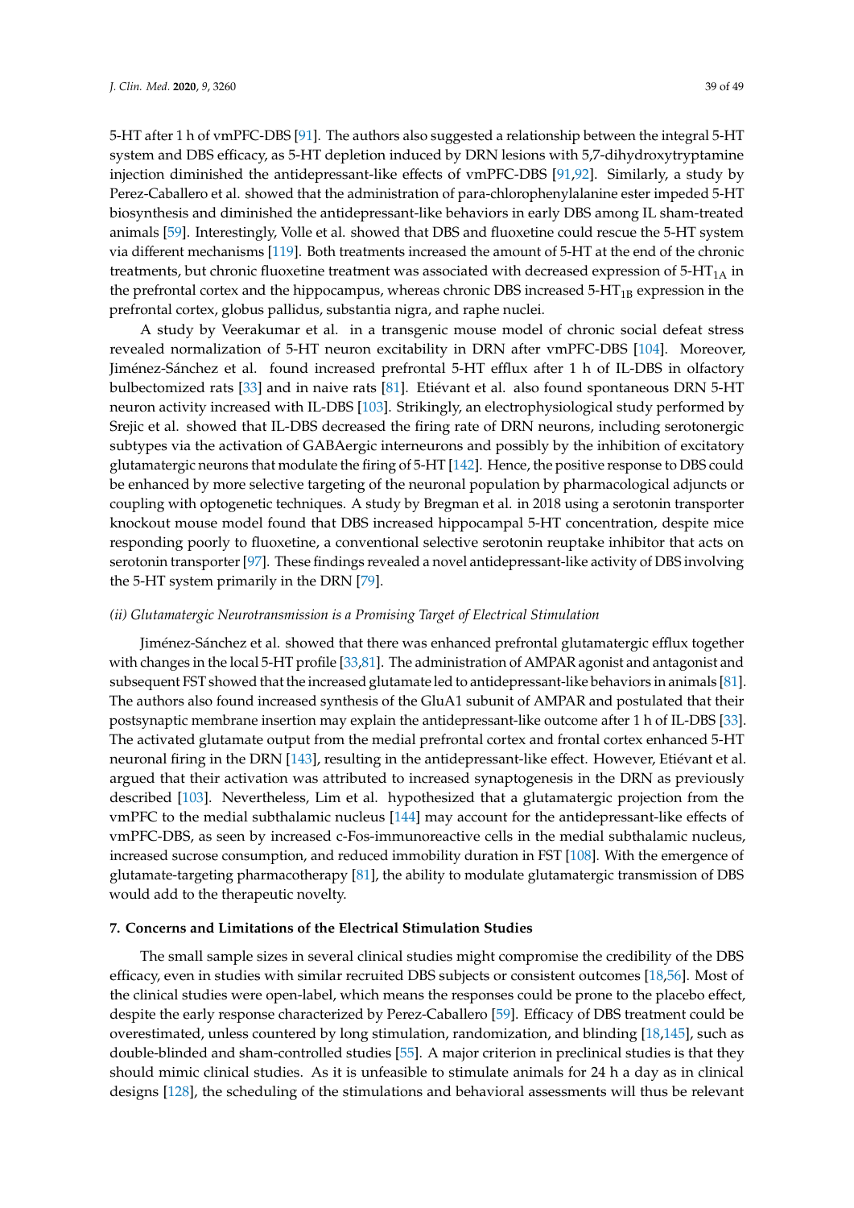5-HT after 1 h of vmPFC-DBS [91]. The authors also suggested a relationship between the integral 5-HT system and DBS efficacy, as 5-HT depletion induced by DRN lesions with 5,7-dihydroxytryptamine injection diminished the antidepressant-like effects of vmPFC-DBS [91,92]. Similarly, a study by Perez-Caballero et al. showed that the administration of para-chlorophenylalanine ester impeded 5-HT biosynthesis and diminished the antidepressant-like behaviors in early DBS among IL sham-treated animals [59]. Interestingly, Volle et al. showed that DBS and fluoxetine could rescue the 5-HT system via different mechanisms [119]. Both treatments increased the amount of 5-HT at the end of the chronic treatments, but chronic fluoxetine treatment was associated with decreased expression of 5-$HT_{1A}$ in the prefrontal cortex and the hippocampus, whereas chronic DBS increased 5-$HT_{1B}$ expression in the prefrontal cortex, globus pallidus, substantia nigra, and raphe nuclei.

A study by Veerakumar et al. in a transgenic mouse model of chronic social defeat stress revealed normalization of 5-HT neuron excitability in DRN after vmPFC-DBS [104]. Moreover, Jiménez-Sánchez et al. found increased prefrontal 5-HT efflux after 1 h of IL-DBS in olfactory bulbectomized rats [33] and in naive rats [81]. Etiévant et al. also found spontaneous DRN 5-HT neuron activity increased with IL-DBS [103]. Strikingly, an electrophysiological study performed by Srejic et al. showed that IL-DBS decreased the firing rate of DRN neurons, including serotonergic subtypes via the activation of GABAergic interneurons and possibly by the inhibition of excitatory glutamatergic neurons that modulate the firing of 5-HT [142]. Hence, the positive response to DBS could be enhanced by more selective targeting of the neuronal population by pharmacological adjuncts or coupling with optogenetic techniques. A study by Bregman et al. in 2018 using a serotonin transporter knockout mouse model found that DBS increased hippocampal 5-HT concentration, despite mice responding poorly to fluoxetine, a conventional selective serotonin reuptake inhibitor that acts on serotonin transporter [97]. These findings revealed a novel antidepressant-like activity of DBS involving the 5-HT system primarily in the DRN [79].

*(ii) Glutamatergic Neurotransmission is a Promising Target of Electrical Stimulation*

Jiménez-Sánchez et al. showed that there was enhanced prefrontal glutamatergic efflux together with changes in the local 5-HT profile [33,81]. The administration of AMPAR agonist and antagonist and subsequent FST showed that the increased glutamate led to antidepressant-like behaviors in animals [81]. The authors also found increased synthesis of the GluA1 subunit of AMPAR and postulated that their postsynaptic membrane insertion may explain the antidepressant-like outcome after 1 h of IL-DBS [33]. The activated glutamate output from the medial prefrontal cortex and frontal cortex enhanced 5-HT neuronal firing in the DRN [143], resulting in the antidepressant-like effect. However, Etiévant et al. argued that their activation was attributed to increased synaptogenesis in the DRN as previously described [103]. Nevertheless, Lim et al. hypothesized that a glutamatergic projection from the vmPFC to the medial subthalamic nucleus [144] may account for the antidepressant-like effects of vmPFC-DBS, as seen by increased c-Fos-immunoreactive cells in the medial subthalamic nucleus, increased sucrose consumption, and reduced immobility duration in FST [108]. With the emergence of glutamate-targeting pharmacotherapy [81], the ability to modulate glutamatergic transmission of DBS would add to the therapeutic novelty.

**7. Concerns and Limitations of the Electrical Stimulation Studies**

The small sample sizes in several clinical studies might compromise the credibility of the DBS efficacy, even in studies with similar recruited DBS subjects or consistent outcomes [18,56]. Most of the clinical studies were open-label, which means the responses could be prone to the placebo effect, despite the early response characterized by Perez-Caballero [59]. Efficacy of DBS treatment could be overestimated, unless countered by long stimulation, randomization, and blinding [18,145], such as double-blinded and sham-controlled studies [55]. A major criterion in preclinical studies is that they should mimic clinical studies. As it is unfeasible to stimulate animals for 24 h a day as in clinical designs [128], the scheduling of the stimulations and behavioral assessments will thus be relevant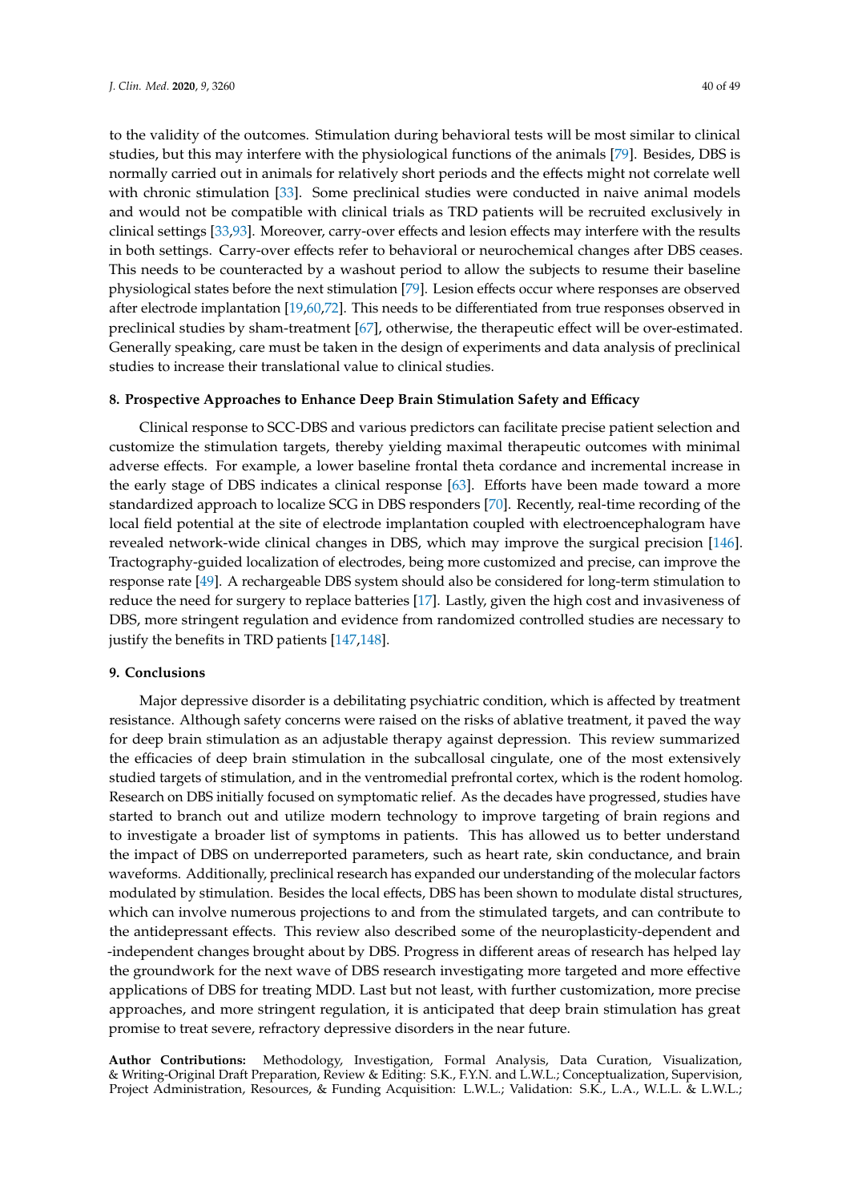to the validity of the outcomes. Stimulation during behavioral tests will be most similar to clinical studies, but this may interfere with the physiological functions of the animals [79]. Besides, DBS is normally carried out in animals for relatively short periods and the effects might not correlate well with chronic stimulation [33]. Some preclinical studies were conducted in naive animal models and would not be compatible with clinical trials as TRD patients will be recruited exclusively in clinical settings [33,93]. Moreover, carry-over effects and lesion effects may interfere with the results in both settings. Carry-over effects refer to behavioral or neurochemical changes after DBS ceases. This needs to be counteracted by a washout period to allow the subjects to resume their baseline physiological states before the next stimulation [79]. Lesion effects occur where responses are observed after electrode implantation [19,60,72]. This needs to be differentiated from true responses observed in preclinical studies by sham-treatment [67], otherwise, the therapeutic effect will be over-estimated. Generally speaking, care must be taken in the design of experiments and data analysis of preclinical studies to increase their translational value to clinical studies.

## 8. Prospective Approaches to Enhance Deep Brain Stimulation Safety and Efficacy

Clinical response to SCC-DBS and various predictors can facilitate precise patient selection and customize the stimulation targets, thereby yielding maximal therapeutic outcomes with minimal adverse effects. For example, a lower baseline frontal theta cordance and incremental increase in the early stage of DBS indicates a clinical response [63]. Efforts have been made toward a more standardized approach to localize SCG in DBS responders [70]. Recently, real-time recording of the local field potential at the site of electrode implantation coupled with electroencephalogram have revealed network-wide clinical changes in DBS, which may improve the surgical precision [146]. Tractography-guided localization of electrodes, being more customized and precise, can improve the response rate [49]. A rechargeable DBS system should also be considered for long-term stimulation to reduce the need for surgery to replace batteries [17]. Lastly, given the high cost and invasiveness of DBS, more stringent regulation and evidence from randomized controlled studies are necessary to justify the benefits in TRD patients [147,148].

## 9. Conclusions

Major depressive disorder is a debilitating psychiatric condition, which is affected by treatment resistance. Although safety concerns were raised on the risks of ablative treatment, it paved the way for deep brain stimulation as an adjustable therapy against depression. This review summarized the efficacies of deep brain stimulation in the subcallosal cingulate, one of the most extensively studied targets of stimulation, and in the ventromedial prefrontal cortex, which is the rodent homolog. Research on DBS initially focused on symptomatic relief. As the decades have progressed, studies have started to branch out and utilize modern technology to improve targeting of brain regions and to investigate a broader list of symptoms in patients. This has allowed us to better understand the impact of DBS on underreported parameters, such as heart rate, skin conductance, and brain waveforms. Additionally, preclinical research has expanded our understanding of the molecular factors modulated by stimulation. Besides the local effects, DBS has been shown to modulate distal structures, which can involve numerous projections to and from the stimulated targets, and can contribute to the antidepressant effects. This review also described some of the neuroplasticity-dependent and -independent changes brought about by DBS. Progress in different areas of research has helped lay the groundwork for the next wave of DBS research investigating more targeted and more effective applications of DBS for treating MDD. Last but not least, with further customization, more precise approaches, and more stringent regulation, it is anticipated that deep brain stimulation has great promise to treat severe, refractory depressive disorders in the near future.

**Author Contributions:** Methodology, Investigation, Formal Analysis, Data Curation, Visualization, & Writing-Original Draft Preparation, Review & Editing: S.K., F.Y.N. and L.W.L.; Conceptualization, Supervision, Project Administration, Resources, & Funding Acquisition: L.W.L.; Validation: S.K., L.A., W.L.L. & L.W.L.;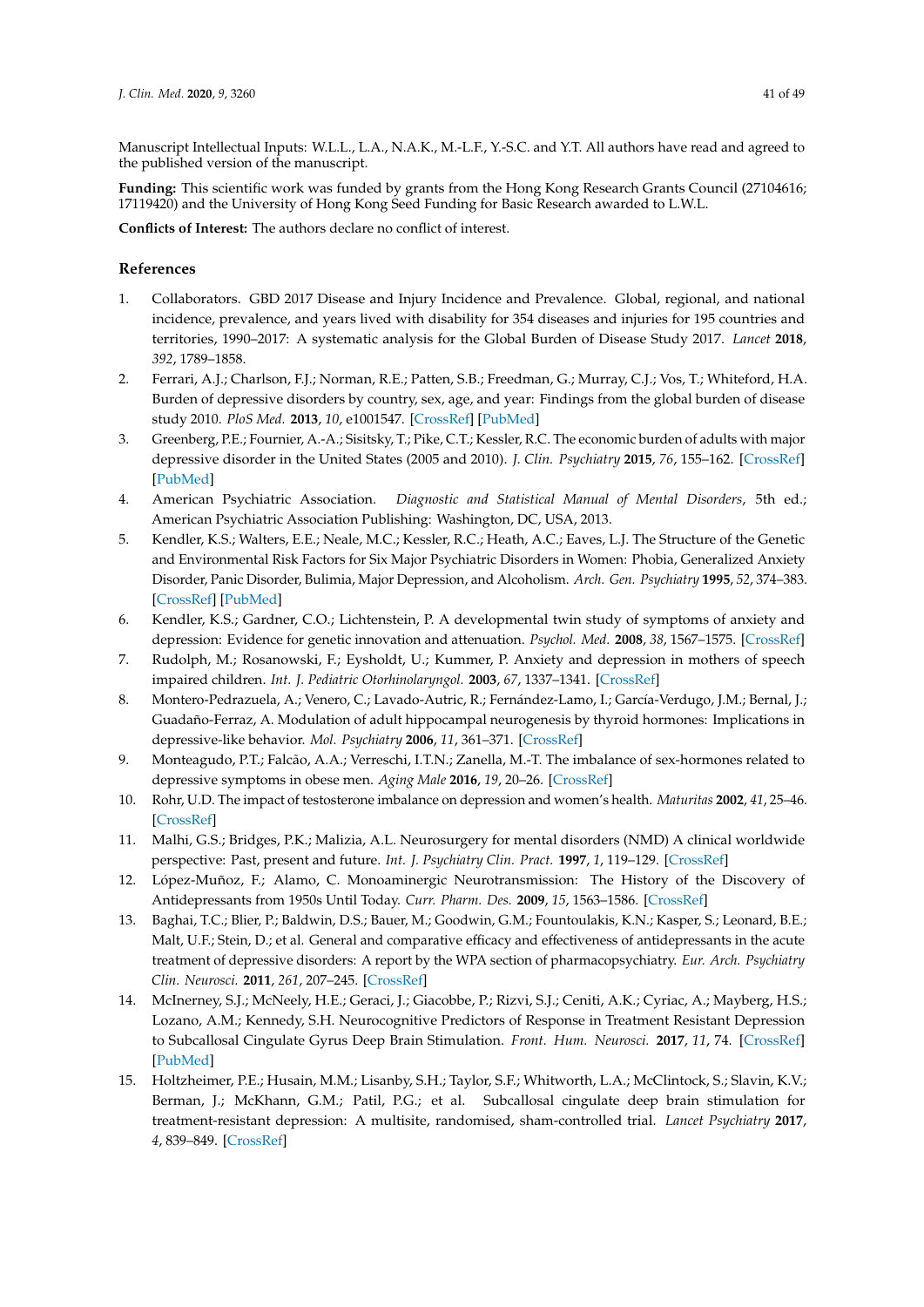Manuscript Intellectual Inputs: W.L.L., L.A., N.A.K., M.-L.F., Y.-S.C. and Y.T. All authors have read and agreed to the published version of the manuscript.

**Funding:** This scientific work was funded by grants from the Hong Kong Research Grants Council (27104616; 17119420) and the University of Hong Kong Seed Funding for Basic Research awarded to L.W.L.

**Conflicts of Interest:** The authors declare no conflict of interest.

## References

1. Collaborators. GBD 2017 Disease and Injury Incidence and Prevalence. Global, regional, and national incidence, prevalence, and years lived with disability for 354 diseases and injuries for 195 countries and territories, 1990–2017: A systematic analysis for the Global Burden of Disease Study 2017. *Lancet* **2018**, *392*, 1789–1858.
2. Ferrari, A.J.; Charlson, F.J.; Norman, R.E.; Patten, S.B.; Freedman, G.; Murray, C.J.; Vos, T.; Whiteford, H.A. Burden of depressive disorders by country, sex, age, and year: Findings from the global burden of disease study 2010. *PloS Med.* **2013**, *10*, e1001547. [CrossRef] [PubMed]
3. Greenberg, P.E.; Fournier, A.-A.; Sisitsky, T.; Pike, C.T.; Kessler, R.C. The economic burden of adults with major depressive disorder in the United States (2005 and 2010). *J. Clin. Psychiatry* **2015**, *76*, 155–162. [CrossRef] [PubMed]
4. American Psychiatric Association. *Diagnostic and Statistical Manual of Mental Disorders*, 5th ed.; American Psychiatric Association Publishing: Washington, DC, USA, 2013.
5. Kendler, K.S.; Walters, E.E.; Neale, M.C.; Kessler, R.C.; Heath, A.C.; Eaves, L.J. The Structure of the Genetic and Environmental Risk Factors for Six Major Psychiatric Disorders in Women: Phobia, Generalized Anxiety Disorder, Panic Disorder, Bulimia, Major Depression, and Alcoholism. *Arch. Gen. Psychiatry* **1995**, *52*, 374–383. [CrossRef] [PubMed]
6. Kendler, K.S.; Gardner, C.O.; Lichtenstein, P. A developmental twin study of symptoms of anxiety and depression: Evidence for genetic innovation and attenuation. *Psychol. Med.* **2008**, *38*, 1567–1575. [CrossRef]
7. Rudolph, M.; Rosanowski, F.; Eysholdt, U.; Kummer, P. Anxiety and depression in mothers of speech impaired children. *Int. J. Pediatric Otorhinolaryngol.* **2003**, *67*, 1337–1341. [CrossRef]
8. Montero-Pedrazuela, A.; Venero, C.; Lavado-Autric, R.; Fernández-Lamo, I.; García-Verdugo, J.M.; Bernal, J.; Guadaño-Ferraz, A. Modulation of adult hippocampal neurogenesis by thyroid hormones: Implications in depressive-like behavior. *Mol. Psychiatry* **2006**, *11*, 361–371. [CrossRef]
9. Monteagudo, P.T.; Falcão, A.A.; Verreschi, I.T.N.; Zanella, M.-T. The imbalance of sex-hormones related to depressive symptoms in obese men. *Aging Male* **2016**, *19*, 20–26. [CrossRef]
10. Rohr, U.D. The impact of testosterone imbalance on depression and women's health. *Maturitas* **2002**, *41*, 25–46. [CrossRef]
11. Malhi, G.S.; Bridges, P.K.; Malizia, A.L. Neurosurgery for mental disorders (NMD) A clinical worldwide perspective: Past, present and future. *Int. J. Psychiatry Clin. Pract.* **1997**, *1*, 119–129. [CrossRef]
12. López-Muñoz, F.; Alamo, C. Monoaminergic Neurotransmission: The History of the Discovery of Antidepressants from 1950s Until Today. *Curr. Pharm. Des.* **2009**, *15*, 1563–1586. [CrossRef]
13. Baghai, T.C.; Blier, P.; Baldwin, D.S.; Bauer, M.; Goodwin, G.M.; Fountoulakis, K.N.; Kasper, S.; Leonard, B.E.; Malt, U.F.; Stein, D.; et al. General and comparative efficacy and effectiveness of antidepressants in the acute treatment of depressive disorders: A report by the WPA section of pharmacopsychiatry. *Eur. Arch. Psychiatry Clin. Neurosci.* **2011**, *261*, 207–245. [CrossRef]
14. McInerney, S.J.; McNeely, H.E.; Geraci, J.; Giacobbe, P.; Rizvi, S.J.; Ceniti, A.K.; Cyriac, A.; Mayberg, H.S.; Lozano, A.M.; Kennedy, S.H. Neurocognitive Predictors of Response in Treatment Resistant Depression to Subcallosal Cingulate Gyrus Deep Brain Stimulation. *Front. Hum. Neurosci.* **2017**, *11*, 74. [CrossRef] [PubMed]
15. Holtzheimer, P.E.; Husain, M.M.; Lisanby, S.H.; Taylor, S.F.; Whitworth, L.A.; McClintock, S.; Slavin, K.V.; Berman, J.; McKhann, G.M.; Patil, P.G.; et al. Subcallosal cingulate deep brain stimulation for treatment-resistant depression: A multisite, randomised, sham-controlled trial. *Lancet Psychiatry* **2017**, *4*, 839–849. [CrossRef]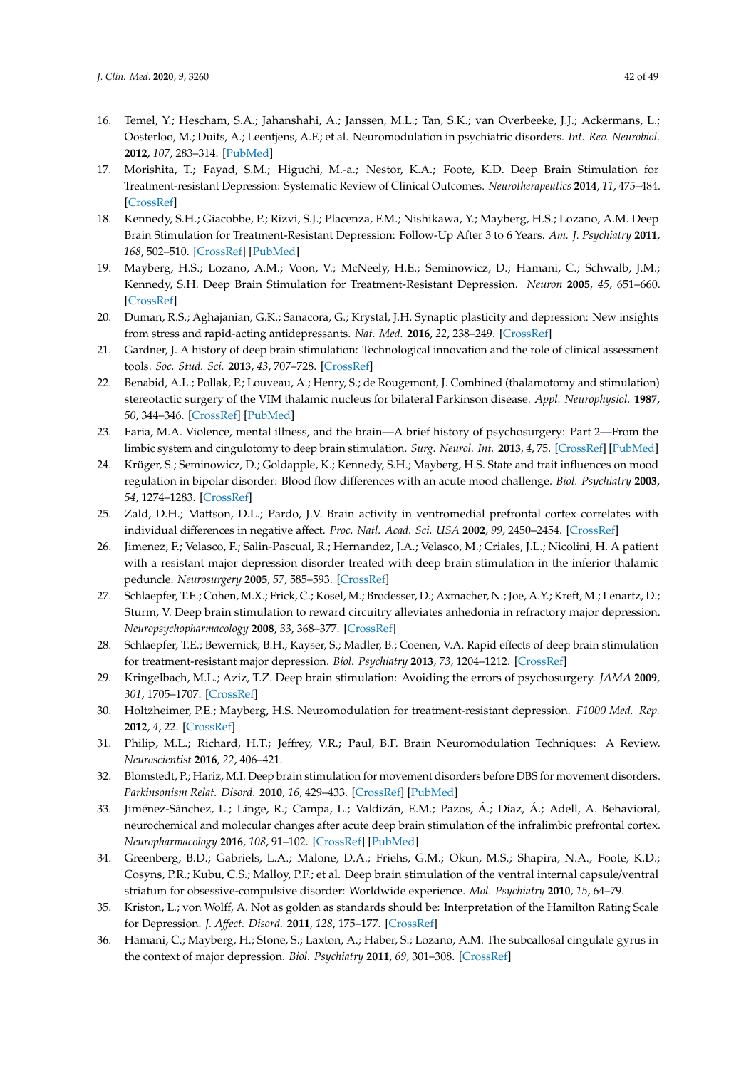16. Temel, Y.; Hescham, S.A.; Jahanshahi, A.; Janssen, M.L.; Tan, S.K.; van Overbeeke, J.J.; Ackermans, L.; Oosterloo, M.; Duits, A.; Leentjens, A.F.; et al. Neuromodulation in psychiatric disorders. *Int. Rev. Neurobiol.* **2012**, *107*, 283–314. [PubMed]
17. Morishita, T.; Fayad, S.M.; Higuchi, M.-a.; Nestor, K.A.; Foote, K.D. Deep Brain Stimulation for Treatment-resistant Depression: Systematic Review of Clinical Outcomes. *Neurotherapeutics* **2014**, *11*, 475–484. [CrossRef]
18. Kennedy, S.H.; Giacobbe, P.; Rizvi, S.J.; Placenza, F.M.; Nishikawa, Y.; Mayberg, H.S.; Lozano, A.M. Deep Brain Stimulation for Treatment-Resistant Depression: Follow-Up After 3 to 6 Years. *Am. J. Psychiatry* **2011**, *168*, 502–510. [CrossRef] [PubMed]
19. Mayberg, H.S.; Lozano, A.M.; Voon, V.; McNeely, H.E.; Seminowicz, D.; Hamani, C.; Schwalb, J.M.; Kennedy, S.H. Deep Brain Stimulation for Treatment-Resistant Depression. *Neuron* **2005**, *45*, 651–660. [CrossRef]
20. Duman, R.S.; Aghajanian, G.K.; Sanacora, G.; Krystal, J.H. Synaptic plasticity and depression: New insights from stress and rapid-acting antidepressants. *Nat. Med.* **2016**, *22*, 238–249. [CrossRef]
21. Gardner, J. A history of deep brain stimulation: Technological innovation and the role of clinical assessment tools. *Soc. Stud. Sci.* **2013**, *43*, 707–728. [CrossRef]
22. Benabid, A.L.; Pollak, P.; Louveau, A.; Henry, S.; de Rougemont, J. Combined (thalamotomy and stimulation) stereotactic surgery of the VIM thalamic nucleus for bilateral Parkinson disease. *Appl. Neurophysiol.* **1987**, *50*, 344–346. [CrossRef] [PubMed]
23. Faria, M.A. Violence, mental illness, and the brain—A brief history of psychosurgery: Part 2—From the limbic system and cingulotomy to deep brain stimulation. *Surg. Neurol. Int.* **2013**, *4*, 75. [CrossRef] [PubMed]
24. Krüger, S.; Seminowicz, D.; Goldapple, K.; Kennedy, S.H.; Mayberg, H.S. State and trait influences on mood regulation in bipolar disorder: Blood flow differences with an acute mood challenge. *Biol. Psychiatry* **2003**, *54*, 1274–1283. [CrossRef]
25. Zald, D.H.; Mattson, D.L.; Pardo, J.V. Brain activity in ventromedial prefrontal cortex correlates with individual differences in negative affect. *Proc. Natl. Acad. Sci. USA* **2002**, *99*, 2450–2454. [CrossRef]
26. Jimenez, F.; Velasco, F.; Salin-Pascual, R.; Hernandez, J.A.; Velasco, M.; Criales, J.L.; Nicolini, H. A patient with a resistant major depression disorder treated with deep brain stimulation in the inferior thalamic peduncle. *Neurosurgery* **2005**, *57*, 585–593. [CrossRef]
27. Schlaepfer, T.E.; Cohen, M.X.; Frick, C.; Kosel, M.; Brodesser, D.; Axmacher, N.; Joe, A.Y.; Kreft, M.; Lenartz, D.; Sturm, V. Deep brain stimulation to reward circuitry alleviates anhedonia in refractory major depression. *Neuropsychopharmacology* **2008**, *33*, 368–377. [CrossRef]
28. Schlaepfer, T.E.; Bewernick, B.H.; Kayser, S.; Madler, B.; Coenen, V.A. Rapid effects of deep brain stimulation for treatment-resistant major depression. *Biol. Psychiatry* **2013**, *73*, 1204–1212. [CrossRef]
29. Kringelbach, M.L.; Aziz, T.Z. Deep brain stimulation: Avoiding the errors of psychosurgery. *JAMA* **2009**, *301*, 1705–1707. [CrossRef]
30. Holtzheimer, P.E.; Mayberg, H.S. Neuromodulation for treatment-resistant depression. *F1000 Med. Rep.* **2012**, *4*, 22. [CrossRef]
31. Philip, M.L.; Richard, H.T.; Jeffrey, V.R.; Paul, B.F. Brain Neuromodulation Techniques: A Review. *Neuroscientist* **2016**, *22*, 406–421.
32. Blomstedt, P.; Hariz, M.I. Deep brain stimulation for movement disorders before DBS for movement disorders. *Parkinsonism Relat. Disord.* **2010**, *16*, 429–433. [CrossRef] [PubMed]
33. Jiménez-Sánchez, L.; Linge, R.; Campa, L.; Valdizán, E.M.; Pazos, Á.; Díaz, Á.; Adell, A. Behavioral, neurochemical and molecular changes after acute deep brain stimulation of the infralimbic prefrontal cortex. *Neuropharmacology* **2016**, *108*, 91–102. [CrossRef] [PubMed]
34. Greenberg, B.D.; Gabriels, L.A.; Malone, D.A.; Friehs, G.M.; Okun, M.S.; Shapira, N.A.; Foote, K.D.; Cosyns, P.R.; Kubu, C.S.; Malloy, P.F.; et al. Deep brain stimulation of the ventral internal capsule/ventral striatum for obsessive-compulsive disorder: Worldwide experience. *Mol. Psychiatry* **2010**, *15*, 64–79.
35. Kriston, L.; von Wolff, A. Not as golden as standards should be: Interpretation of the Hamilton Rating Scale for Depression. *J. Affect. Disord.* **2011**, *128*, 175–177. [CrossRef]
36. Hamani, C.; Mayberg, H.; Stone, S.; Laxton, A.; Haber, S.; Lozano, A.M. The subcallosal cingulate gyrus in the context of major depression. *Biol. Psychiatry* **2011**, *69*, 301–308. [CrossRef]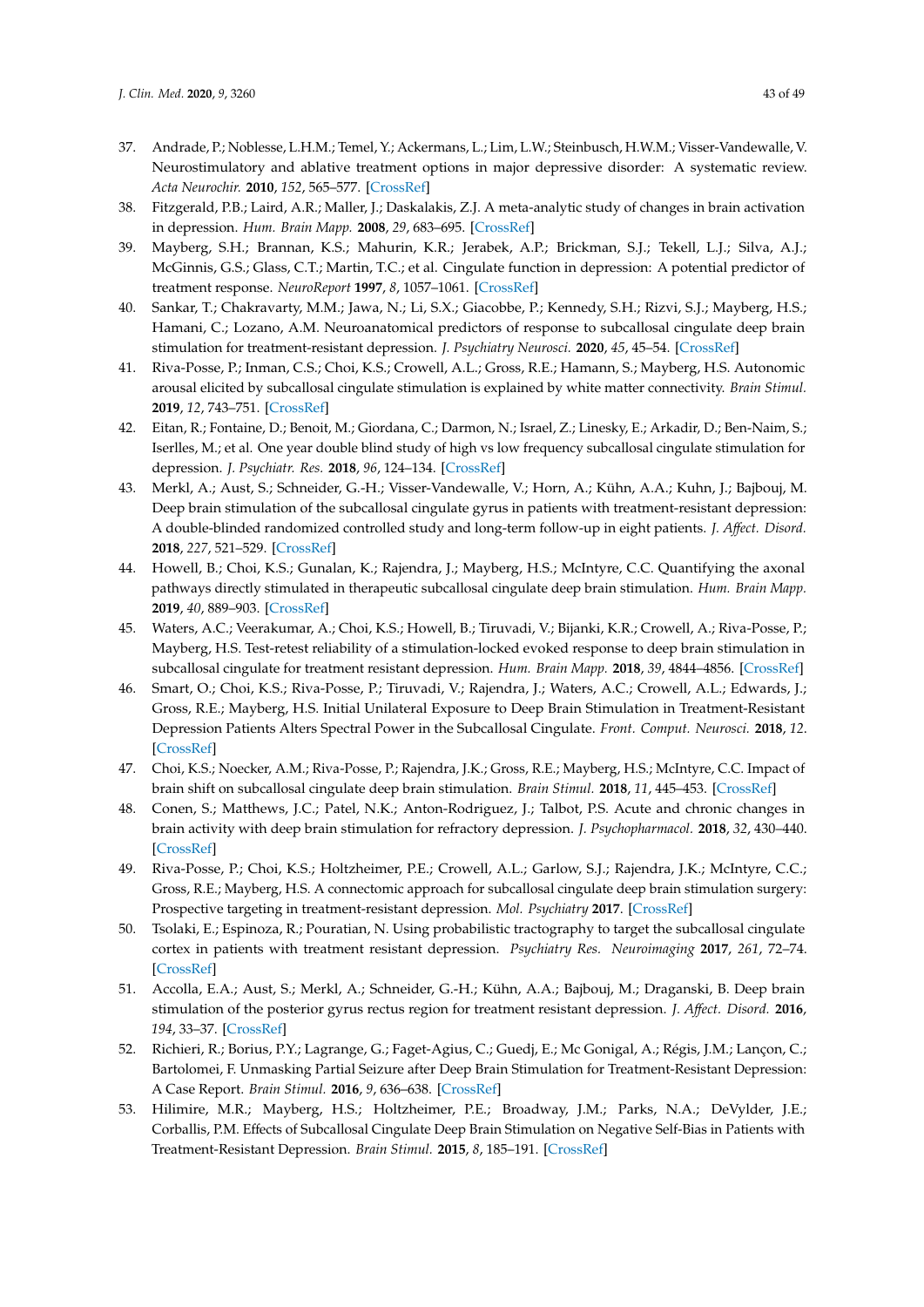37. Andrade, P.; Noblesse, L.H.M.; Temel, Y.; Ackermans, L.; Lim, L.W.; Steinbusch, H.W.M.; Visser-Vandewalle, V. Neurostimulatory and ablative treatment options in major depressive disorder: A systematic review. *Acta Neurochir.* **2010**, *152*, 565–577. [CrossRef]
38. Fitzgerald, P.B.; Laird, A.R.; Maller, J.; Daskalakis, Z.J. A meta-analytic study of changes in brain activation in depression. *Hum. Brain Mapp.* **2008**, *29*, 683–695. [CrossRef]
39. Mayberg, S.H.; Brannan, K.S.; Mahurin, K.R.; Jerabek, A.P.; Brickman, S.J.; Tekell, L.J.; Silva, A.J.; McGinnis, G.S.; Glass, C.T.; Martin, T.C.; et al. Cingulate function in depression: A potential predictor of treatment response. *NeuroReport* **1997**, *8*, 1057–1061. [CrossRef]
40. Sankar, T.; Chakravarty, M.M.; Jawa, N.; Li, S.X.; Giacobbe, P.; Kennedy, S.H.; Rizvi, S.J.; Mayberg, H.S.; Hamani, C.; Lozano, A.M. Neuroanatomical predictors of response to subcallosal cingulate deep brain stimulation for treatment-resistant depression. *J. Psychiatry Neurosci.* **2020**, *45*, 45–54. [CrossRef]
41. Riva-Posse, P.; Inman, C.S.; Choi, K.S.; Crowell, A.L.; Gross, R.E.; Hamann, S.; Mayberg, H.S. Autonomic arousal elicited by subcallosal cingulate stimulation is explained by white matter connectivity. *Brain Stimul.* **2019**, *12*, 743–751. [CrossRef]
42. Eitan, R.; Fontaine, D.; Benoit, M.; Giordana, C.; Darmon, N.; Israel, Z.; Linesky, E.; Arkadir, D.; Ben-Naim, S.; Iserlles, M.; et al. One year double blind study of high vs low frequency subcallosal cingulate stimulation for depression. *J. Psychiatr. Res.* **2018**, *96*, 124–134. [CrossRef]
43. Merkl, A.; Aust, S.; Schneider, G.-H.; Visser-Vandewalle, V.; Horn, A.; Kühn, A.A.; Kuhn, J.; Bajbouj, M. Deep brain stimulation of the subcallosal cingulate gyrus in patients with treatment-resistant depression: A double-blinded randomized controlled study and long-term follow-up in eight patients. *J. Affect. Disord.* **2018**, *227*, 521–529. [CrossRef]
44. Howell, B.; Choi, K.S.; Gunalan, K.; Rajendra, J.; Mayberg, H.S.; McIntyre, C.C. Quantifying the axonal pathways directly stimulated in therapeutic subcallosal cingulate deep brain stimulation. *Hum. Brain Mapp.* **2019**, *40*, 889–903. [CrossRef]
45. Waters, A.C.; Veerakumar, A.; Choi, K.S.; Howell, B.; Tiruvadi, V.; Bijanki, K.R.; Crowell, A.; Riva-Posse, P.; Mayberg, H.S. Test-retest reliability of a stimulation-locked evoked response to deep brain stimulation in subcallosal cingulate for treatment resistant depression. *Hum. Brain Mapp.* **2018**, *39*, 4844–4856. [CrossRef]
46. Smart, O.; Choi, K.S.; Riva-Posse, P.; Tiruvadi, V.; Rajendra, J.; Waters, A.C.; Crowell, A.L.; Edwards, J.; Gross, R.E.; Mayberg, H.S. Initial Unilateral Exposure to Deep Brain Stimulation in Treatment-Resistant Depression Patients Alters Spectral Power in the Subcallosal Cingulate. *Front. Comput. Neurosci.* **2018**, *12*. [CrossRef]
47. Choi, K.S.; Noecker, A.M.; Riva-Posse, P.; Rajendra, J.K.; Gross, R.E.; Mayberg, H.S.; McIntyre, C.C. Impact of brain shift on subcallosal cingulate deep brain stimulation. *Brain Stimul.* **2018**, *11*, 445–453. [CrossRef]
48. Conen, S.; Matthews, J.C.; Patel, N.K.; Anton-Rodriguez, J.; Talbot, P.S. Acute and chronic changes in brain activity with deep brain stimulation for refractory depression. *J. Psychopharmacol.* **2018**, *32*, 430–440. [CrossRef]
49. Riva-Posse, P.; Choi, K.S.; Holtzheimer, P.E.; Crowell, A.L.; Garlow, S.J.; Rajendra, J.K.; McIntyre, C.C.; Gross, R.E.; Mayberg, H.S. A connectomic approach for subcallosal cingulate deep brain stimulation surgery: Prospective targeting in treatment-resistant depression. *Mol. Psychiatry* **2017**. [CrossRef]
50. Tsolaki, E.; Espinoza, R.; Pouratian, N. Using probabilistic tractography to target the subcallosal cingulate cortex in patients with treatment resistant depression. *Psychiatry Res. Neuroimaging* **2017**, *261*, 72–74. [CrossRef]
51. Accolla, E.A.; Aust, S.; Merkl, A.; Schneider, G.-H.; Kühn, A.A.; Bajbouj, M.; Draganski, B. Deep brain stimulation of the posterior gyrus rectus region for treatment resistant depression. *J. Affect. Disord.* **2016**, *194*, 33–37. [CrossRef]
52. Richieri, R.; Borius, P.Y.; Lagrange, G.; Faget-Agius, C.; Guedj, E.; Mc Gonigal, A.; Régis, J.M.; Lançon, C.; Bartolomei, F. Unmasking Partial Seizure after Deep Brain Stimulation for Treatment-Resistant Depression: A Case Report. *Brain Stimul.* **2016**, *9*, 636–638. [CrossRef]
53. Hilimire, M.R.; Mayberg, H.S.; Holtzheimer, P.E.; Broadway, J.M.; Parks, N.A.; DeVylder, J.E.; Corballis, P.M. Effects of Subcallosal Cingulate Deep Brain Stimulation on Negative Self-Bias in Patients with Treatment-Resistant Depression. *Brain Stimul.* **2015**, *8*, 185–191. [CrossRef]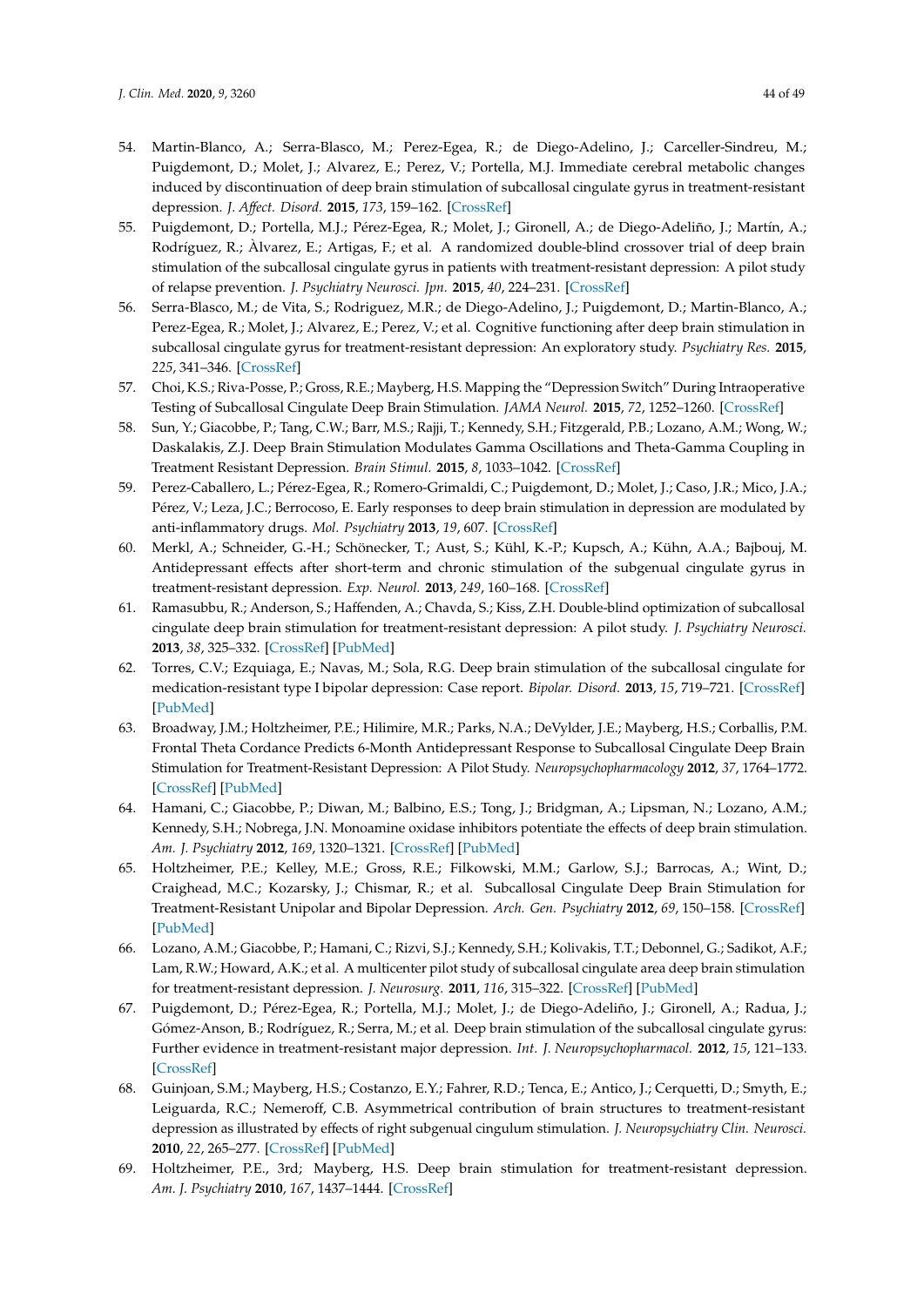54. Martin-Blanco, A.; Serra-Blasco, M.; Perez-Egea, R.; de Diego-Adelino, J.; Carceller-Sindreu, M.; Puigdemont, D.; Molet, J.; Alvarez, E.; Perez, V.; Portella, M.J. Immediate cerebral metabolic changes induced by discontinuation of deep brain stimulation of subcallosal cingulate gyrus in treatment-resistant depression. *J. Affect. Disord.* **2015**, *173*, 159–162. [CrossRef]
55. Puigdemont, D.; Portella, M.J.; Pérez-Egea, R.; Molet, J.; Gironell, A.; de Diego-Adeliño, J.; Martín, A.; Rodríguez, R.; Àlvarez, E.; Artigas, F.; et al. A randomized double-blind crossover trial of deep brain stimulation of the subcallosal cingulate gyrus in patients with treatment-resistant depression: A pilot study of relapse prevention. *J. Psychiatry Neurosci. Jpn.* **2015**, *40*, 224–231. [CrossRef]
56. Serra-Blasco, M.; de Vita, S.; Rodriguez, M.R.; de Diego-Adelino, J.; Puigdemont, D.; Martin-Blanco, A.; Perez-Egea, R.; Molet, J.; Alvarez, E.; Perez, V.; et al. Cognitive functioning after deep brain stimulation in subcallosal cingulate gyrus for treatment-resistant depression: An exploratory study. *Psychiatry Res.* **2015**, *225*, 341–346. [CrossRef]
57. Choi, K.S.; Riva-Posse, P.; Gross, R.E.; Mayberg, H.S. Mapping the "Depression Switch" During Intraoperative Testing of Subcallosal Cingulate Deep Brain Stimulation. *JAMA Neurol.* **2015**, *72*, 1252–1260. [CrossRef]
58. Sun, Y.; Giacobbe, P.; Tang, C.W.; Barr, M.S.; Rajji, T.; Kennedy, S.H.; Fitzgerald, P.B.; Lozano, A.M.; Wong, W.; Daskalakis, Z.J. Deep Brain Stimulation Modulates Gamma Oscillations and Theta-Gamma Coupling in Treatment Resistant Depression. *Brain Stimul.* **2015**, *8*, 1033–1042. [CrossRef]
59. Perez-Caballero, L.; Pérez-Egea, R.; Romero-Grimaldi, C.; Puigdemont, D.; Molet, J.; Caso, J.R.; Mico, J.A.; Pérez, V.; Leza, J.C.; Berrocoso, E. Early responses to deep brain stimulation in depression are modulated by anti-inflammatory drugs. *Mol. Psychiatry* **2013**, *19*, 607. [CrossRef]
60. Merkl, A.; Schneider, G.-H.; Schönecker, T.; Aust, S.; Kühl, K.-P.; Kupsch, A.; Kühn, A.A.; Bajbouj, M. Antidepressant effects after short-term and chronic stimulation of the subgenual cingulate gyrus in treatment-resistant depression. *Exp. Neurol.* **2013**, *249*, 160–168. [CrossRef]
61. Ramasubbu, R.; Anderson, S.; Haffenden, A.; Chavda, S.; Kiss, Z.H. Double-blind optimization of subcallosal cingulate deep brain stimulation for treatment-resistant depression: A pilot study. *J. Psychiatry Neurosci.* **2013**, *38*, 325–332. [CrossRef] [PubMed]
62. Torres, C.V.; Ezquiaga, E.; Navas, M.; Sola, R.G. Deep brain stimulation of the subcallosal cingulate for medication-resistant type I bipolar depression: Case report. *Bipolar. Disord.* **2013**, *15*, 719–721. [CrossRef] [PubMed]
63. Broadway, J.M.; Holtzheimer, P.E.; Hilimire, M.R.; Parks, N.A.; DeVylder, J.E.; Mayberg, H.S.; Corballis, P.M. Frontal Theta Cordance Predicts 6-Month Antidepressant Response to Subcallosal Cingulate Deep Brain Stimulation for Treatment-Resistant Depression: A Pilot Study. *Neuropsychopharmacology* **2012**, *37*, 1764–1772. [CrossRef] [PubMed]
64. Hamani, C.; Giacobbe, P.; Diwan, M.; Balbino, E.S.; Tong, J.; Bridgman, A.; Lipsman, N.; Lozano, A.M.; Kennedy, S.H.; Nobrega, J.N. Monoamine oxidase inhibitors potentiate the effects of deep brain stimulation. *Am. J. Psychiatry* **2012**, *169*, 1320–1321. [CrossRef] [PubMed]
65. Holtzheimer, P.E.; Kelley, M.E.; Gross, R.E.; Filkowski, M.M.; Garlow, S.J.; Barrocas, A.; Wint, D.; Craighead, M.C.; Kozarsky, J.; Chismar, R.; et al. Subcallosal Cingulate Deep Brain Stimulation for Treatment-Resistant Unipolar and Bipolar Depression. *Arch. Gen. Psychiatry* **2012**, *69*, 150–158. [CrossRef] [PubMed]
66. Lozano, A.M.; Giacobbe, P.; Hamani, C.; Rizvi, S.J.; Kennedy, S.H.; Kolivakis, T.T.; Debonnel, G.; Sadikot, A.F.; Lam, R.W.; Howard, A.K.; et al. A multicenter pilot study of subcallosal cingulate area deep brain stimulation for treatment-resistant depression. *J. Neurosurg.* **2011**, *116*, 315–322. [CrossRef] [PubMed]
67. Puigdemont, D.; Pérez-Egea, R.; Portella, M.J.; Molet, J.; de Diego-Adeliño, J.; Gironell, A.; Radua, J.; Gómez-Anson, B.; Rodríguez, R.; Serra, M.; et al. Deep brain stimulation of the subcallosal cingulate gyrus: Further evidence in treatment-resistant major depression. *Int. J. Neuropsychopharmacol.* **2012**, *15*, 121–133. [CrossRef]
68. Guinjoan, S.M.; Mayberg, H.S.; Costanzo, E.Y.; Fahrer, R.D.; Tenca, E.; Antico, J.; Cerquetti, D.; Smyth, E.; Leiguarda, R.C.; Nemeroff, C.B. Asymmetrical contribution of brain structures to treatment-resistant depression as illustrated by effects of right subgenual cingulum stimulation. *J. Neuropsychiatry Clin. Neurosci.* **2010**, *22*, 265–277. [CrossRef] [PubMed]
69. Holtzheimer, P.E., 3rd; Mayberg, H.S. Deep brain stimulation for treatment-resistant depression. *Am. J. Psychiatry* **2010**, *167*, 1437–1444. [CrossRef]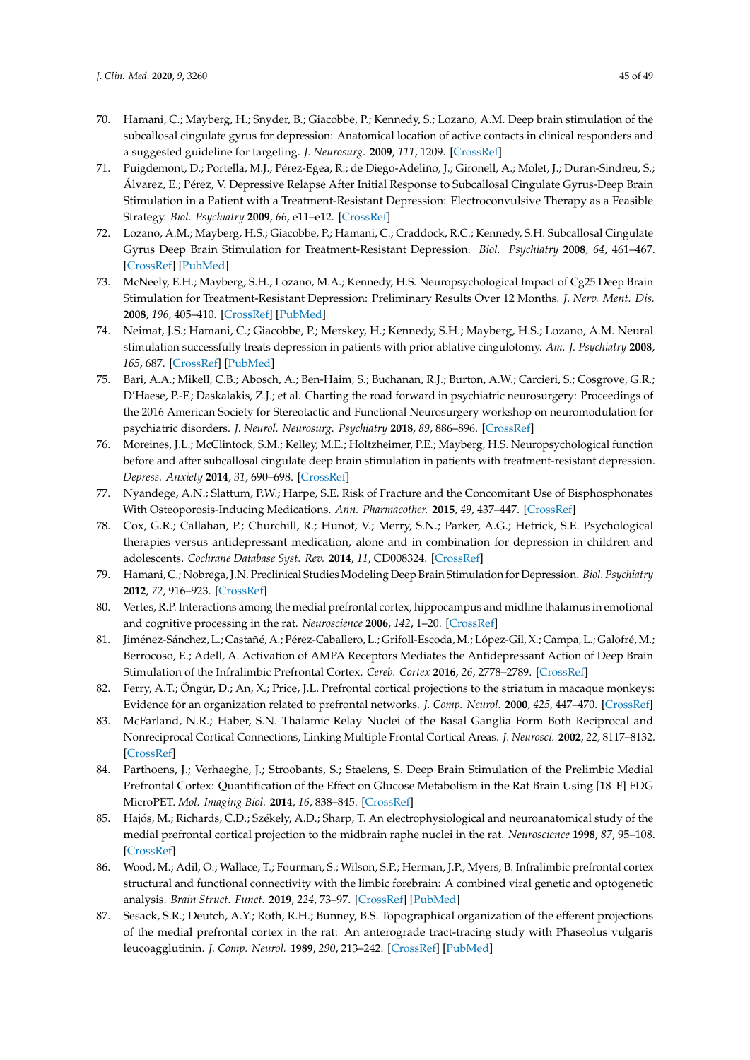70. Hamani, C.; Mayberg, H.; Snyder, B.; Giacobbe, P.; Kennedy, S.; Lozano, A.M. Deep brain stimulation of the subcallosal cingulate gyrus for depression: Anatomical location of active contacts in clinical responders and a suggested guideline for targeting. *J. Neurosurg.* **2009**, *111*, 1209. [CrossRef]
71. Puigdemont, D.; Portella, M.J.; Pérez-Egea, R.; de Diego-Adeliño, J.; Gironell, A.; Molet, J.; Duran-Sindreu, S.; Álvarez, E.; Pérez, V. Depressive Relapse After Initial Response to Subcallosal Cingulate Gyrus-Deep Brain Stimulation in a Patient with a Treatment-Resistant Depression: Electroconvulsive Therapy as a Feasible Strategy. *Biol. Psychiatry* **2009**, *66*, e11–e12. [CrossRef]
72. Lozano, A.M.; Mayberg, H.S.; Giacobbe, P.; Hamani, C.; Craddock, R.C.; Kennedy, S.H. Subcallosal Cingulate Gyrus Deep Brain Stimulation for Treatment-Resistant Depression. *Biol. Psychiatry* **2008**, *64*, 461–467. [CrossRef] [PubMed]
73. McNeely, E.H.; Mayberg, S.H.; Lozano, M.A.; Kennedy, H.S. Neuropsychological Impact of Cg25 Deep Brain Stimulation for Treatment-Resistant Depression: Preliminary Results Over 12 Months. *J. Nerv. Ment. Dis.* **2008**, *196*, 405–410. [CrossRef] [PubMed]
74. Neimat, J.S.; Hamani, C.; Giacobbe, P.; Merskey, H.; Kennedy, S.H.; Mayberg, H.S.; Lozano, A.M. Neural stimulation successfully treats depression in patients with prior ablative cingulotomy. *Am. J. Psychiatry* **2008**, *165*, 687. [CrossRef] [PubMed]
75. Bari, A.A.; Mikell, C.B.; Abosch, A.; Ben-Haim, S.; Buchanan, R.J.; Burton, A.W.; Carcieri, S.; Cosgrove, G.R.; D'Haese, P.-F.; Daskalakis, Z.J.; et al. Charting the road forward in psychiatric neurosurgery: Proceedings of the 2016 American Society for Stereotactic and Functional Neurosurgery workshop on neuromodulation for psychiatric disorders. *J. Neurol. Neurosurg. Psychiatry* **2018**, *89*, 886–896. [CrossRef]
76. Moreines, J.L.; McClintock, S.M.; Kelley, M.E.; Holtzheimer, P.E.; Mayberg, H.S. Neuropsychological function before and after subcallosal cingulate deep brain stimulation in patients with treatment-resistant depression. *Depress. Anxiety* **2014**, *31*, 690–698. [CrossRef]
77. Nyandege, A.N.; Slattum, P.W.; Harpe, S.E. Risk of Fracture and the Concomitant Use of Bisphosphonates With Osteoporosis-Inducing Medications. *Ann. Pharmacother.* **2015**, *49*, 437–447. [CrossRef]
78. Cox, G.R.; Callahan, P.; Churchill, R.; Hunot, V.; Merry, S.N.; Parker, A.G.; Hetrick, S.E. Psychological therapies versus antidepressant medication, alone and in combination for depression in children and adolescents. *Cochrane Database Syst. Rev.* **2014**, *11*, CD008324. [CrossRef]
79. Hamani, C.; Nobrega, J.N. Preclinical Studies Modeling Deep Brain Stimulation for Depression. *Biol. Psychiatry* **2012**, *72*, 916–923. [CrossRef]
80. Vertes, R.P. Interactions among the medial prefrontal cortex, hippocampus and midline thalamus in emotional and cognitive processing in the rat. *Neuroscience* **2006**, *142*, 1–20. [CrossRef]
81. Jiménez-Sánchez, L.; Castañé, A.; Pérez-Caballero, L.; Grifoll-Escoda, M.; López-Gil, X.; Campa, L.; Galofré, M.; Berrocoso, E.; Adell, A. Activation of AMPA Receptors Mediates the Antidepressant Action of Deep Brain Stimulation of the Infralimbic Prefrontal Cortex. *Cereb. Cortex* **2016**, *26*, 2778–2789. [CrossRef]
82. Ferry, A.T.; Öngür, D.; An, X.; Price, J.L. Prefrontal cortical projections to the striatum in macaque monkeys: Evidence for an organization related to prefrontal networks. *J. Comp. Neurol.* **2000**, *425*, 447–470. [CrossRef]
83. McFarland, N.R.; Haber, S.N. Thalamic Relay Nuclei of the Basal Ganglia Form Both Reciprocal and Nonreciprocal Cortical Connections, Linking Multiple Frontal Cortical Areas. *J. Neurosci.* **2002**, *22*, 8117–8132. [CrossRef]
84. Parthoens, J.; Verhaeghe, J.; Stroobants, S.; Staelens, S. Deep Brain Stimulation of the Prelimbic Medial Prefrontal Cortex: Quantification of the Effect on Glucose Metabolism in the Rat Brain Using [18 F] FDG MicroPET. *Mol. Imaging Biol.* **2014**, *16*, 838–845. [CrossRef]
85. Hajós, M.; Richards, C.D.; Székely, A.D.; Sharp, T. An electrophysiological and neuroanatomical study of the medial prefrontal cortical projection to the midbrain raphe nuclei in the rat. *Neuroscience* **1998**, *87*, 95–108. [CrossRef]
86. Wood, M.; Adil, O.; Wallace, T.; Fourman, S.; Wilson, S.P.; Herman, J.P.; Myers, B. Infralimbic prefrontal cortex structural and functional connectivity with the limbic forebrain: A combined viral genetic and optogenetic analysis. *Brain Struct. Funct.* **2019**, *224*, 73–97. [CrossRef] [PubMed]
87. Sesack, S.R.; Deutch, A.Y.; Roth, R.H.; Bunney, B.S. Topographical organization of the efferent projections of the medial prefrontal cortex in the rat: An anterograde tract-tracing study with Phaseolus vulgaris leucoagglutinin. *J. Comp. Neurol.* **1989**, *290*, 213–242. [CrossRef] [PubMed]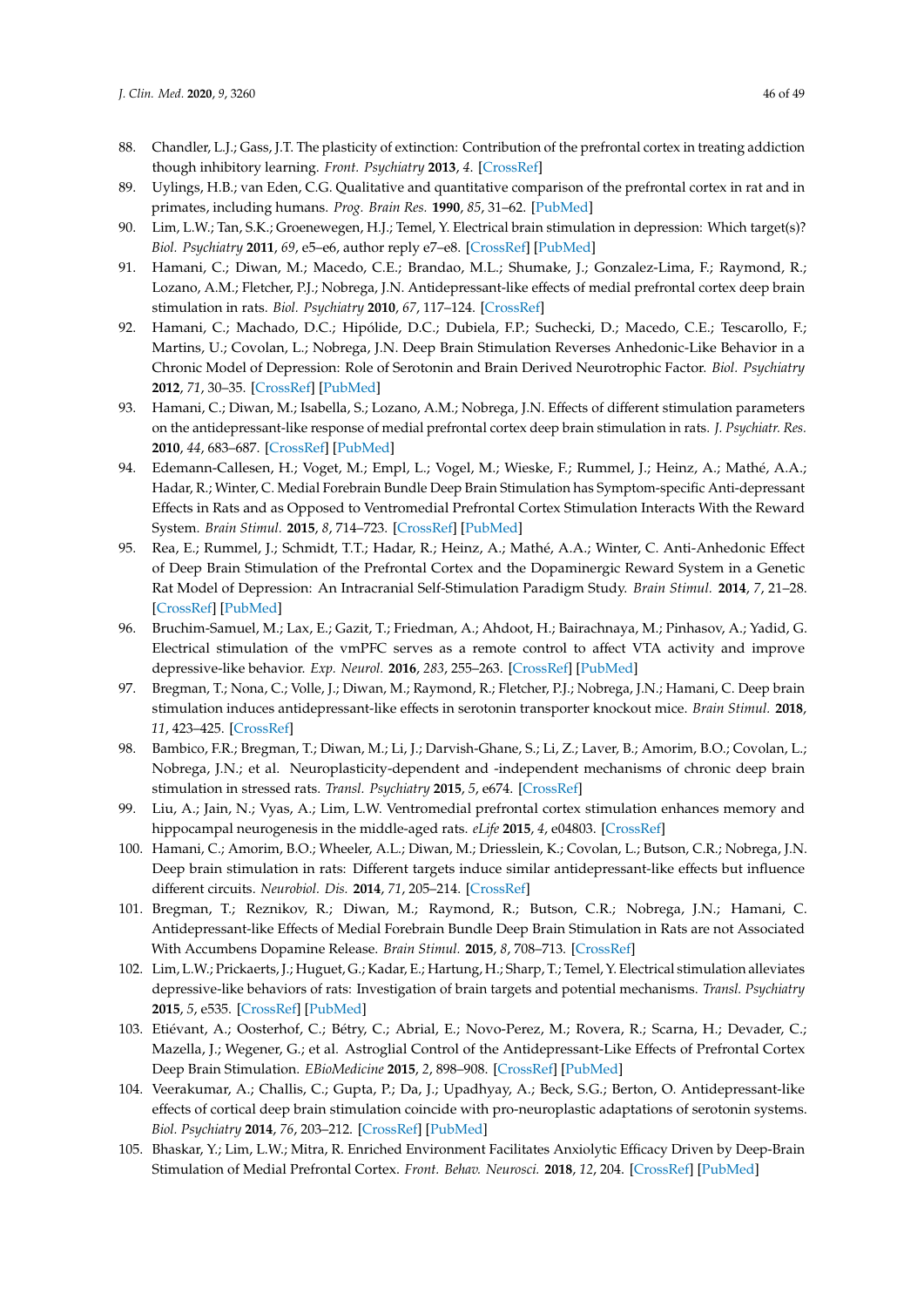88. Chandler, L.J.; Gass, J.T. The plasticity of extinction: Contribution of the prefrontal cortex in treating addiction though inhibitory learning. *Front. Psychiatry* **2013**, *4*. [CrossRef]
89. Uylings, H.B.; van Eden, C.G. Qualitative and quantitative comparison of the prefrontal cortex in rat and in primates, including humans. *Prog. Brain Res.* **1990**, *85*, 31–62. [PubMed]
90. Lim, L.W.; Tan, S.K.; Groenewegen, H.J.; Temel, Y. Electrical brain stimulation in depression: Which target(s)? *Biol. Psychiatry* **2011**, *69*, e5–e6, author reply e7–e8. [CrossRef] [PubMed]
91. Hamani, C.; Diwan, M.; Macedo, C.E.; Brandao, M.L.; Shumake, J.; Gonzalez-Lima, F.; Raymond, R.; Lozano, A.M.; Fletcher, P.J.; Nobrega, J.N. Antidepressant-like effects of medial prefrontal cortex deep brain stimulation in rats. *Biol. Psychiatry* **2010**, *67*, 117–124. [CrossRef]
92. Hamani, C.; Machado, D.C.; Hipólide, D.C.; Dubiela, F.P.; Suchecki, D.; Macedo, C.E.; Tescarollo, F.; Martins, U.; Covolan, L.; Nobrega, J.N. Deep Brain Stimulation Reverses Anhedonic-Like Behavior in a Chronic Model of Depression: Role of Serotonin and Brain Derived Neurotrophic Factor. *Biol. Psychiatry* **2012**, *71*, 30–35. [CrossRef] [PubMed]
93. Hamani, C.; Diwan, M.; Isabella, S.; Lozano, A.M.; Nobrega, J.N. Effects of different stimulation parameters on the antidepressant-like response of medial prefrontal cortex deep brain stimulation in rats. *J. Psychiatr. Res.* **2010**, *44*, 683–687. [CrossRef] [PubMed]
94. Edemann-Callesen, H.; Voget, M.; Empl, L.; Vogel, M.; Wieske, F.; Rummel, J.; Heinz, A.; Mathé, A.A.; Hadar, R.; Winter, C. Medial Forebrain Bundle Deep Brain Stimulation has Symptom-specific Anti-depressant Effects in Rats and as Opposed to Ventromedial Prefrontal Cortex Stimulation Interacts With the Reward System. *Brain Stimul.* **2015**, *8*, 714–723. [CrossRef] [PubMed]
95. Rea, E.; Rummel, J.; Schmidt, T.T.; Hadar, R.; Heinz, A.; Mathé, A.A.; Winter, C. Anti-Anhedonic Effect of Deep Brain Stimulation of the Prefrontal Cortex and the Dopaminergic Reward System in a Genetic Rat Model of Depression: An Intracranial Self-Stimulation Paradigm Study. *Brain Stimul.* **2014**, *7*, 21–28. [CrossRef] [PubMed]
96. Bruchim-Samuel, M.; Lax, E.; Gazit, T.; Friedman, A.; Ahdoot, H.; Bairachnaya, M.; Pinhasov, A.; Yadid, G. Electrical stimulation of the vmPFC serves as a remote control to affect VTA activity and improve depressive-like behavior. *Exp. Neurol.* **2016**, *283*, 255–263. [CrossRef] [PubMed]
97. Bregman, T.; Nona, C.; Volle, J.; Diwan, M.; Raymond, R.; Fletcher, P.J.; Nobrega, J.N.; Hamani, C. Deep brain stimulation induces antidepressant-like effects in serotonin transporter knockout mice. *Brain Stimul.* **2018**, *11*, 423–425. [CrossRef]
98. Bambico, F.R.; Bregman, T.; Diwan, M.; Li, J.; Darvish-Ghane, S.; Li, Z.; Laver, B.; Amorim, B.O.; Covolan, L.; Nobrega, J.N.; et al. Neuroplasticity-dependent and -independent mechanisms of chronic deep brain stimulation in stressed rats. *Transl. Psychiatry* **2015**, *5*, e674. [CrossRef]
99. Liu, A.; Jain, N.; Vyas, A.; Lim, L.W. Ventromedial prefrontal cortex stimulation enhances memory and hippocampal neurogenesis in the middle-aged rats. *eLife* **2015**, *4*, e04803. [CrossRef]
100. Hamani, C.; Amorim, B.O.; Wheeler, A.L.; Diwan, M.; Driesslein, K.; Covolan, L.; Butson, C.R.; Nobrega, J.N. Deep brain stimulation in rats: Different targets induce similar antidepressant-like effects but influence different circuits. *Neurobiol. Dis.* **2014**, *71*, 205–214. [CrossRef]
101. Bregman, T.; Reznikov, R.; Diwan, M.; Raymond, R.; Butson, C.R.; Nobrega, J.N.; Hamani, C. Antidepressant-like Effects of Medial Forebrain Bundle Deep Brain Stimulation in Rats are not Associated With Accumbens Dopamine Release. *Brain Stimul.* **2015**, *8*, 708–713. [CrossRef]
102. Lim, L.W.; Prickaerts, J.; Huguet, G.; Kadar, E.; Hartung, H.; Sharp, T.; Temel, Y. Electrical stimulation alleviates depressive-like behaviors of rats: Investigation of brain targets and potential mechanisms. *Transl. Psychiatry* **2015**, *5*, e535. [CrossRef] [PubMed]
103. Etiévant, A.; Oosterhof, C.; Bétry, C.; Abrial, E.; Novo-Perez, M.; Rovera, R.; Scarna, H.; Devader, C.; Mazella, J.; Wegener, G.; et al. Astroglial Control of the Antidepressant-Like Effects of Prefrontal Cortex Deep Brain Stimulation. *EBioMedicine* **2015**, *2*, 898–908. [CrossRef] [PubMed]
104. Veerakumar, A.; Challis, C.; Gupta, P.; Da, J.; Upadhyay, A.; Beck, S.G.; Berton, O. Antidepressant-like effects of cortical deep brain stimulation coincide with pro-neuroplastic adaptations of serotonin systems. *Biol. Psychiatry* **2014**, *76*, 203–212. [CrossRef] [PubMed]
105. Bhaskar, Y.; Lim, L.W.; Mitra, R. Enriched Environment Facilitates Anxiolytic Efficacy Driven by Deep-Brain Stimulation of Medial Prefrontal Cortex. *Front. Behav. Neurosci.* **2018**, *12*, 204. [CrossRef] [PubMed]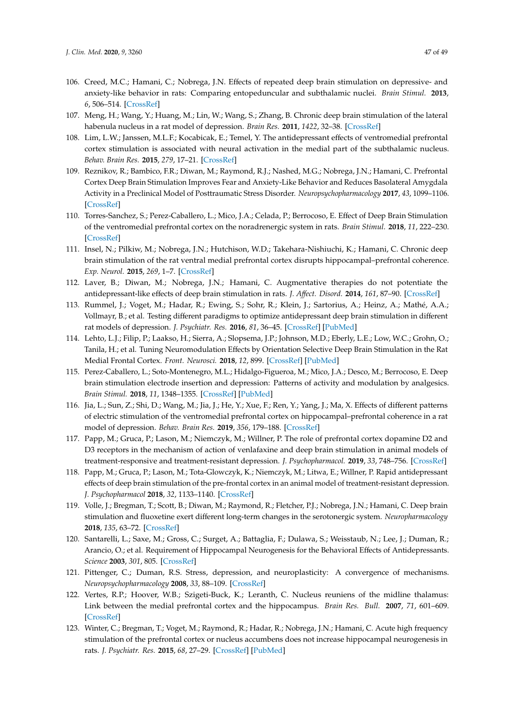106. Creed, M.C.; Hamani, C.; Nobrega, J.N. Effects of repeated deep brain stimulation on depressive- and anxiety-like behavior in rats: Comparing entopeduncular and subthalamic nuclei. *Brain Stimul.* **2013**, *6*, 506–514. [CrossRef]
107. Meng, H.; Wang, Y.; Huang, M.; Lin, W.; Wang, S.; Zhang, B. Chronic deep brain stimulation of the lateral habenula nucleus in a rat model of depression. *Brain Res.* **2011**, *1422*, 32–38. [CrossRef]
108. Lim, L.W.; Janssen, M.L.F.; Kocabicak, E.; Temel, Y. The antidepressant effects of ventromedial prefrontal cortex stimulation is associated with neural activation in the medial part of the subthalamic nucleus. *Behav. Brain Res.* **2015**, *279*, 17–21. [CrossRef]
109. Reznikov, R.; Bambico, F.R.; Diwan, M.; Raymond, R.J.; Nashed, M.G.; Nobrega, J.N.; Hamani, C. Prefrontal Cortex Deep Brain Stimulation Improves Fear and Anxiety-Like Behavior and Reduces Basolateral Amygdala Activity in a Preclinical Model of Posttraumatic Stress Disorder. *Neuropsychopharmacology* **2017**, *43*, 1099–1106. [CrossRef]
110. Torres-Sanchez, S.; Perez-Caballero, L.; Mico, J.A.; Celada, P.; Berrocoso, E. Effect of Deep Brain Stimulation of the ventromedial prefrontal cortex on the noradrenergic system in rats. *Brain Stimul.* **2018**, *11*, 222–230. [CrossRef]
111. Insel, N.; Pilkiw, M.; Nobrega, J.N.; Hutchison, W.D.; Takehara-Nishiuchi, K.; Hamani, C. Chronic deep brain stimulation of the rat ventral medial prefrontal cortex disrupts hippocampal–prefrontal coherence. *Exp. Neurol.* **2015**, *269*, 1–7. [CrossRef]
112. Laver, B.; Diwan, M.; Nobrega, J.N.; Hamani, C. Augmentative therapies do not potentiate the antidepressant-like effects of deep brain stimulation in rats. *J. Affect. Disord.* **2014**, *161*, 87–90. [CrossRef]
113. Rummel, J.; Voget, M.; Hadar, R.; Ewing, S.; Sohr, R.; Klein, J.; Sartorius, A.; Heinz, A.; Mathé, A.A.; Vollmayr, B.; et al. Testing different paradigms to optimize antidepressant deep brain stimulation in different rat models of depression. *J. Psychiatr. Res.* **2016**, *81*, 36–45. [CrossRef] [PubMed]
114. Lehto, L.J.; Filip, P.; Laakso, H.; Sierra, A.; Slopsema, J.P.; Johnson, M.D.; Eberly, L.E.; Low, W.C.; Grohn, O.; Tanila, H.; et al. Tuning Neuromodulation Effects by Orientation Selective Deep Brain Stimulation in the Rat Medial Frontal Cortex. *Front. Neurosci.* **2018**, *12*, 899. [CrossRef] [PubMed]
115. Perez-Caballero, L.; Soto-Montenegro, M.L.; Hidalgo-Figueroa, M.; Mico, J.A.; Desco, M.; Berrocoso, E. Deep brain stimulation electrode insertion and depression: Patterns of activity and modulation by analgesics. *Brain Stimul.* **2018**, *11*, 1348–1355. [CrossRef] [PubMed]
116. Jia, L.; Sun, Z.; Shi, D.; Wang, M.; Jia, J.; He, Y.; Xue, F.; Ren, Y.; Yang, J.; Ma, X. Effects of different patterns of electric stimulation of the ventromedial prefrontal cortex on hippocampal–prefrontal coherence in a rat model of depression. *Behav. Brain Res.* **2019**, *356*, 179–188. [CrossRef]
117. Papp, M.; Gruca, P.; Lason, M.; Niemczyk, M.; Willner, P. The role of prefrontal cortex dopamine D2 and D3 receptors in the mechanism of action of venlafaxine and deep brain stimulation in animal models of treatment-responsive and treatment-resistant depression. *J. Psychopharmacol.* **2019**, *33*, 748–756. [CrossRef]
118. Papp, M.; Gruca, P.; Lason, M.; Tota-Glowczyk, K.; Niemczyk, M.; Litwa, E.; Willner, P. Rapid antidepressant effects of deep brain stimulation of the pre-frontal cortex in an animal model of treatment-resistant depression. *J. Psychopharmacol* **2018**, *32*, 1133–1140. [CrossRef]
119. Volle, J.; Bregman, T.; Scott, B.; Diwan, M.; Raymond, R.; Fletcher, P.J.; Nobrega, J.N.; Hamani, C. Deep brain stimulation and fluoxetine exert different long-term changes in the serotonergic system. *Neuropharmacology* **2018**, *135*, 63–72. [CrossRef]
120. Santarelli, L.; Saxe, M.; Gross, C.; Surget, A.; Battaglia, F.; Dulawa, S.; Weisstaub, N.; Lee, J.; Duman, R.; Arancio, O.; et al. Requirement of Hippocampal Neurogenesis for the Behavioral Effects of Antidepressants. *Science* **2003**, *301*, 805. [CrossRef]
121. Pittenger, C.; Duman, R.S. Stress, depression, and neuroplasticity: A convergence of mechanisms. *Neuropsychopharmacology* **2008**, *33*, 88–109. [CrossRef]
122. Vertes, R.P.; Hoover, W.B.; Szigeti-Buck, K.; Leranth, C. Nucleus reuniens of the midline thalamus: Link between the medial prefrontal cortex and the hippocampus. *Brain Res. Bull.* **2007**, *71*, 601–609. [CrossRef]
123. Winter, C.; Bregman, T.; Voget, M.; Raymond, R.; Hadar, R.; Nobrega, J.N.; Hamani, C. Acute high frequency stimulation of the prefrontal cortex or nucleus accumbens does not increase hippocampal neurogenesis in rats. *J. Psychiatr. Res.* **2015**, *68*, 27–29. [CrossRef] [PubMed]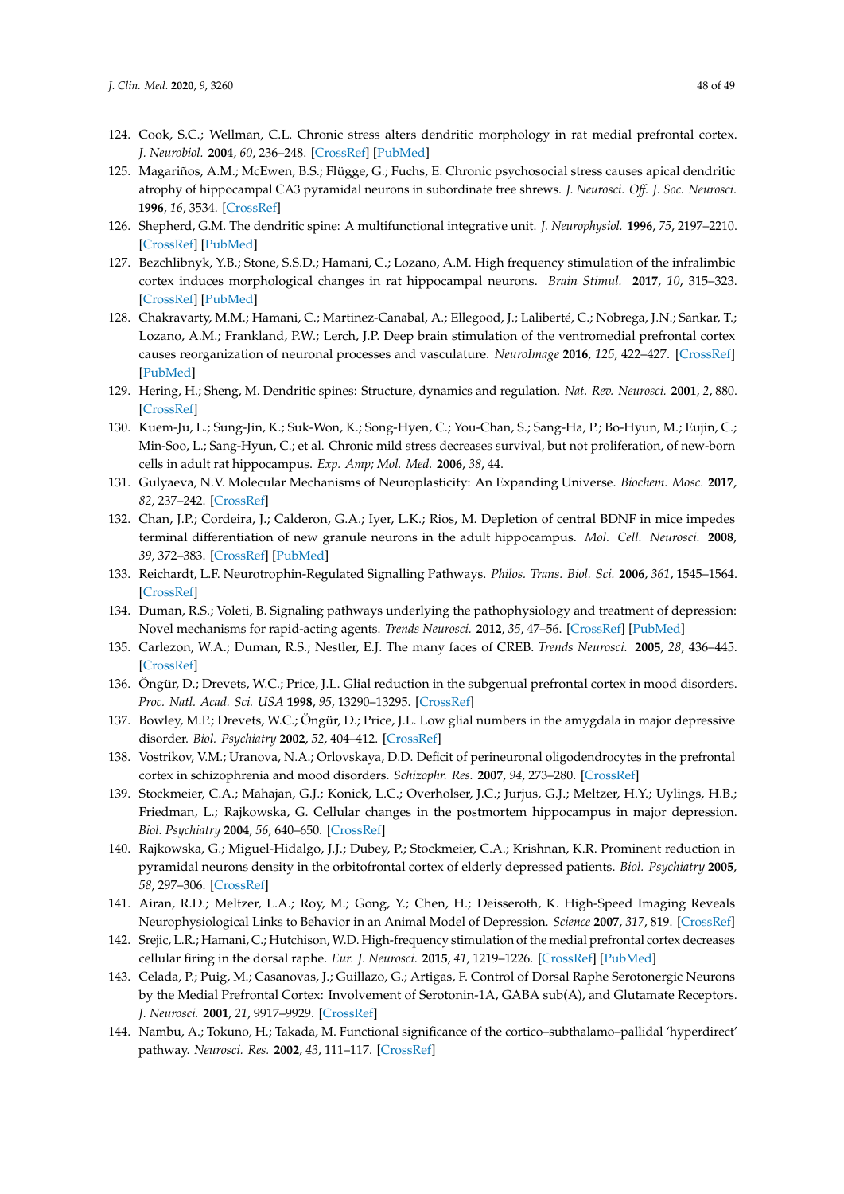124. Cook, S.C.; Wellman, C.L. Chronic stress alters dendritic morphology in rat medial prefrontal cortex. *J. Neurobiol.* **2004**, *60*, 236–248. [CrossRef] [PubMed]
125. Magariños, A.M.; McEwen, B.S.; Flügge, G.; Fuchs, E. Chronic psychosocial stress causes apical dendritic atrophy of hippocampal CA3 pyramidal neurons in subordinate tree shrews. *J. Neurosci. Off. J. Soc. Neurosci.* **1996**, *16*, 3534. [CrossRef]
126. Shepherd, G.M. The dendritic spine: A multifunctional integrative unit. *J. Neurophysiol.* **1996**, *75*, 2197–2210. [CrossRef] [PubMed]
127. Bezchlibnyk, Y.B.; Stone, S.S.D.; Hamani, C.; Lozano, A.M. High frequency stimulation of the infralimbic cortex induces morphological changes in rat hippocampal neurons. *Brain Stimul.* **2017**, *10*, 315–323. [CrossRef] [PubMed]
128. Chakravarty, M.M.; Hamani, C.; Martinez-Canabal, A.; Ellegood, J.; Laliberté, C.; Nobrega, J.N.; Sankar, T.; Lozano, A.M.; Frankland, P.W.; Lerch, J.P. Deep brain stimulation of the ventromedial prefrontal cortex causes reorganization of neuronal processes and vasculature. *NeuroImage* **2016**, *125*, 422–427. [CrossRef] [PubMed]
129. Hering, H.; Sheng, M. Dendritic spines: Structure, dynamics and regulation. *Nat. Rev. Neurosci.* **2001**, *2*, 880. [CrossRef]
130. Kuem-Ju, L.; Sung-Jin, K.; Suk-Won, K.; Song-Hyen, C.; You-Chan, S.; Sang-Ha, P.; Bo-Hyun, M.; Eujin, C.; Min-Soo, L.; Sang-Hyun, C.; et al. Chronic mild stress decreases survival, but not proliferation, of new-born cells in adult rat hippocampus. *Exp. Amp; Mol. Med.* **2006**, *38*, 44.
131. Gulyaeva, N.V. Molecular Mechanisms of Neuroplasticity: An Expanding Universe. *Biochem. Mosc.* **2017**, *82*, 237–242. [CrossRef]
132. Chan, J.P.; Cordeira, J.; Calderon, G.A.; Iyer, L.K.; Rios, M. Depletion of central BDNF in mice impedes terminal differentiation of new granule neurons in the adult hippocampus. *Mol. Cell. Neurosci.* **2008**, *39*, 372–383. [CrossRef] [PubMed]
133. Reichardt, L.F. Neurotrophin-Regulated Signalling Pathways. *Philos. Trans. Biol. Sci.* **2006**, *361*, 1545–1564. [CrossRef]
134. Duman, R.S.; Voleti, B. Signaling pathways underlying the pathophysiology and treatment of depression: Novel mechanisms for rapid-acting agents. *Trends Neurosci.* **2012**, *35*, 47–56. [CrossRef] [PubMed]
135. Carlezon, W.A.; Duman, R.S.; Nestler, E.J. The many faces of CREB. *Trends Neurosci.* **2005**, *28*, 436–445. [CrossRef]
136. Öngür, D.; Drevets, W.C.; Price, J.L. Glial reduction in the subgenual prefrontal cortex in mood disorders. *Proc. Natl. Acad. Sci. USA* **1998**, *95*, 13290–13295. [CrossRef]
137. Bowley, M.P.; Drevets, W.C.; Öngür, D.; Price, J.L. Low glial numbers in the amygdala in major depressive disorder. *Biol. Psychiatry* **2002**, *52*, 404–412. [CrossRef]
138. Vostrikov, V.M.; Uranova, N.A.; Orlovskaya, D.D. Deficit of perineuronal oligodendrocytes in the prefrontal cortex in schizophrenia and mood disorders. *Schizophr. Res.* **2007**, *94*, 273–280. [CrossRef]
139. Stockmeier, C.A.; Mahajan, G.J.; Konick, L.C.; Overholser, J.C.; Jurjus, G.J.; Meltzer, H.Y.; Uylings, H.B.; Friedman, L.; Rajkowska, G. Cellular changes in the postmortem hippocampus in major depression. *Biol. Psychiatry* **2004**, *56*, 640–650. [CrossRef]
140. Rajkowska, G.; Miguel-Hidalgo, J.J.; Dubey, P.; Stockmeier, C.A.; Krishnan, K.R. Prominent reduction in pyramidal neurons density in the orbitofrontal cortex of elderly depressed patients. *Biol. Psychiatry* **2005**, *58*, 297–306. [CrossRef]
141. Airan, R.D.; Meltzer, L.A.; Roy, M.; Gong, Y.; Chen, H.; Deisseroth, K. High-Speed Imaging Reveals Neurophysiological Links to Behavior in an Animal Model of Depression. *Science* **2007**, *317*, 819. [CrossRef]
142. Srejic, L.R.; Hamani, C.; Hutchison, W.D. High-frequency stimulation of the medial prefrontal cortex decreases cellular firing in the dorsal raphe. *Eur. J. Neurosci.* **2015**, *41*, 1219–1226. [CrossRef] [PubMed]
143. Celada, P.; Puig, M.; Casanovas, J.; Guillazo, G.; Artigas, F. Control of Dorsal Raphe Serotonergic Neurons by the Medial Prefrontal Cortex: Involvement of Serotonin-1A, GABA sub(A), and Glutamate Receptors. *J. Neurosci.* **2001**, *21*, 9917–9929. [CrossRef]
144. Nambu, A.; Tokuno, H.; Takada, M. Functional significance of the cortico–subthalamo–pallidal 'hyperdirect' pathway. *Neurosci. Res.* **2002**, *43*, 111–117. [CrossRef]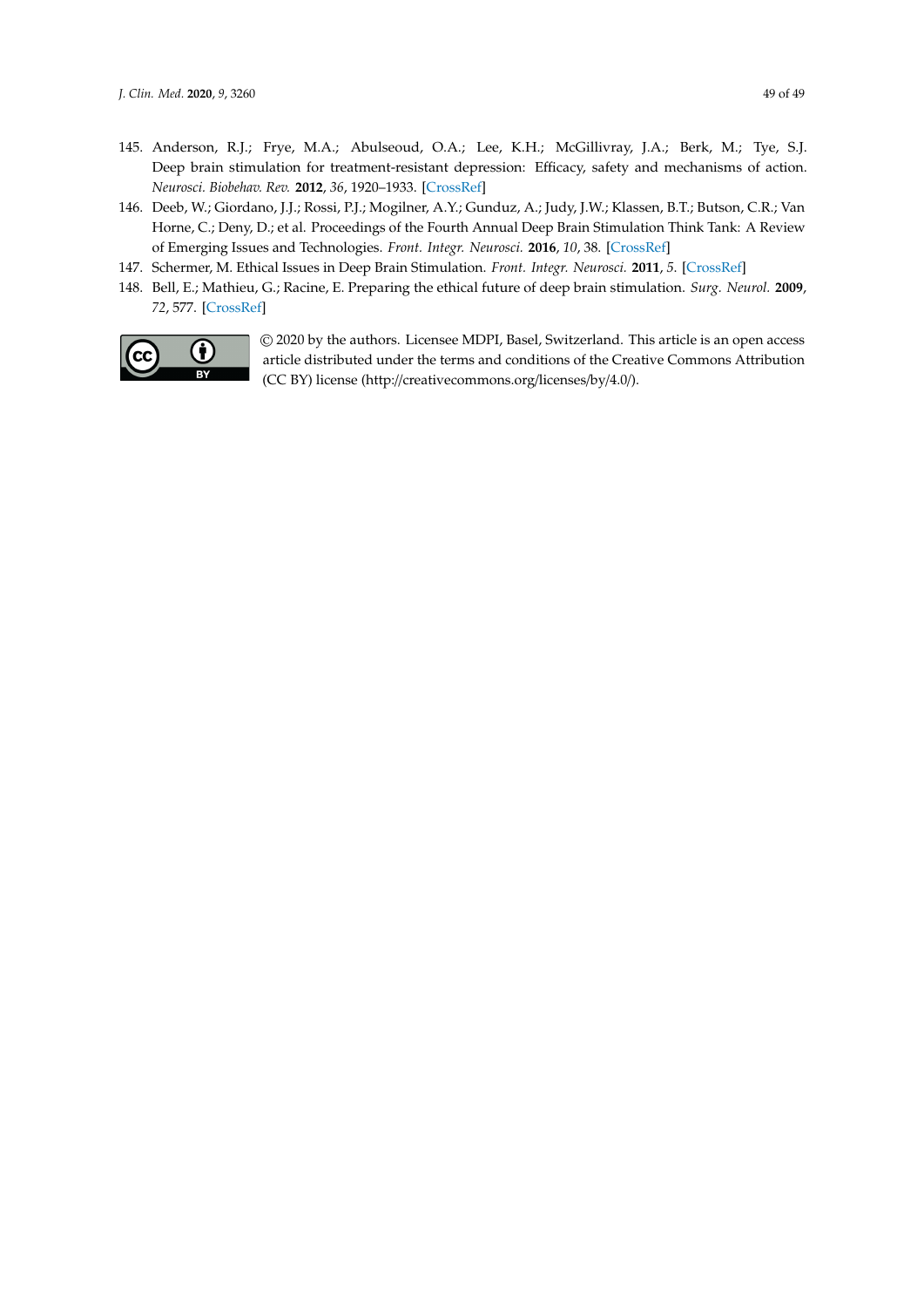145. Anderson, R.J.; Frye, M.A.; Abulseoud, O.A.; Lee, K.H.; McGillivray, J.A.; Berk, M.; Tye, S.J. Deep brain stimulation for treatment-resistant depression: Efficacy, safety and mechanisms of action. *Neurosci. Biobehav. Rev.* **2012**, *36*, 1920–1933. [CrossRef]
146. Deeb, W.; Giordano, J.J.; Rossi, P.J.; Mogilner, A.Y.; Gunduz, A.; Judy, J.W.; Klassen, B.T.; Butson, C.R.; Van Horne, C.; Deny, D.; et al. Proceedings of the Fourth Annual Deep Brain Stimulation Think Tank: A Review of Emerging Issues and Technologies. *Front. Integr. Neurosci.* **2016**, *10*, 38. [CrossRef]
147. Schermer, M. Ethical Issues in Deep Brain Stimulation. *Front. Integr. Neurosci.* **2011**, *5*. [CrossRef]
148. Bell, E.; Mathieu, G.; Racine, E. Preparing the ethical future of deep brain stimulation. *Surg. Neurol.* **2009**, *72*, 577. [CrossRef]

© 2020 by the authors. Licensee MDPI, Basel, Switzerland. This article is an open access article distributed under the terms and conditions of the Creative Commons Attribution (CC BY) license (http://creativecommons.org/licenses/by/4.0/).